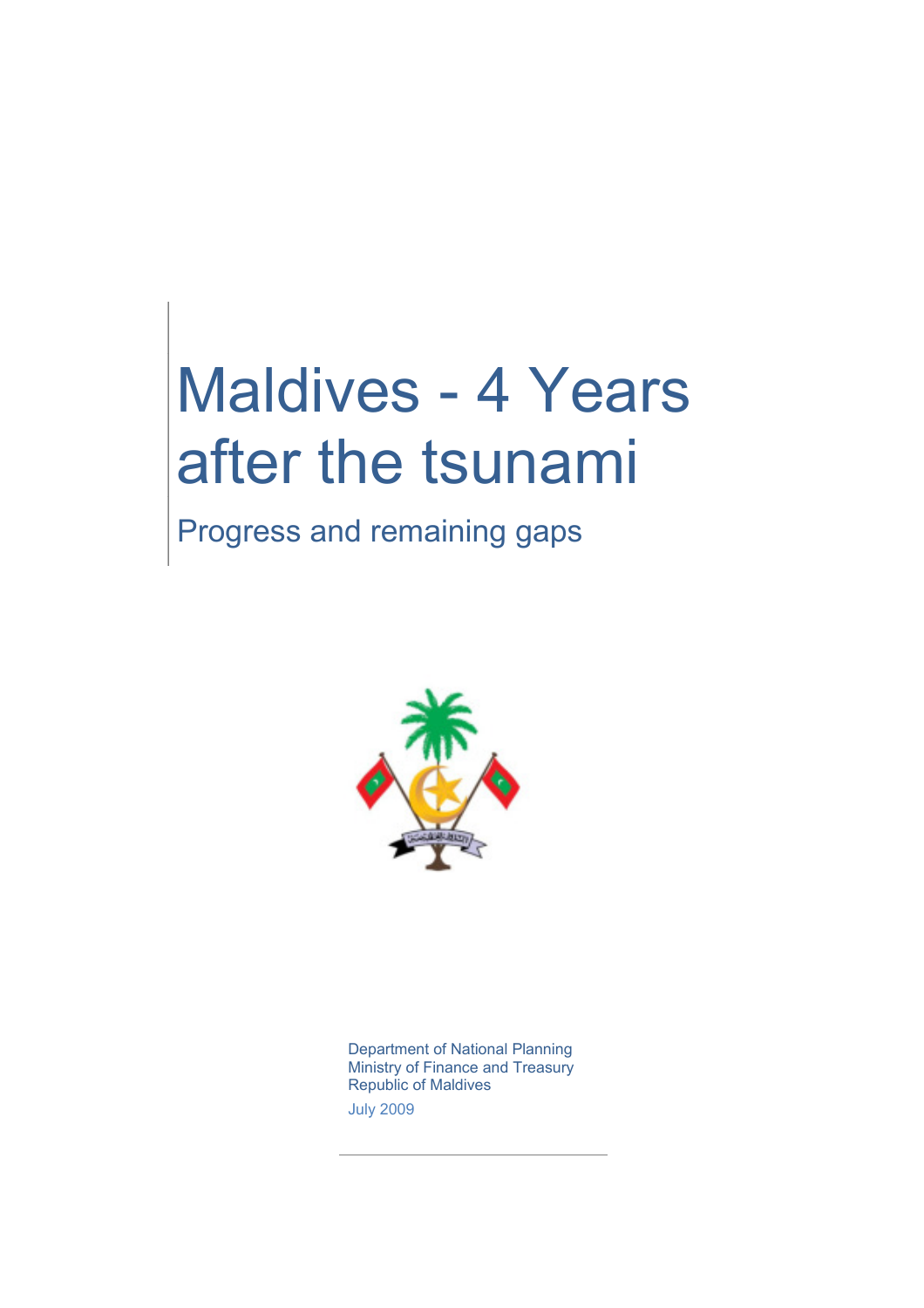# Maldives - 4 Years after the tsunami

## Progress and remaining gaps

Department of National Planning
Ministry of Finance and Treasury
Republic of Maldives

July 2009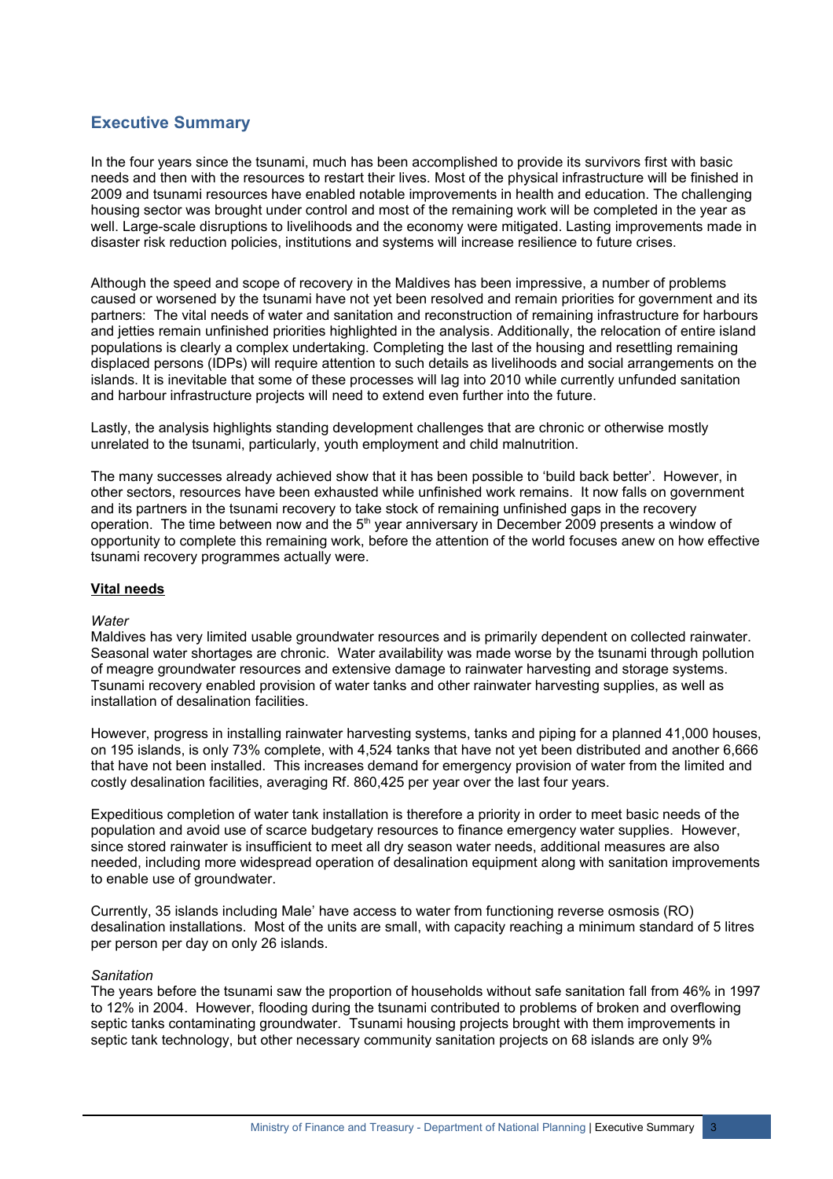## Executive Summary

In the four years since the tsunami, much has been accomplished to provide its survivors first with basic needs and then with the resources to restart their lives. Most of the physical infrastructure will be finished in 2009 and tsunami resources have enabled notable improvements in health and education. The challenging housing sector was brought under control and most of the remaining work will be completed in the year as well. Large-scale disruptions to livelihoods and the economy were mitigated. Lasting improvements made in disaster risk reduction policies, institutions and systems will increase resilience to future crises.

Although the speed and scope of recovery in the Maldives has been impressive, a number of problems caused or worsened by the tsunami have not yet been resolved and remain priorities for government and its partners: The vital needs of water and sanitation and reconstruction of remaining infrastructure for harbours and jetties remain unfinished priorities highlighted in the analysis. Additionally, the relocation of entire island populations is clearly a complex undertaking. Completing the last of the housing and resettling remaining displaced persons (IDPs) will require attention to such details as livelihoods and social arrangements on the islands. It is inevitable that some of these processes will lag into 2010 while currently unfunded sanitation and harbour infrastructure projects will need to extend even further into the future.

Lastly, the analysis highlights standing development challenges that are chronic or otherwise mostly unrelated to the tsunami, particularly, youth employment and child malnutrition.

The many successes already achieved show that it has been possible to 'build back better'. However, in other sectors, resources have been exhausted while unfinished work remains. It now falls on government and its partners in the tsunami recovery to take stock of remaining unfinished gaps in the recovery operation. The time between now and the 5th year anniversary in December 2009 presents a window of opportunity to complete this remaining work, before the attention of the world focuses anew on how effective tsunami recovery programmes actually were.

### Vital needs

*Water*

Maldives has very limited usable groundwater resources and is primarily dependent on collected rainwater. Seasonal water shortages are chronic. Water availability was made worse by the tsunami through pollution of meagre groundwater resources and extensive damage to rainwater harvesting and storage systems. Tsunami recovery enabled provision of water tanks and other rainwater harvesting supplies, as well as installation of desalination facilities.

However, progress in installing rainwater harvesting systems, tanks and piping for a planned 41,000 houses, on 195 islands, is only 73% complete, with 4,524 tanks that have not yet been distributed and another 6,666 that have not been installed. This increases demand for emergency provision of water from the limited and costly desalination facilities, averaging Rf. 860,425 per year over the last four years.

Expeditious completion of water tank installation is therefore a priority in order to meet basic needs of the population and avoid use of scarce budgetary resources to finance emergency water supplies. However, since stored rainwater is insufficient to meet all dry season water needs, additional measures are also needed, including more widespread operation of desalination equipment along with sanitation improvements to enable use of groundwater.

Currently, 35 islands including Male' have access to water from functioning reverse osmosis (RO) desalination installations. Most of the units are small, with capacity reaching a minimum standard of 5 litres per person per day on only 26 islands.

*Sanitation*

The years before the tsunami saw the proportion of households without safe sanitation fall from 46% in 1997 to 12% in 2004. However, flooding during the tsunami contributed to problems of broken and overflowing septic tanks contaminating groundwater. Tsunami housing projects brought with them improvements in septic tank technology, but other necessary community sanitation projects on 68 islands are only 9%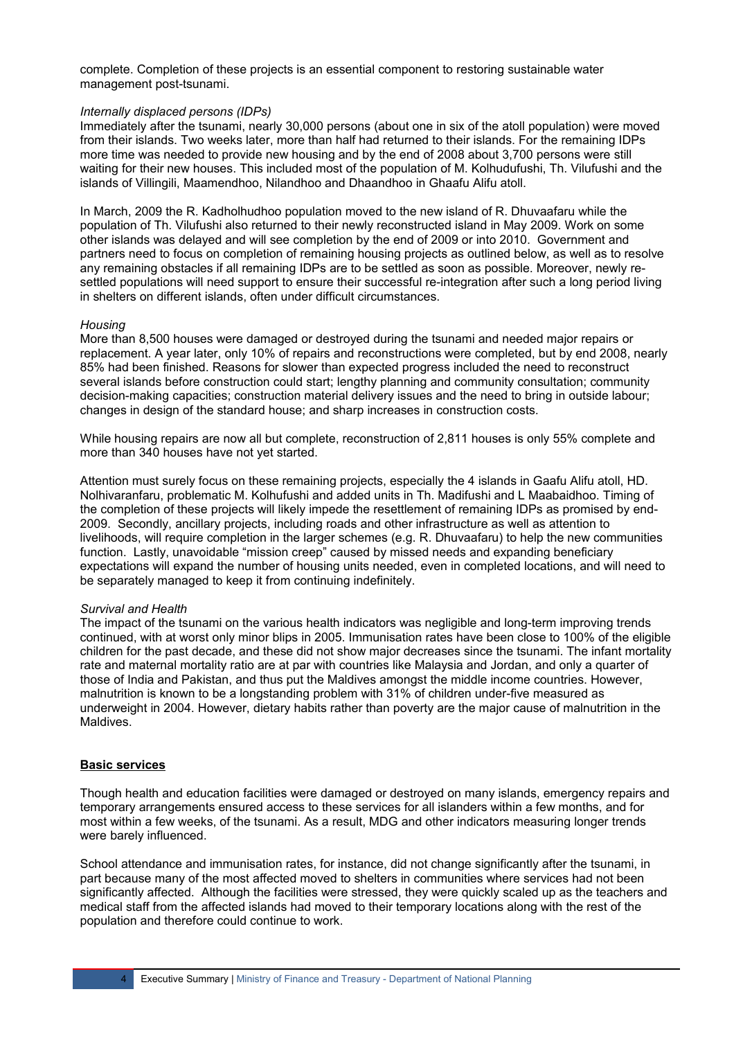complete. Completion of these projects is an essential component to restoring sustainable water management post-tsunami.

*Internally displaced persons (IDPs)*

Immediately after the tsunami, nearly 30,000 persons (about one in six of the atoll population) were moved from their islands. Two weeks later, more than half had returned to their islands. For the remaining IDPs more time was needed to provide new housing and by the end of 2008 about 3,700 persons were still waiting for their new houses. This included most of the population of M. Kolhudufushi, Th. Vilufushi and the islands of Villingili, Maamendhoo, Nilandhoo and Dhaandhoo in Ghaafu Alifu atoll.

In March, 2009 the R. Kadholhudhoo population moved to the new island of R. Dhuvaafaru while the population of Th. Vilufushi also returned to their newly reconstructed island in May 2009. Work on some other islands was delayed and will see completion by the end of 2009 or into 2010. Government and partners need to focus on completion of remaining housing projects as outlined below, as well as to resolve any remaining obstacles if all remaining IDPs are to be settled as soon as possible. Moreover, newly re-settled populations will need support to ensure their successful re-integration after such a long period living in shelters on different islands, often under difficult circumstances.

*Housing*

More than 8,500 houses were damaged or destroyed during the tsunami and needed major repairs or replacement. A year later, only 10% of repairs and reconstructions were completed, but by end 2008, nearly 85% had been finished. Reasons for slower than expected progress included the need to reconstruct several islands before construction could start; lengthy planning and community consultation; community decision-making capacities; construction material delivery issues and the need to bring in outside labour; changes in design of the standard house; and sharp increases in construction costs.

While housing repairs are now all but complete, reconstruction of 2,811 houses is only 55% complete and more than 340 houses have not yet started.

Attention must surely focus on these remaining projects, especially the 4 islands in Gaafu Alifu atoll, HD. Nolhivaranfaru, problematic M. Kolhufushi and added units in Th. Madifushi and L Maabaidhoo. Timing of the completion of these projects will likely impede the resettlement of remaining IDPs as promised by end-2009. Secondly, ancillary projects, including roads and other infrastructure as well as attention to livelihoods, will require completion in the larger schemes (e.g. R. Dhuvaafaru) to help the new communities function. Lastly, unavoidable "mission creep" caused by missed needs and expanding beneficiary expectations will expand the number of housing units needed, even in completed locations, and will need to be separately managed to keep it from continuing indefinitely.

*Survival and Health*

The impact of the tsunami on the various health indicators was negligible and long-term improving trends continued, with at worst only minor blips in 2005. Immunisation rates have been close to 100% of the eligible children for the past decade, and these did not show major decreases since the tsunami. The infant mortality rate and maternal mortality ratio are at par with countries like Malaysia and Jordan, and only a quarter of those of India and Pakistan, and thus put the Maldives amongst the middle income countries. However, malnutrition is known to be a longstanding problem with 31% of children under-five measured as underweight in 2004. However, dietary habits rather than poverty are the major cause of malnutrition in the Maldives.

**Basic services**

Though health and education facilities were damaged or destroyed on many islands, emergency repairs and temporary arrangements ensured access to these services for all islanders within a few months, and for most within a few weeks, of the tsunami. As a result, MDG and other indicators measuring longer trends were barely influenced.

School attendance and immunisation rates, for instance, did not change significantly after the tsunami, in part because many of the most affected moved to shelters in communities where services had not been significantly affected. Although the facilities were stressed, they were quickly scaled up as the teachers and medical staff from the affected islands had moved to their temporary locations along with the rest of the population and therefore could continue to work.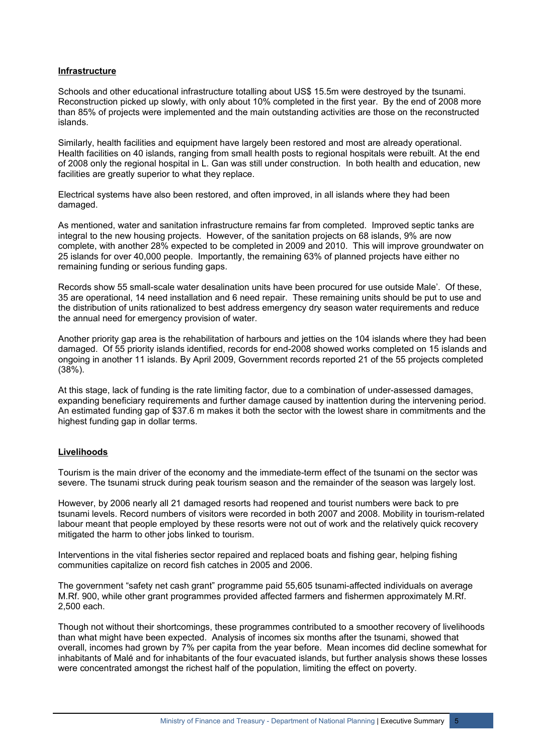## Infrastructure

Schools and other educational infrastructure totalling about US$ 15.5m were destroyed by the tsunami. Reconstruction picked up slowly, with only about 10% completed in the first year. By the end of 2008 more than 85% of projects were implemented and the main outstanding activities are those on the reconstructed islands.

Similarly, health facilities and equipment have largely been restored and most are already operational. Health facilities on 40 islands, ranging from small health posts to regional hospitals were rebuilt. At the end of 2008 only the regional hospital in L. Gan was still under construction. In both health and education, new facilities are greatly superior to what they replace.

Electrical systems have also been restored, and often improved, in all islands where they had been damaged.

As mentioned, water and sanitation infrastructure remains far from completed. Improved septic tanks are integral to the new housing projects. However, of the sanitation projects on 68 islands, 9% are now complete, with another 28% expected to be completed in 2009 and 2010. This will improve groundwater on 25 islands for over 40,000 people. Importantly, the remaining 63% of planned projects have either no remaining funding or serious funding gaps.

Records show 55 small-scale water desalination units have been procured for use outside Male'. Of these, 35 are operational, 14 need installation and 6 need repair. These remaining units should be put to use and the distribution of units rationalized to best address emergency dry season water requirements and reduce the annual need for emergency provision of water.

Another priority gap area is the rehabilitation of harbours and jetties on the 104 islands where they had been damaged. Of 55 priority islands identified, records for end-2008 showed works completed on 15 islands and ongoing in another 11 islands. By April 2009, Government records reported 21 of the 55 projects completed (38%).

At this stage, lack of funding is the rate limiting factor, due to a combination of under-assessed damages, expanding beneficiary requirements and further damage caused by inattention during the intervening period. An estimated funding gap of $37.6 m makes it both the sector with the lowest share in commitments and the highest funding gap in dollar terms.

## Livelihoods

Tourism is the main driver of the economy and the immediate-term effect of the tsunami on the sector was severe. The tsunami struck during peak tourism season and the remainder of the season was largely lost.

However, by 2006 nearly all 21 damaged resorts had reopened and tourist numbers were back to pre tsunami levels. Record numbers of visitors were recorded in both 2007 and 2008. Mobility in tourism-related labour meant that people employed by these resorts were not out of work and the relatively quick recovery mitigated the harm to other jobs linked to tourism.

Interventions in the vital fisheries sector repaired and replaced boats and fishing gear, helping fishing communities capitalize on record fish catches in 2005 and 2006.

The government "safety net cash grant" programme paid 55,605 tsunami-affected individuals on average M.Rf. 900, while other grant programmes provided affected farmers and fishermen approximately M.Rf. 2,500 each.

Though not without their shortcomings, these programmes contributed to a smoother recovery of livelihoods than what might have been expected. Analysis of incomes six months after the tsunami, showed that overall, incomes had grown by 7% per capita from the year before. Mean incomes did decline somewhat for inhabitants of Malé and for inhabitants of the four evacuated islands, but further analysis shows these losses were concentrated amongst the richest half of the population, limiting the effect on poverty.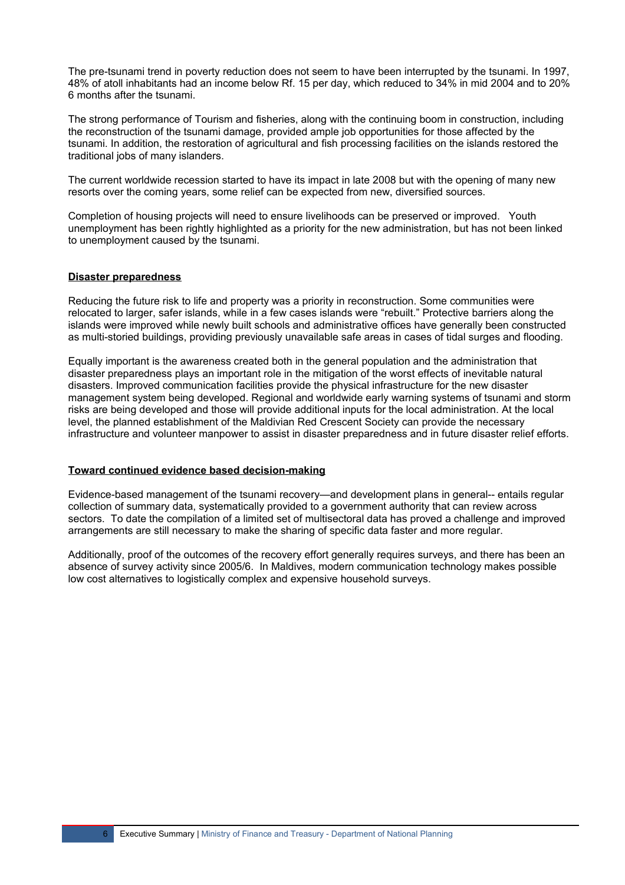The pre-tsunami trend in poverty reduction does not seem to have been interrupted by the tsunami. In 1997, 48% of atoll inhabitants had an income below Rf. 15 per day, which reduced to 34% in mid 2004 and to 20% 6 months after the tsunami.

The strong performance of Tourism and fisheries, along with the continuing boom in construction, including the reconstruction of the tsunami damage, provided ample job opportunities for those affected by the tsunami. In addition, the restoration of agricultural and fish processing facilities on the islands restored the traditional jobs of many islanders.

The current worldwide recession started to have its impact in late 2008 but with the opening of many new resorts over the coming years, some relief can be expected from new, diversified sources.

Completion of housing projects will need to ensure livelihoods can be preserved or improved. Youth unemployment has been rightly highlighted as a priority for the new administration, but has not been linked to unemployment caused by the tsunami.

## Disaster preparedness

Reducing the future risk to life and property was a priority in reconstruction. Some communities were relocated to larger, safer islands, while in a few cases islands were "rebuilt." Protective barriers along the islands were improved while newly built schools and administrative offices have generally been constructed as multi-storied buildings, providing previously unavailable safe areas in cases of tidal surges and flooding.

Equally important is the awareness created both in the general population and the administration that disaster preparedness plays an important role in the mitigation of the worst effects of inevitable natural disasters. Improved communication facilities provide the physical infrastructure for the new disaster management system being developed. Regional and worldwide early warning systems of tsunami and storm risks are being developed and those will provide additional inputs for the local administration. At the local level, the planned establishment of the Maldivian Red Crescent Society can provide the necessary infrastructure and volunteer manpower to assist in disaster preparedness and in future disaster relief efforts.

## Toward continued evidence based decision-making

Evidence-based management of the tsunami recovery—and development plans in general-- entails regular collection of summary data, systematically provided to a government authority that can review across sectors. To date the compilation of a limited set of multisectoral data has proved a challenge and improved arrangements are still necessary to make the sharing of specific data faster and more regular.

Additionally, proof of the outcomes of the recovery effort generally requires surveys, and there has been an absence of survey activity since 2005/6. In Maldives, modern communication technology makes possible low cost alternatives to logistically complex and expensive household surveys.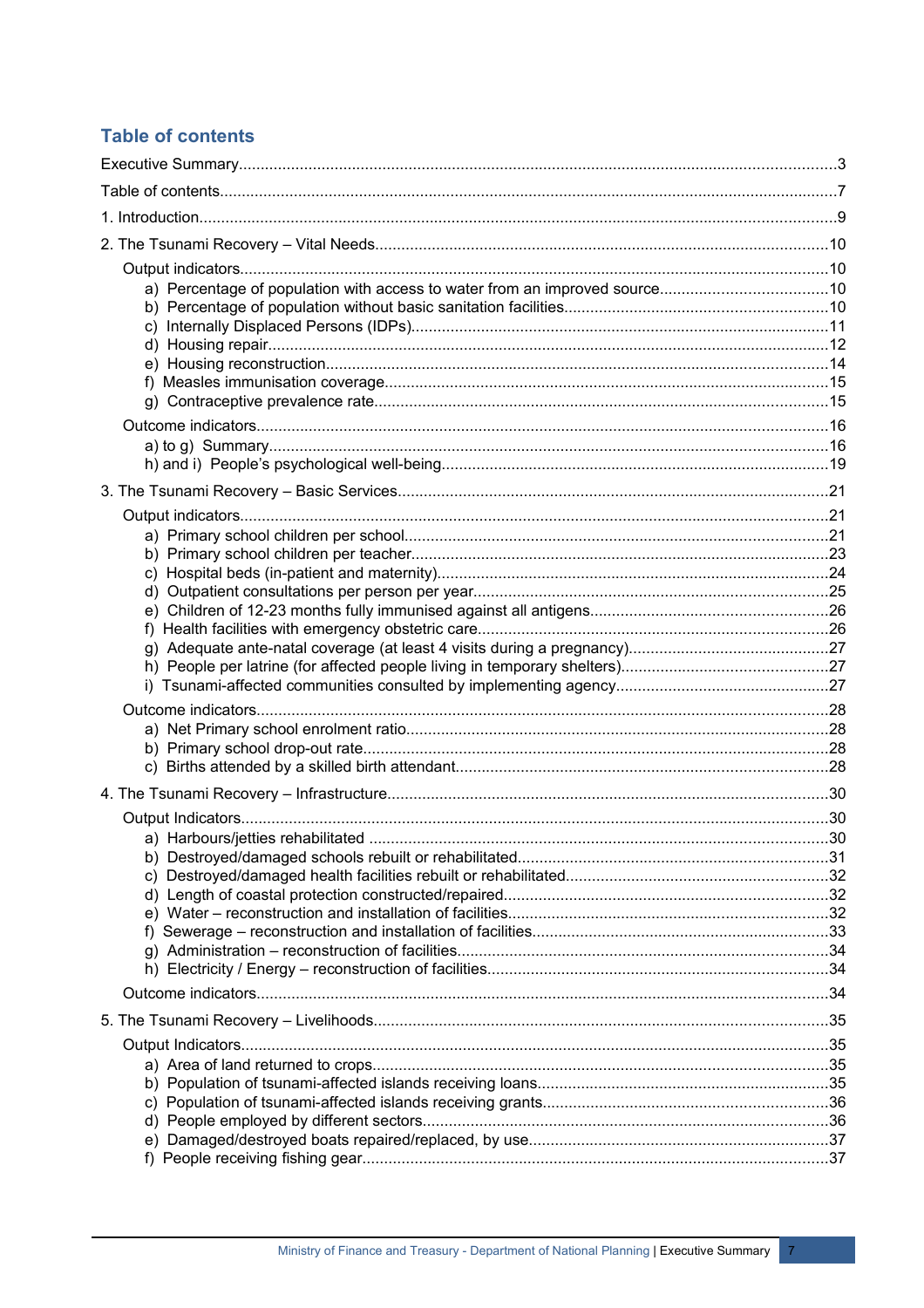## Table of contents

Executive Summary....................3

Table of contents....................7

1. Introduction....................9

2. The Tsunami Recovery – Vital Needs....................10

   Output indicators....................10

   - a) Percentage of population with access to water from an improved source....................10
   - b) Percentage of population without basic sanitation facilities....................10
   - c) Internally Displaced Persons (IDPs)....................11
   - d) Housing repair....................12
   - e) Housing reconstruction....................14
   - f) Measles immunisation coverage....................15
   - g) Contraceptive prevalence rate....................15

   Outcome indicators....................16

   - a) to g) Summary....................16
   - h) and i) People's psychological well-being....................19

3. The Tsunami Recovery – Basic Services....................21

   Output indicators....................21

   - a) Primary school children per school....................21
   - b) Primary school children per teacher....................23
   - c) Hospital beds (in-patient and maternity)....................24
   - d) Outpatient consultations per person per year....................25
   - e) Children of 12-23 months fully immunised against all antigens....................26
   - f) Health facilities with emergency obstetric care....................26
   - g) Adequate ante-natal coverage (at least 4 visits during a pregnancy)....................27
   - h) People per latrine (for affected people living in temporary shelters)....................27
   - i) Tsunami-affected communities consulted by implementing agency....................27

   Outcome indicators....................28

   - a) Net Primary school enrolment ratio....................28
   - b) Primary school drop-out rate....................28
   - c) Births attended by a skilled birth attendant....................28

4. The Tsunami Recovery – Infrastructure....................30

   Output Indicators....................30

   - a) Harbours/jetties rehabilitated....................30
   - b) Destroyed/damaged schools rebuilt or rehabilitated....................31
   - c) Destroyed/damaged health facilities rebuilt or rehabilitated....................32
   - d) Length of coastal protection constructed/repaired....................32
   - e) Water – reconstruction and installation of facilities....................32
   - f) Sewerage – reconstruction and installation of facilities....................33
   - g) Administration – reconstruction of facilities....................34
   - h) Electricity / Energy – reconstruction of facilities....................34

   Outcome indicators....................34

5. The Tsunami Recovery – Livelihoods....................35

   Output Indicators....................35

   - a) Area of land returned to crops....................35
   - b) Population of tsunami-affected islands receiving loans....................35
   - c) Population of tsunami-affected islands receiving grants....................36
   - d) People employed by different sectors....................36
   - e) Damaged/destroyed boats repaired/replaced, by use....................37
   - f) People receiving fishing gear....................37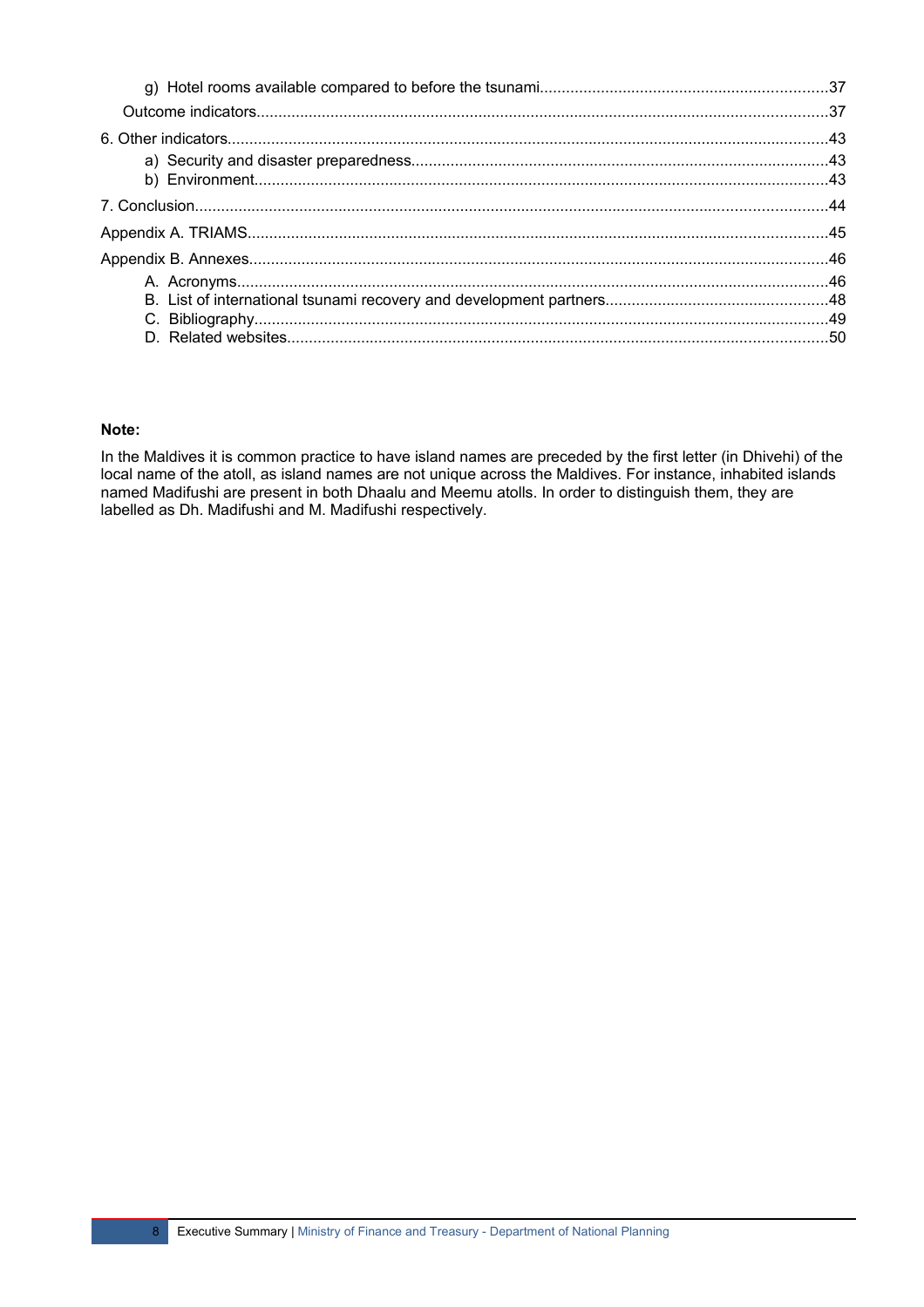- g) Hotel rooms available compared to before the tsunami.....37
- Outcome indicators.....37

6. Other indicators.....43
   - a) Security and disaster preparedness.....43
   - b) Environment.....43

7. Conclusion.....44

Appendix A. TRIAMS.....45

Appendix B. Annexes.....46
   - A. Acronyms.....46
   - B. List of international tsunami recovery and development partners.....48
   - C. Bibliography.....49
   - D. Related websites.....50

**Note:**

In the Maldives it is common practice to have island names are preceded by the first letter (in Dhivehi) of the local name of the atoll, as island names are not unique across the Maldives. For instance, inhabited islands named Madifushi are present in both Dhaalu and Meemu atolls. In order to distinguish them, they are labelled as Dh. Madifushi and M. Madifushi respectively.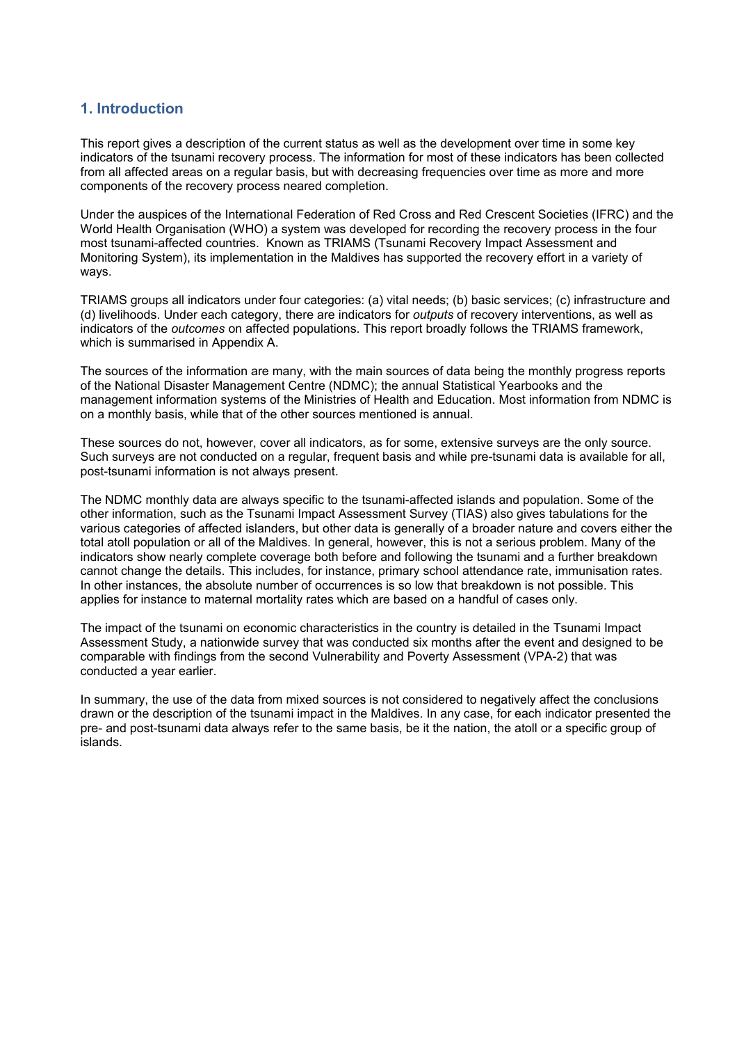## 1. Introduction

This report gives a description of the current status as well as the development over time in some key indicators of the tsunami recovery process. The information for most of these indicators has been collected from all affected areas on a regular basis, but with decreasing frequencies over time as more and more components of the recovery process neared completion.

Under the auspices of the International Federation of Red Cross and Red Crescent Societies (IFRC) and the World Health Organisation (WHO) a system was developed for recording the recovery process in the four most tsunami-affected countries. Known as TRIAMS (Tsunami Recovery Impact Assessment and Monitoring System), its implementation in the Maldives has supported the recovery effort in a variety of ways.

TRIAMS groups all indicators under four categories: (a) vital needs; (b) basic services; (c) infrastructure and (d) livelihoods. Under each category, there are indicators for *outputs* of recovery interventions, as well as indicators of the *outcomes* on affected populations. This report broadly follows the TRIAMS framework, which is summarised in Appendix A.

The sources of the information are many, with the main sources of data being the monthly progress reports of the National Disaster Management Centre (NDMC); the annual Statistical Yearbooks and the management information systems of the Ministries of Health and Education. Most information from NDMC is on a monthly basis, while that of the other sources mentioned is annual.

These sources do not, however, cover all indicators, as for some, extensive surveys are the only source. Such surveys are not conducted on a regular, frequent basis and while pre-tsunami data is available for all, post-tsunami information is not always present.

The NDMC monthly data are always specific to the tsunami-affected islands and population. Some of the other information, such as the Tsunami Impact Assessment Survey (TIAS) also gives tabulations for the various categories of affected islanders, but other data is generally of a broader nature and covers either the total atoll population or all of the Maldives. In general, however, this is not a serious problem. Many of the indicators show nearly complete coverage both before and following the tsunami and a further breakdown cannot change the details. This includes, for instance, primary school attendance rate, immunisation rates. In other instances, the absolute number of occurrences is so low that breakdown is not possible. This applies for instance to maternal mortality rates which are based on a handful of cases only.

The impact of the tsunami on economic characteristics in the country is detailed in the Tsunami Impact Assessment Study, a nationwide survey that was conducted six months after the event and designed to be comparable with findings from the second Vulnerability and Poverty Assessment (VPA-2) that was conducted a year earlier.

In summary, the use of the data from mixed sources is not considered to negatively affect the conclusions drawn or the description of the tsunami impact in the Maldives. In any case, for each indicator presented the pre- and post-tsunami data always refer to the same basis, be it the nation, the atoll or a specific group of islands.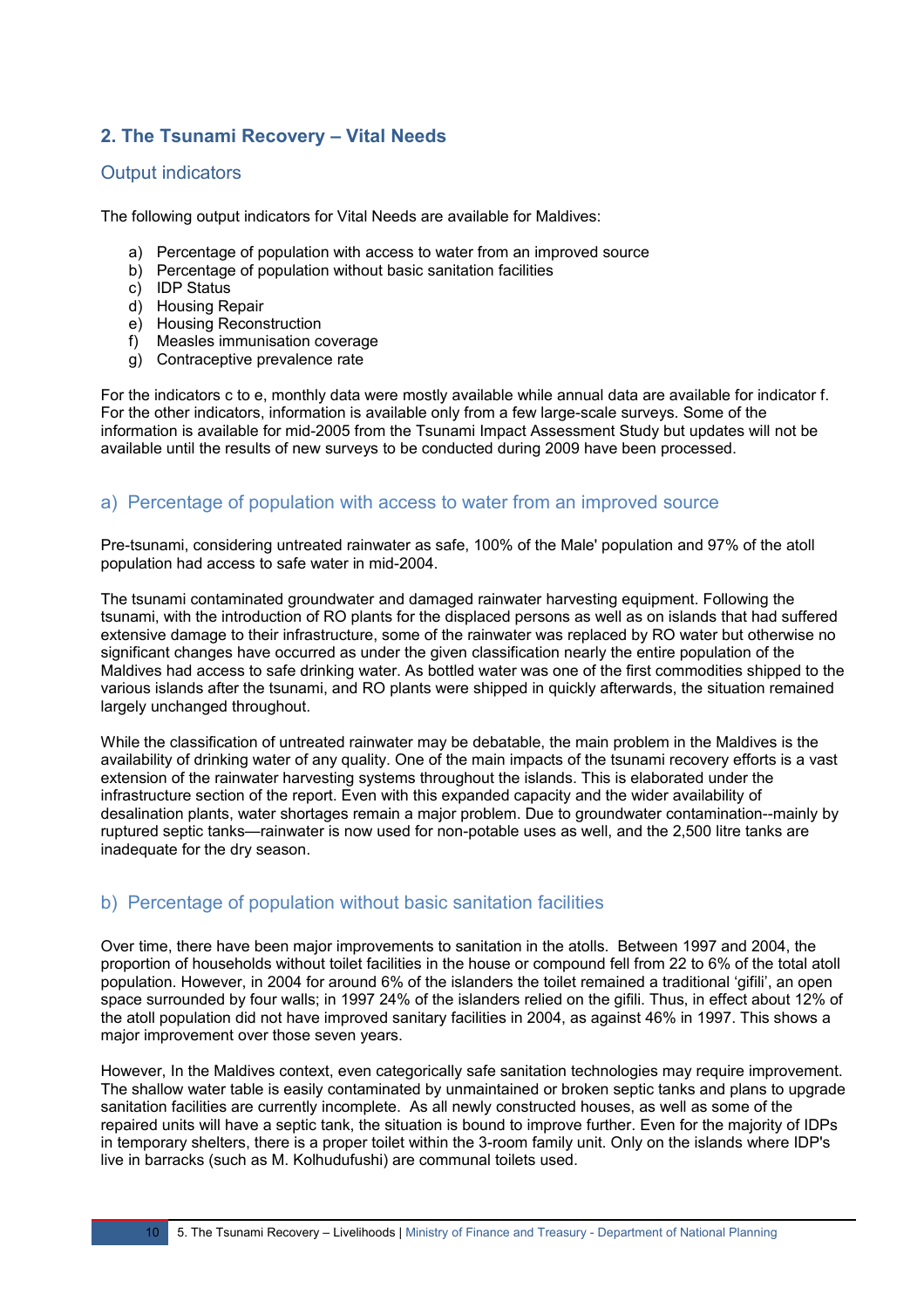## 2. The Tsunami Recovery – Vital Needs

### Output indicators

The following output indicators for Vital Needs are available for Maldives:

a) Percentage of population with access to water from an improved source
b) Percentage of population without basic sanitation facilities
c) IDP Status
d) Housing Repair
e) Housing Reconstruction
f) Measles immunisation coverage
g) Contraceptive prevalence rate

For the indicators c to e, monthly data were mostly available while annual data are available for indicator f. For the other indicators, information is available only from a few large-scale surveys. Some of the information is available for mid-2005 from the Tsunami Impact Assessment Study but updates will not be available until the results of new surveys to be conducted during 2009 have been processed.

### a) Percentage of population with access to water from an improved source

Pre-tsunami, considering untreated rainwater as safe, 100% of the Male' population and 97% of the atoll population had access to safe water in mid-2004.

The tsunami contaminated groundwater and damaged rainwater harvesting equipment. Following the tsunami, with the introduction of RO plants for the displaced persons as well as on islands that had suffered extensive damage to their infrastructure, some of the rainwater was replaced by RO water but otherwise no significant changes have occurred as under the given classification nearly the entire population of the Maldives had access to safe drinking water. As bottled water was one of the first commodities shipped to the various islands after the tsunami, and RO plants were shipped in quickly afterwards, the situation remained largely unchanged throughout.

While the classification of untreated rainwater may be debatable, the main problem in the Maldives is the availability of drinking water of any quality. One of the main impacts of the tsunami recovery efforts is a vast extension of the rainwater harvesting systems throughout the islands. This is elaborated under the infrastructure section of the report. Even with this expanded capacity and the wider availability of desalination plants, water shortages remain a major problem. Due to groundwater contamination--mainly by ruptured septic tanks—rainwater is now used for non-potable uses as well, and the 2,500 litre tanks are inadequate for the dry season.

### b) Percentage of population without basic sanitation facilities

Over time, there have been major improvements to sanitation in the atolls. Between 1997 and 2004, the proportion of households without toilet facilities in the house or compound fell from 22 to 6% of the total atoll population. However, in 2004 for around 6% of the islanders the toilet remained a traditional 'gifili', an open space surrounded by four walls; in 1997 24% of the islanders relied on the gifili. Thus, in effect about 12% of the atoll population did not have improved sanitary facilities in 2004, as against 46% in 1997. This shows a major improvement over those seven years.

However, In the Maldives context, even categorically safe sanitation technologies may require improvement. The shallow water table is easily contaminated by unmaintained or broken septic tanks and plans to upgrade sanitation facilities are currently incomplete. As all newly constructed houses, as well as some of the repaired units will have a septic tank, the situation is bound to improve further. Even for the majority of IDPs in temporary shelters, there is a proper toilet within the 3-room family unit. Only on the islands where IDP's live in barracks (such as M. Kolhudufushi) are communal toilets used.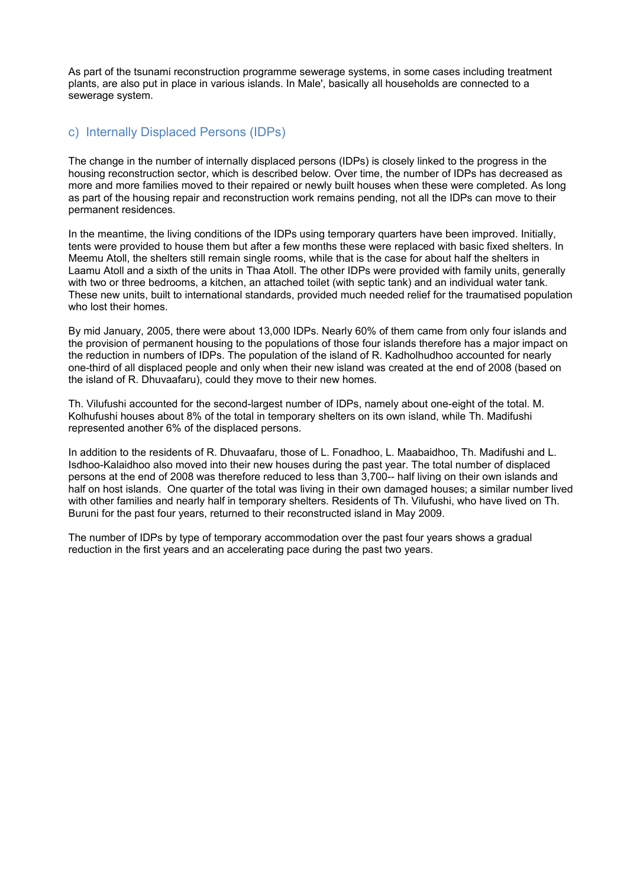As part of the tsunami reconstruction programme sewerage systems, in some cases including treatment plants, are also put in place in various islands. In Male', basically all households are connected to a sewerage system.

## c) Internally Displaced Persons (IDPs)

The change in the number of internally displaced persons (IDPs) is closely linked to the progress in the housing reconstruction sector, which is described below. Over time, the number of IDPs has decreased as more and more families moved to their repaired or newly built houses when these were completed. As long as part of the housing repair and reconstruction work remains pending, not all the IDPs can move to their permanent residences.

In the meantime, the living conditions of the IDPs using temporary quarters have been improved. Initially, tents were provided to house them but after a few months these were replaced with basic fixed shelters. In Meemu Atoll, the shelters still remain single rooms, while that is the case for about half the shelters in Laamu Atoll and a sixth of the units in Thaa Atoll. The other IDPs were provided with family units, generally with two or three bedrooms, a kitchen, an attached toilet (with septic tank) and an individual water tank. These new units, built to international standards, provided much needed relief for the traumatised population who lost their homes.

By mid January, 2005, there were about 13,000 IDPs. Nearly 60% of them came from only four islands and the provision of permanent housing to the populations of those four islands therefore has a major impact on the reduction in numbers of IDPs. The population of the island of R. Kadholhudhoo accounted for nearly one-third of all displaced people and only when their new island was created at the end of 2008 (based on the island of R. Dhuvaafaru), could they move to their new homes.

Th. Vilufushi accounted for the second-largest number of IDPs, namely about one-eight of the total. M. Kolhufushi houses about 8% of the total in temporary shelters on its own island, while Th. Madifushi represented another 6% of the displaced persons.

In addition to the residents of R. Dhuvaafaru, those of L. Fonadhoo, L. Maabaidhoo, Th. Madifushi and L. Isdhoo-Kalaidhoo also moved into their new houses during the past year. The total number of displaced persons at the end of 2008 was therefore reduced to less than 3,700-- half living on their own islands and half on host islands. One quarter of the total was living in their own damaged houses; a similar number lived with other families and nearly half in temporary shelters. Residents of Th. Vilufushi, who have lived on Th. Buruni for the past four years, returned to their reconstructed island in May 2009.

The number of IDPs by type of temporary accommodation over the past four years shows a gradual reduction in the first years and an accelerating pace during the past two years.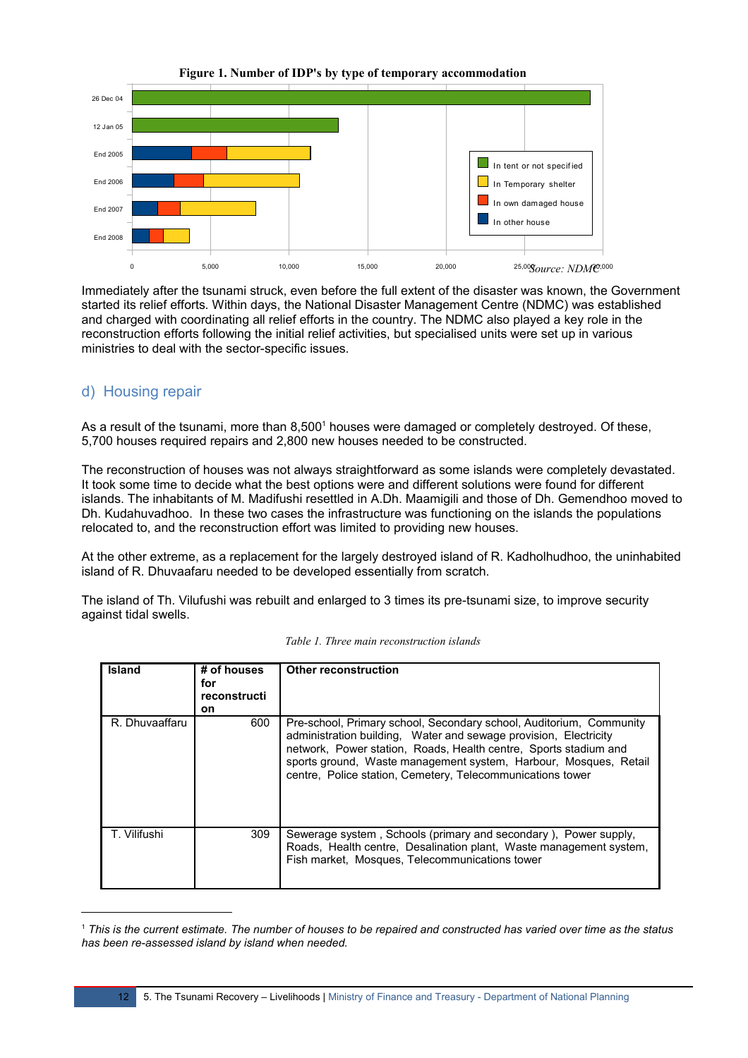**Figure 1. Number of IDP's by type of temporary accommodation**

*Source: NDMC*

Immediately after the tsunami struck, even before the full extent of the disaster was known, the Government started its relief efforts. Within days, the National Disaster Management Centre (NDMC) was established and charged with coordinating all relief efforts in the country. The NDMC also played a key role in the reconstruction efforts following the initial relief activities, but specialised units were set up in various ministries to deal with the sector-specific issues.

## d) Housing repair

As a result of the tsunami, more than 8,500[1] houses were damaged or completely destroyed. Of these, 5,700 houses required repairs and 2,800 new houses needed to be constructed.

The reconstruction of houses was not always straightforward as some islands were completely devastated. It took some time to decide what the best options were and different solutions were found for different islands. The inhabitants of M. Madifushi resettled in A.Dh. Maamigili and those of Dh. Gemendhoo moved to Dh. Kudahuvadhoo. In these two cases the infrastructure was functioning on the islands the populations relocated to, and the reconstruction effort was limited to providing new houses.

At the other extreme, as a replacement for the largely destroyed island of R. Kadholhudhoo, the uninhabited island of R. Dhuvaafaru needed to be developed essentially from scratch.

The island of Th. Vilufushi was rebuilt and enlarged to 3 times its pre-tsunami size, to improve security against tidal swells.

*Table 1. Three main reconstruction islands*

| Island | # of houses for reconstruction | Other reconstruction |
|---|---|---|
| R. Dhuvaaffaru | 600 | Pre-school, Primary school, Secondary school, Auditorium, Community administration building, Water and sewage provision, Electricity network, Power station, Roads, Health centre, Sports stadium and sports ground, Waste management system, Harbour, Mosques, Retail centre, Police station, Cemetery, Telecommunications tower |
| T. Vilifushi | 309 | Sewerage system , Schools (primary and secondary ), Power supply, Roads, Health centre, Desalination plant, Waste management system, Fish market, Mosques, Telecommunications tower |

[1] *This is the current estimate. The number of houses to be repaired and constructed has varied over time as the status has been re-assessed island by island when needed.*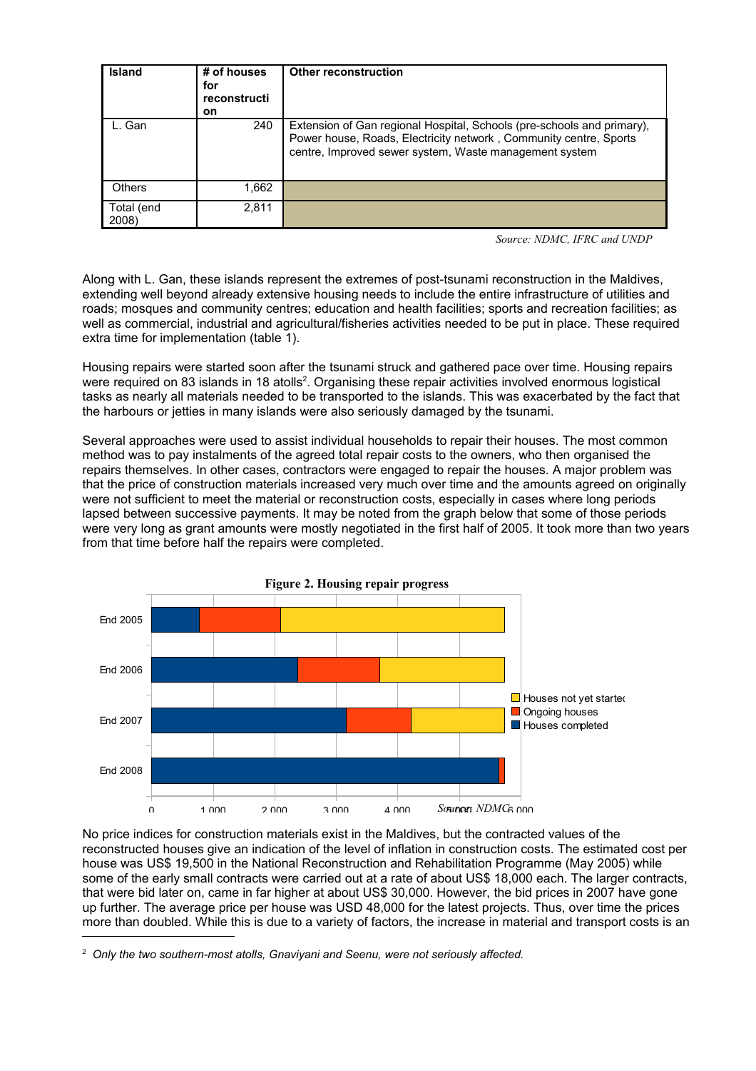| Island | # of houses for reconstruction | Other reconstruction |
|---|---|---|
| L. Gan | 240 | Extension of Gan regional Hospital, Schools (pre-schools and primary), Power house, Roads, Electricity network , Community centre, Sports centre, Improved sewer system, Waste management system |
| Others | 1,662 | |
| Total (end 2008) | 2,811 | |

*Source: NDMC, IFRC and UNDP*

Along with L. Gan, these islands represent the extremes of post-tsunami reconstruction in the Maldives, extending well beyond already extensive housing needs to include the entire infrastructure of utilities and roads; mosques and community centres; education and health facilities; sports and recreation facilities; as well as commercial, industrial and agricultural/fisheries activities needed to be put in place. These required extra time for implementation (table 1).

Housing repairs were started soon after the tsunami struck and gathered pace over time. Housing repairs were required on 83 islands in 18 atolls[2]. Organising these repair activities involved enormous logistical tasks as nearly all materials needed to be transported to the islands. This was exacerbated by the fact that the harbours or jetties in many islands were also seriously damaged by the tsunami.

Several approaches were used to assist individual households to repair their houses. The most common method was to pay instalments of the agreed total repair costs to the owners, who then organised the repairs themselves. In other cases, contractors were engaged to repair the houses. A major problem was that the price of construction materials increased very much over time and the amounts agreed on originally were not sufficient to meet the material or reconstruction costs, especially in cases where long periods lapsed between successive payments. It may be noted from the graph below that some of those periods were very long as grant amounts were mostly negotiated in the first half of 2005. It took more than two years from that time before half the repairs were completed.

**Figure 2. Housing repair progress**

End 2005
End 2006
End 2007
End 2008

Houses not yet started
Ongoing houses
Houses completed

0 1 000 2 000 3 000 4 000 5 000 6 000

*Source: NDMC*

No price indices for construction materials exist in the Maldives, but the contracted values of the reconstructed houses give an indication of the level of inflation in construction costs. The estimated cost per house was US$ 19,500 in the National Reconstruction and Rehabilitation Programme (May 2005) while some of the early small contracts were carried out at a rate of about US$ 18,000 each. The larger contracts, that were bid later on, came in far higher at about US$ 30,000. However, the bid prices in 2007 have gone up further. The average price per house was USD 48,000 for the latest projects. Thus, over time the prices more than doubled. While this is due to a variety of factors, the increase in material and transport costs is an

[2] *Only the two southern-most atolls, Gnaviyani and Seenu, were not seriously affected.*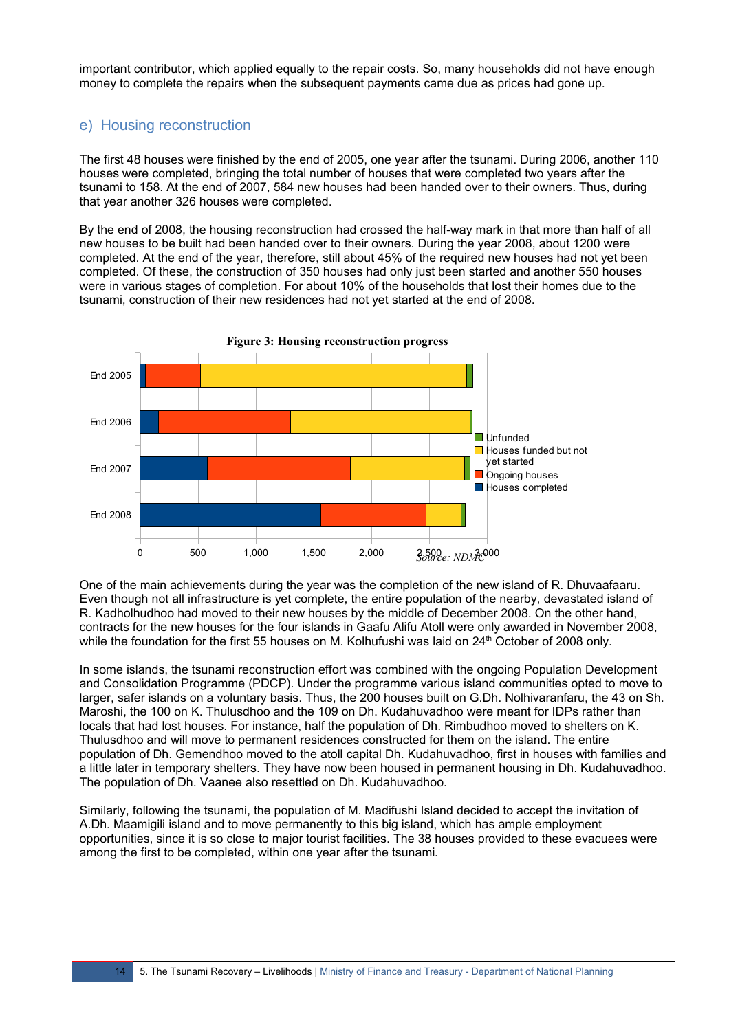important contributor, which applied equally to the repair costs. So, many households did not have enough money to complete the repairs when the subsequent payments came due as prices had gone up.

## e) Housing reconstruction

The first 48 houses were finished by the end of 2005, one year after the tsunami. During 2006, another 110 houses were completed, bringing the total number of houses that were completed two years after the tsunami to 158. At the end of 2007, 584 new houses had been handed over to their owners. Thus, during that year another 326 houses were completed.

By the end of 2008, the housing reconstruction had crossed the half-way mark in that more than half of all new houses to be built had been handed over to their owners. During the year 2008, about 1200 were completed. At the end of the year, therefore, still about 45% of the required new houses had not yet been completed. Of these, the construction of 350 houses had only just been started and another 550 houses were in various stages of completion. For about 10% of the households that lost their homes due to the tsunami, construction of their new residences had not yet started at the end of 2008.

**Figure 3: Housing reconstruction progress**

*Source: NDMC*

One of the main achievements during the year was the completion of the new island of R. Dhuvaafaaru. Even though not all infrastructure is yet complete, the entire population of the nearby, devastated island of R. Kadholhudhoo had moved to their new houses by the middle of December 2008. On the other hand, contracts for the new houses for the four islands in Gaafu Alifu Atoll were only awarded in November 2008, while the foundation for the first 55 houses on M. Kolhufushi was laid on 24th October of 2008 only.

In some islands, the tsunami reconstruction effort was combined with the ongoing Population Development and Consolidation Programme (PDCP). Under the programme various island communities opted to move to larger, safer islands on a voluntary basis. Thus, the 200 houses built on G.Dh. Nolhivaranfaru, the 43 on Sh. Maroshi, the 100 on K. Thulusdhoo and the 109 on Dh. Kudahuvadhoo were meant for IDPs rather than locals that had lost houses. For instance, half the population of Dh. Rimbudhoo moved to shelters on K. Thulusdhoo and will move to permanent residences constructed for them on the island. The entire population of Dh. Gemendhoo moved to the atoll capital Dh. Kudahuvadhoo, first in houses with families and a little later in temporary shelters. They have now been housed in permanent housing in Dh. Kudahuvadhoo. The population of Dh. Vaanee also resettled on Dh. Kudahuvadhoo.

Similarly, following the tsunami, the population of M. Madifushi Island decided to accept the invitation of A.Dh. Maamigili island and to move permanently to this big island, which has ample employment opportunities, since it is so close to major tourist facilities. The 38 houses provided to these evacuees were among the first to be completed, within one year after the tsunami.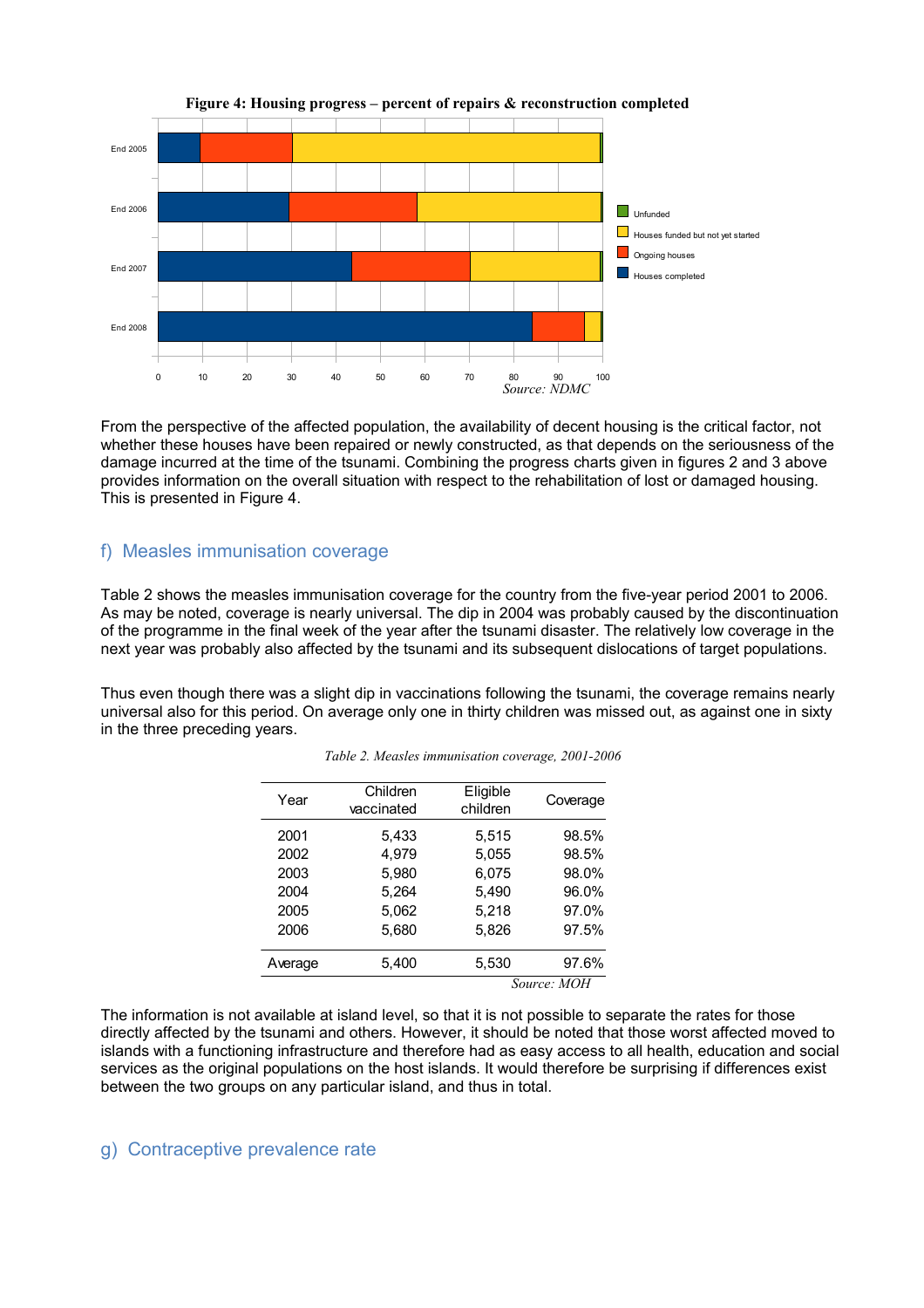**Figure 4: Housing progress – percent of repairs & reconstruction completed**

End 2005
End 2006
End 2007
End 2008

0 10 20 30 40 50 60 70 80 90 100

Unfunded
Houses funded but not yet started
Ongoing houses
Houses completed

*Source: NDMC*

From the perspective of the affected population, the availability of decent housing is the critical factor, not whether these houses have been repaired or newly constructed, as that depends on the seriousness of the damage incurred at the time of the tsunami. Combining the progress charts given in figures 2 and 3 above provides information on the overall situation with respect to the rehabilitation of lost or damaged housing. This is presented in Figure 4.

## f) Measles immunisation coverage

Table 2 shows the measles immunisation coverage for the country from the five-year period 2001 to 2006. As may be noted, coverage is nearly universal. The dip in 2004 was probably caused by the discontinuation of the programme in the final week of the year after the tsunami disaster. The relatively low coverage in the next year was probably also affected by the tsunami and its subsequent dislocations of target populations.

Thus even though there was a slight dip in vaccinations following the tsunami, the coverage remains nearly universal also for this period. On average only one in thirty children was missed out, as against one in sixty in the three preceding years.

*Table 2. Measles immunisation coverage, 2001-2006*

| Year | Children vaccinated | Eligible children | Coverage |
|---|---|---|---|
| 2001 | 5,433 | 5,515 | 98.5% |
| 2002 | 4,979 | 5,055 | 98.5% |
| 2003 | 5,980 | 6,075 | 98.0% |
| 2004 | 5,264 | 5,490 | 96.0% |
| 2005 | 5,062 | 5,218 | 97.0% |
| 2006 | 5,680 | 5,826 | 97.5% |
| Average | 5,400 | 5,530 | 97.6% |

*Source: MOH*

The information is not available at island level, so that it is not possible to separate the rates for those directly affected by the tsunami and others. However, it should be noted that those worst affected moved to islands with a functioning infrastructure and therefore had as easy access to all health, education and social services as the original populations on the host islands. It would therefore be surprising if differences exist between the two groups on any particular island, and thus in total.

## g) Contraceptive prevalence rate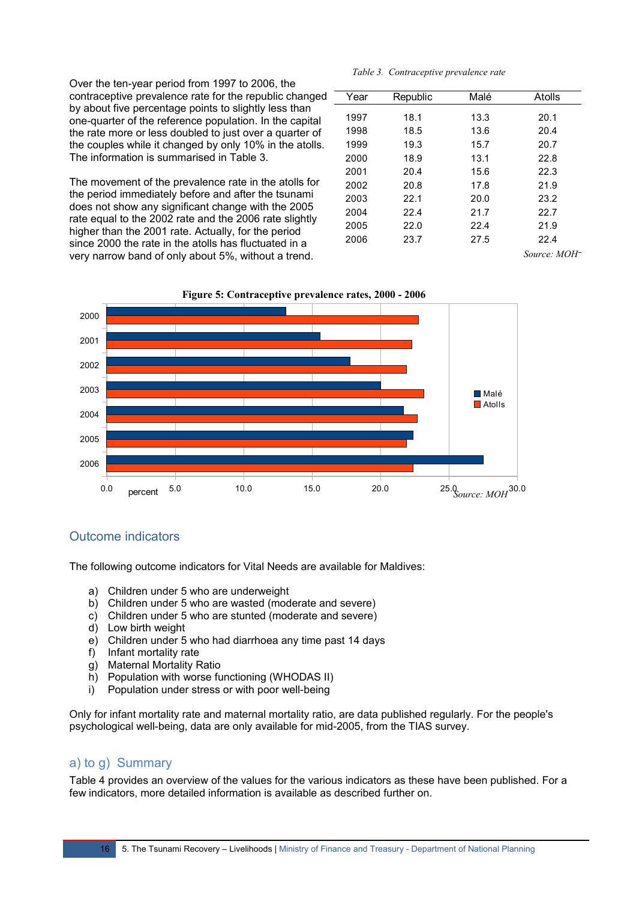Over the ten-year period from 1997 to 2006, the contraceptive prevalence rate for the republic changed by about five percentage points to slightly less than one-quarter of the reference population. In the capital the rate more or less doubled to just over a quarter of the couples while it changed by only 10% in the atolls. The information is summarised in Table 3.

The movement of the prevalence rate in the atolls for the period immediately before and after the tsunami does not show any significant change with the 2005 rate equal to the 2002 rate and the 2006 rate slightly higher than the 2001 rate. Actually, for the period since 2000 the rate in the atolls has fluctuated in a very narrow band of only about 5%, without a trend.

*Table 3. Contraceptive prevalence rate*

| Year | Republic | Malé | Atolls |
|---|---|---|---|
| 1997 | 18.1 | 13.3 | 20.1 |
| 1998 | 18.5 | 13.6 | 20.4 |
| 1999 | 19.3 | 15.7 | 20.7 |
| 2000 | 18.9 | 13.1 | 22.8 |
| 2001 | 20.4 | 15.6 | 22.3 |
| 2002 | 20.8 | 17.8 | 21.9 |
| 2003 | 22.1 | 20.0 | 23.2 |
| 2004 | 22.4 | 21.7 | 22.7 |
| 2005 | 22.0 | 22.4 | 21.9 |
| 2006 | 23.7 | 27.5 | 22.4 |

*Source: MOH*

**Figure 5: Contraceptive prevalence rates, 2000 - 2006**

2000
2001
2002
2003
2004
2005
2006

Malé
Atolls

0.0 percent 5.0 10.0 15.0 20.0 25.0 30.0

*Source: MOH*

## Outcome indicators

The following outcome indicators for Vital Needs are available for Maldives:

a) Children under 5 who are underweight
b) Children under 5 who are wasted (moderate and severe)
c) Children under 5 who are stunted (moderate and severe)
d) Low birth weight
e) Children under 5 who had diarrhoea any time past 14 days
f) Infant mortality rate
g) Maternal Mortality Ratio
h) Population with worse functioning (WHODAS II)
i) Population under stress or with poor well-being

Only for infant mortality rate and maternal mortality ratio, are data published regularly. For the people's psychological well-being, data are only available for mid-2005, from the TIAS survey.

## a) to g) Summary

Table 4 provides an overview of the values for the various indicators as these have been published. For a few indicators, more detailed information is available as described further on.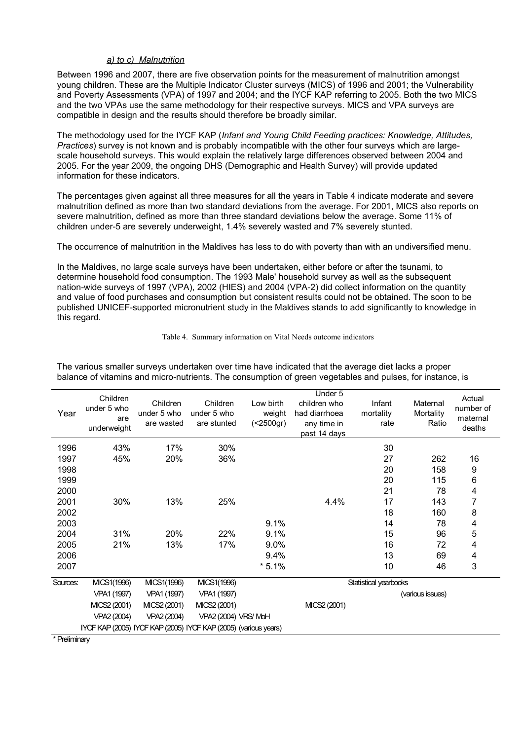*a) to c) Malnutrition*

Between 1996 and 2007, there are five observation points for the measurement of malnutrition amongst young children. These are the Multiple Indicator Cluster surveys (MICS) of 1996 and 2001; the Vulnerability and Poverty Assessments (VPA) of 1997 and 2004; and the IYCF KAP referring to 2005. Both the two MICS and the two VPAs use the same methodology for their respective surveys. MICS and VPA surveys are compatible in design and the results should therefore be broadly similar.

The methodology used for the IYCF KAP (*Infant and Young Child Feeding practices: Knowledge, Attitudes, Practices*) survey is not known and is probably incompatible with the other four surveys which are large-scale household surveys. This would explain the relatively large differences observed between 2004 and 2005. For the year 2009, the ongoing DHS (Demographic and Health Survey) will provide updated information for these indicators.

The percentages given against all three measures for all the years in Table 4 indicate moderate and severe malnutrition defined as more than two standard deviations from the average. For 2001, MICS also reports on severe malnutrition, defined as more than three standard deviations below the average. Some 11% of children under-5 are severely underweight, 1.4% severely wasted and 7% severely stunted.

The occurrence of malnutrition in the Maldives has less to do with poverty than with an undiversified menu.

In the Maldives, no large scale surveys have been undertaken, either before or after the tsunami, to determine household food consumption. The 1993 Male' household survey as well as the subsequent nation-wide surveys of 1997 (VPA), 2002 (HIES) and 2004 (VPA-2) did collect information on the quantity and value of food purchases and consumption but consistent results could not be obtained. The soon to be published UNICEF-supported micronutrient study in the Maldives stands to add significantly to knowledge in this regard.

Table 4. Summary information on Vital Needs outcome indicators

| Year | Children under 5 who are underweight | Children under 5 who are wasted | Children under 5 who are stunted | Low birth weight (<2500gr) | Under 5 children who had diarrhoea any time in past 14 days | Infant mortality rate | Maternal Mortality Ratio | Actual number of maternal deaths |
|---|---|---|---|---|---|---|---|---|
| 1996 | 43% | 17% | 30% | | | 30 | | |
| 1997 | 45% | 20% | 36% | | | 27 | 262 | 16 |
| 1998 | | | | | | 20 | 158 | 9 |
| 1999 | | | | | | 20 | 115 | 6 |
| 2000 | | | | | | 21 | 78 | 4 |
| 2001 | 30% | 13% | 25% | | 4.4% | 17 | 143 | 7 |
| 2002 | | | | | | 18 | 160 | 8 |
| 2003 | | | | 9.1% | | 14 | 78 | 4 |
| 2004 | 31% | 20% | 22% | 9.1% | | 15 | 96 | 5 |
| 2005 | 21% | 13% | 17% | 9.0% | | 16 | 72 | 4 |
| 2006 | | | | 9.4% | | 13 | 69 | 4 |
| 2007 | | | | * 5.1% | | 10 | 46 | 3 |
| Sources: | MICS1(1996) | MICS1(1996) | MICS1(1996) | | | Statistical yearbooks | | |
| | VPA1 (1997) | VPA1 (1997) | VPA1 (1997) | | | | (various issues) | |
| | MICS2 (2001) | MICS2 (2001) | MICS2 (2001) | | MICS2 (2001) | | | |
| | VPA2 (2004) | VPA2 (2004) | VPA2 (2004) | VRS/ MoH | | | | |
| | IYCF KAP (2005) | IYCF KAP (2005) | IYCF KAP (2005) | (various years) | | | | |

\* Preliminary

The various smaller surveys undertaken over time have indicated that the average diet lacks a proper balance of vitamins and micro-nutrients. The consumption of green vegetables and pulses, for instance, is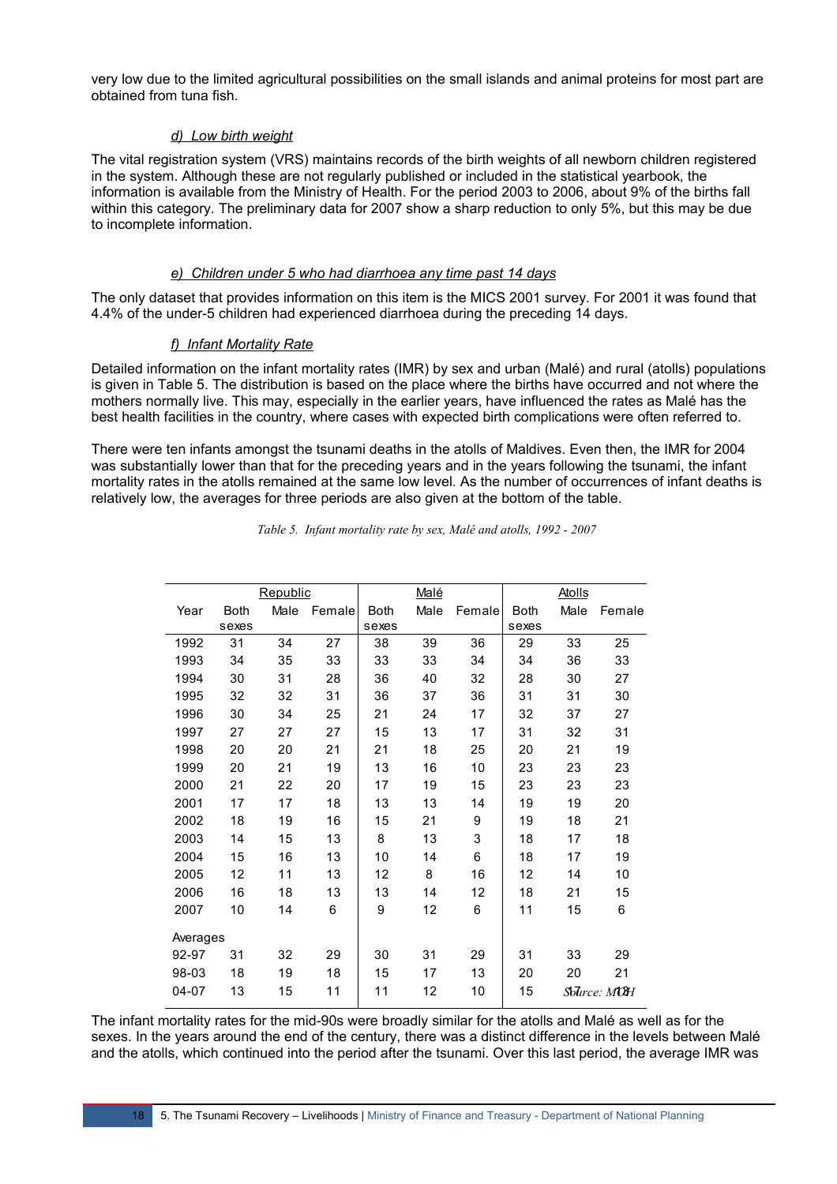very low due to the limited agricultural possibilities on the small islands and animal proteins for most part are obtained from tuna fish.

*d) Low birth weight*

The vital registration system (VRS) maintains records of the birth weights of all newborn children registered in the system. Although these are not regularly published or included in the statistical yearbook, the information is available from the Ministry of Health. For the period 2003 to 2006, about 9% of the births fall within this category. The preliminary data for 2007 show a sharp reduction to only 5%, but this may be due to incomplete information.

*e) Children under 5 who had diarrhoea any time past 14 days*

The only dataset that provides information on this item is the MICS 2001 survey. For 2001 it was found that 4.4% of the under-5 children had experienced diarrhoea during the preceding 14 days.

*f) Infant Mortality Rate*

Detailed information on the infant mortality rates (IMR) by sex and urban (Malé) and rural (atolls) populations is given in Table 5. The distribution is based on the place where the births have occurred and not where the mothers normally live. This may, especially in the earlier years, have influenced the rates as Malé has the best health facilities in the country, where cases with expected birth complications were often referred to.

There were ten infants amongst the tsunami deaths in the atolls of Maldives. Even then, the IMR for 2004 was substantially lower than that for the preceding years and in the years following the tsunami, the infant mortality rates in the atolls remained at the same low level. As the number of occurrences of infant deaths is relatively low, the averages for three periods are also given at the bottom of the table.

*Table 5. Infant mortality rate by sex, Malé and atolls, 1992 - 2007*

| | Republic | | | Malé | | | Atolls | | |
|---|---|---|---|---|---|---|---|---|---|
| Year | Both sexes | Male | Female | Both sexes | Male | Female | Both sexes | Male | Female |
| 1992 | 31 | 34 | 27 | 38 | 39 | 36 | 29 | 33 | 25 |
| 1993 | 34 | 35 | 33 | 33 | 33 | 34 | 34 | 36 | 33 |
| 1994 | 30 | 31 | 28 | 36 | 40 | 32 | 28 | 30 | 27 |
| 1995 | 32 | 32 | 31 | 36 | 37 | 36 | 31 | 31 | 30 |
| 1996 | 30 | 34 | 25 | 21 | 24 | 17 | 32 | 37 | 27 |
| 1997 | 27 | 27 | 27 | 15 | 13 | 17 | 31 | 32 | 31 |
| 1998 | 20 | 20 | 21 | 21 | 18 | 25 | 20 | 21 | 19 |
| 1999 | 20 | 21 | 19 | 13 | 16 | 10 | 23 | 23 | 23 |
| 2000 | 21 | 22 | 20 | 17 | 19 | 15 | 23 | 23 | 23 |
| 2001 | 17 | 17 | 18 | 13 | 13 | 14 | 19 | 19 | 20 |
| 2002 | 18 | 19 | 16 | 15 | 21 | 9 | 19 | 18 | 21 |
| 2003 | 14 | 15 | 13 | 8 | 13 | 3 | 18 | 17 | 18 |
| 2004 | 15 | 16 | 13 | 10 | 14 | 6 | 18 | 17 | 19 |
| 2005 | 12 | 11 | 13 | 12 | 8 | 16 | 12 | 14 | 10 |
| 2006 | 16 | 18 | 13 | 13 | 14 | 12 | 18 | 21 | 15 |
| 2007 | 10 | 14 | 6 | 9 | 12 | 6 | 11 | 15 | 6 |
| Averages | | | | | | | | | |
| 92-97 | 31 | 32 | 29 | 30 | 31 | 29 | 31 | 33 | 29 |
| 98-03 | 18 | 19 | 18 | 15 | 17 | 13 | 20 | 20 | 21 |
| 04-07 | 13 | 15 | 11 | 11 | 12 | 10 | 15 | 17 | 13 |

Source: MOH

The infant mortality rates for the mid-90s were broadly similar for the atolls and Malé as well as for the sexes. In the years around the end of the century, there was a distinct difference in the levels between Malé and the atolls, which continued into the period after the tsunami. Over this last period, the average IMR was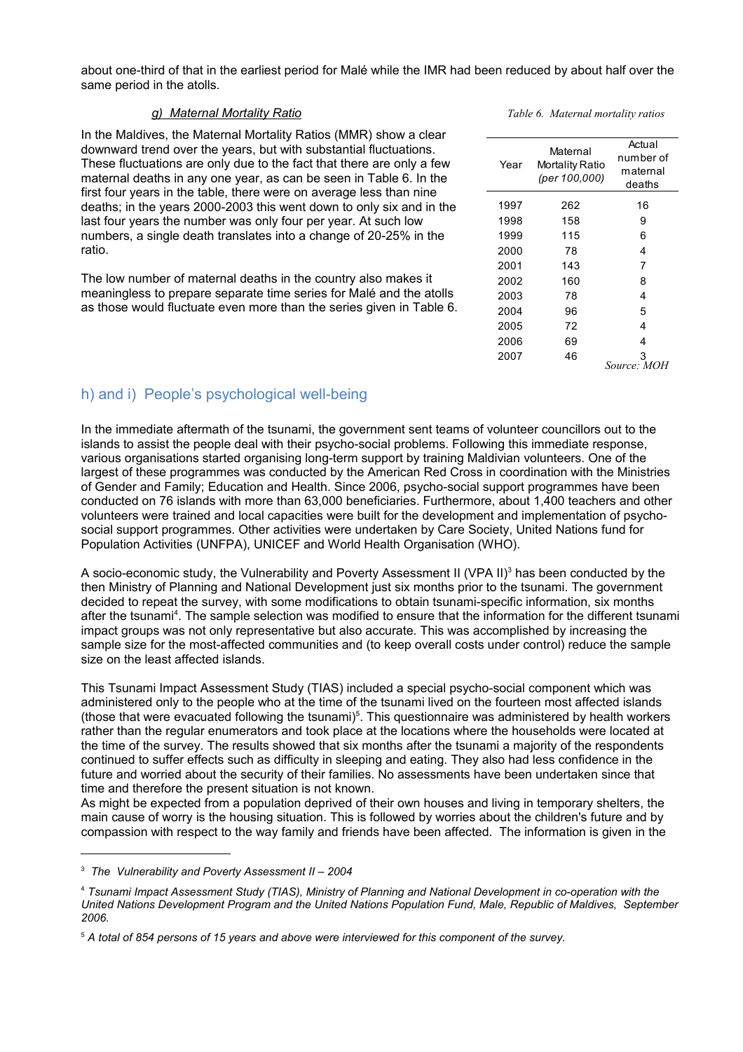about one-third of that in the earliest period for Malé while the IMR had been reduced by about half over the same period in the atolls.

### g) Maternal Mortality Ratio

In the Maldives, the Maternal Mortality Ratios (MMR) show a clear downward trend over the years, but with substantial fluctuations. These fluctuations are only due to the fact that there are only a few maternal deaths in any one year, as can be seen in Table 6. In the first four years in the table, there were on average less than nine deaths; in the years 2000-2003 this went down to only six and in the last four years the number was only four per year. At such low numbers, a single death translates into a change of 20-25% in the ratio.

The low number of maternal deaths in the country also makes it meaningless to prepare separate time series for Malé and the atolls as those would fluctuate even more than the series given in Table 6.

*Table 6. Maternal mortality ratios*

| Year | Maternal Mortality Ratio *(per 100,000)* | Actual number of maternal deaths |
|---|---|---|
| 1997 | 262 | 16 |
| 1998 | 158 | 9 |
| 1999 | 115 | 6 |
| 2000 | 78 | 4 |
| 2001 | 143 | 7 |
| 2002 | 160 | 8 |
| 2003 | 78 | 4 |
| 2004 | 96 | 5 |
| 2005 | 72 | 4 |
| 2006 | 69 | 4 |
| 2007 | 46 | 3 |

*Source: MOH*

## h) and i) People's psychological well-being

In the immediate aftermath of the tsunami, the government sent teams of volunteer councillors out to the islands to assist the people deal with their psycho-social problems. Following this immediate response, various organisations started organising long-term support by training Maldivian volunteers. One of the largest of these programmes was conducted by the American Red Cross in coordination with the Ministries of Gender and Family; Education and Health. Since 2006, psycho-social support programmes have been conducted on 76 islands with more than 63,000 beneficiaries. Furthermore, about 1,400 teachers and other volunteers were trained and local capacities were built for the development and implementation of psycho-social support programmes. Other activities were undertaken by Care Society, United Nations fund for Population Activities (UNFPA), UNICEF and World Health Organisation (WHO).

A socio-economic study, the Vulnerability and Poverty Assessment II (VPA II)[3] has been conducted by the then Ministry of Planning and National Development just six months prior to the tsunami. The government decided to repeat the survey, with some modifications to obtain tsunami-specific information, six months after the tsunami[4]. The sample selection was modified to ensure that the information for the different tsunami impact groups was not only representative but also accurate. This was accomplished by increasing the sample size for the most-affected communities and (to keep overall costs under control) reduce the sample size on the least affected islands.

This Tsunami Impact Assessment Study (TIAS) included a special psycho-social component which was administered only to the people who at the time of the tsunami lived on the fourteen most affected islands (those that were evacuated following the tsunami)[5]. This questionnaire was administered by health workers rather than the regular enumerators and took place at the locations where the households were located at the time of the survey. The results showed that six months after the tsunami a majority of the respondents continued to suffer effects such as difficulty in sleeping and eating. They also had less confidence in the future and worried about the security of their families. No assessments have been undertaken since that time and therefore the present situation is not known.
As might be expected from a population deprived of their own houses and living in temporary shelters, the main cause of worry is the housing situation. This is followed by worries about the children's future and by compassion with respect to the way family and friends have been affected. The information is given in the

---

[3] *The Vulnerability and Poverty Assessment II – 2004*

[4] *Tsunami Impact Assessment Study (TIAS), Ministry of Planning and National Development in co-operation with the United Nations Development Program and the United Nations Population Fund, Male, Republic of Maldives, September 2006.*

[5] *A total of 854 persons of 15 years and above were interviewed for this component of the survey.*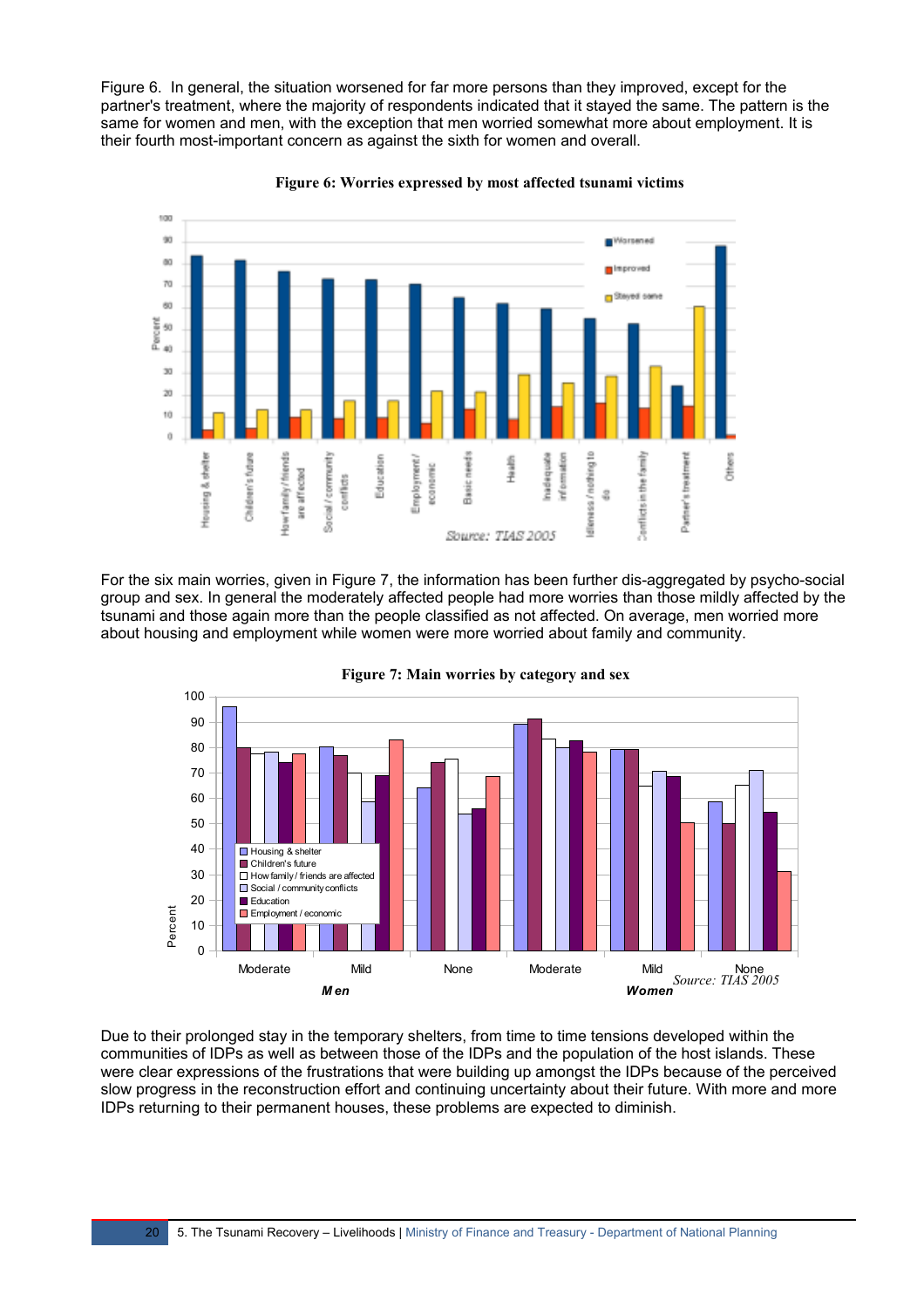Figure 6. In general, the situation worsened for far more persons than they improved, except for the partner's treatment, where the majority of respondents indicated that it stayed the same. The pattern is the same for women and men, with the exception that men worried somewhat more about employment. It is their fourth most-important concern as against the sixth for women and overall.

**Figure 6: Worries expressed by most affected tsunami victims**

100
90
80
70
60
50
40
30
20
10
0

Percent

Worsened
Improved
Stayed same

Housing & shelter
Children's future
How family / friends are affected
Social / community conflicts
Education
Employment / economic
Basic needs
Health
Inadequate information
Idleness / nothing to do
Conflicts in the family
Partner's treatment
Others

*Source: TIAS 2005*

For the six main worries, given in Figure 7, the information has been further dis-aggregated by psycho-social group and sex. In general the moderately affected people had more worries than those mildly affected by the tsunami and those again more than the people classified as not affected. On average, men worried more about housing and employment while women were more worried about family and community.

**Figure 7: Main worries by category and sex**

100
90
80
70
60
50
40
30
20
10
0

Percent

Housing & shelter
Children's future
How family / friends are affected
Social / community conflicts
Education
Employment / economic

Moderate
Mild
None
Moderate
Mild
None

**Men**
**Women**

*Source: TIAS 2005*

Due to their prolonged stay in the temporary shelters, from time to time tensions developed within the communities of IDPs as well as between those of the IDPs and the population of the host islands. These were clear expressions of the frustrations that were building up amongst the IDPs because of the perceived slow progress in the reconstruction effort and continuing uncertainty about their future. With more and more IDPs returning to their permanent houses, these problems are expected to diminish.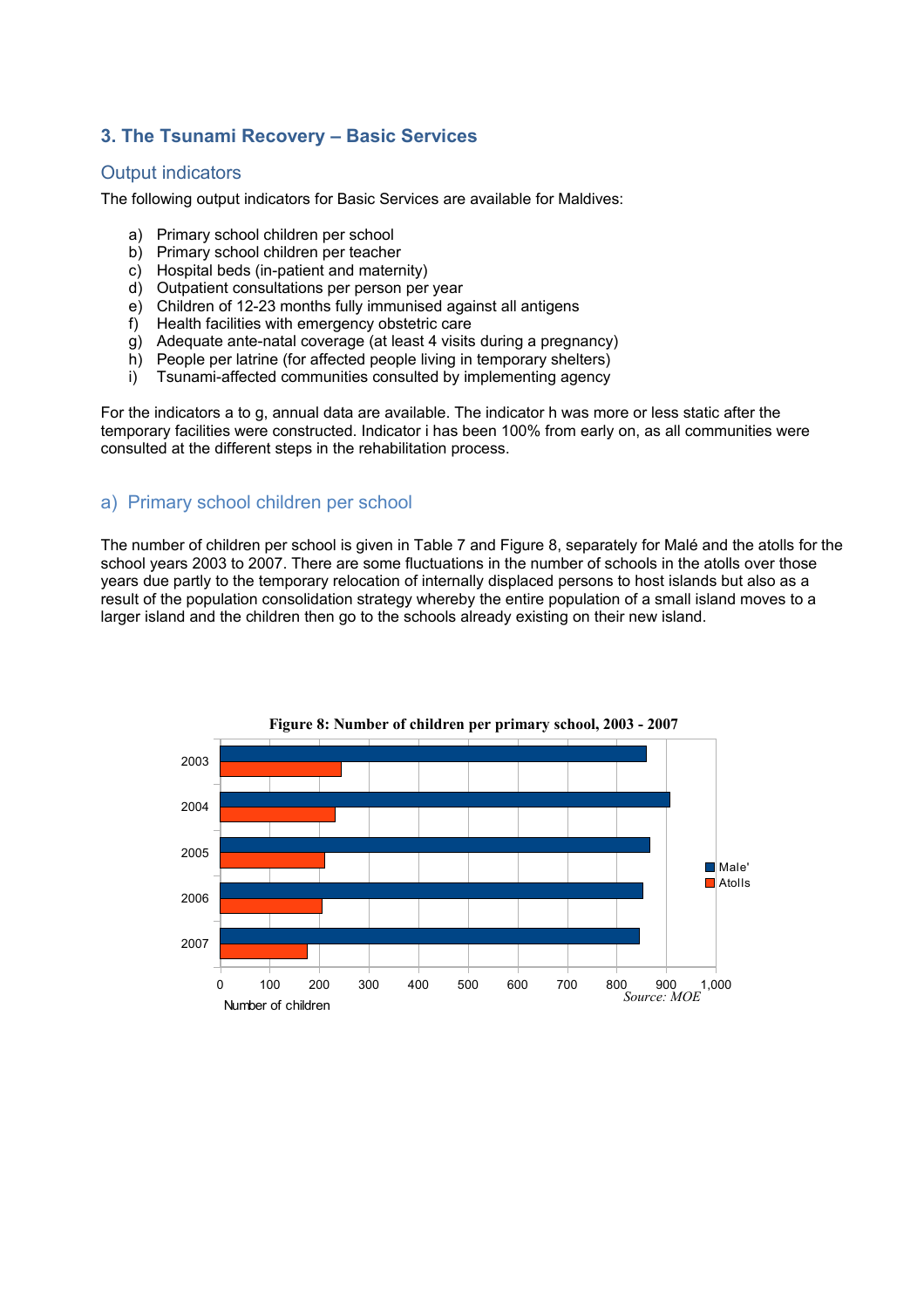## 3. The Tsunami Recovery – Basic Services

### Output indicators

The following output indicators for Basic Services are available for Maldives:

a) Primary school children per school
b) Primary school children per teacher
c) Hospital beds (in-patient and maternity)
d) Outpatient consultations per person per year
e) Children of 12-23 months fully immunised against all antigens
f) Health facilities with emergency obstetric care
g) Adequate ante-natal coverage (at least 4 visits during a pregnancy)
h) People per latrine (for affected people living in temporary shelters)
i) Tsunami-affected communities consulted by implementing agency

For the indicators a to g, annual data are available. The indicator h was more or less static after the temporary facilities were constructed. Indicator i has been 100% from early on, as all communities were consulted at the different steps in the rehabilitation process.

### a) Primary school children per school

The number of children per school is given in Table 7 and Figure 8, separately for Malé and the atolls for the school years 2003 to 2007. There are some fluctuations in the number of schools in the atolls over those years due partly to the temporary relocation of internally displaced persons to host islands but also as a result of the population consolidation strategy whereby the entire population of a small island moves to a larger island and the children then go to the schools already existing on their new island.

**Figure 8: Number of children per primary school, 2003 - 2007**

2003
2004
2005
2006
2007

Male'
Atolls

0 100 200 300 400 500 600 700 800 900 1,000

Number of children

*Source: MOE*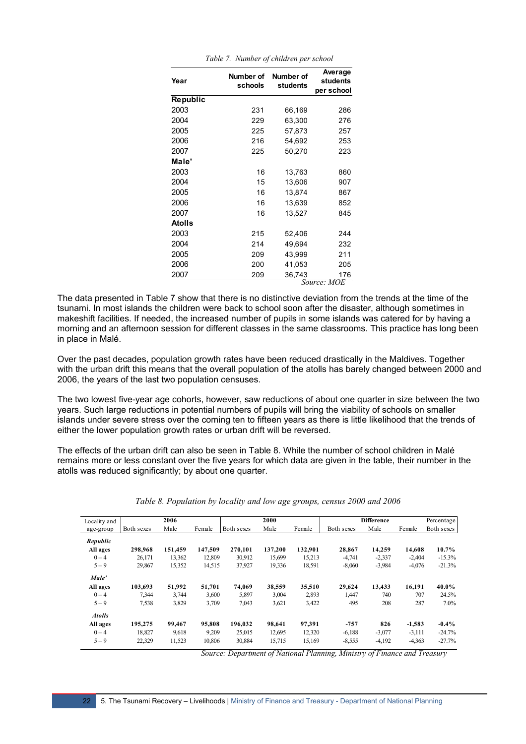*Table 7. Number of children per school*

| Year | Number of schools | Number of students | Average students per school |
|---|---|---|---|
| **Republic** | | | |
| 2003 | 231 | 66,169 | 286 |
| 2004 | 229 | 63,300 | 276 |
| 2005 | 225 | 57,873 | 257 |
| 2006 | 216 | 54,692 | 253 |
| 2007 | 225 | 50,270 | 223 |
| **Male'** | | | |
| 2003 | 16 | 13,763 | 860 |
| 2004 | 15 | 13,606 | 907 |
| 2005 | 16 | 13,874 | 867 |
| 2006 | 16 | 13,639 | 852 |
| 2007 | 16 | 13,527 | 845 |
| **Atolls** | | | |
| 2003 | 215 | 52,406 | 244 |
| 2004 | 214 | 49,694 | 232 |
| 2005 | 209 | 43,999 | 211 |
| 2006 | 200 | 41,053 | 205 |
| 2007 | 209 | 36,743 | 176 |

*Source: MOE*

The data presented in Table 7 show that there is no distinctive deviation from the trends at the time of the tsunami. In most islands the children were back to school soon after the disaster, although sometimes in makeshift facilities. If needed, the increased number of pupils in some islands was catered for by having a morning and an afternoon session for different classes in the same classrooms. This practice has long been in place in Malé.

Over the past decades, population growth rates have been reduced drastically in the Maldives. Together with the urban drift this means that the overall population of the atolls has barely changed between 2000 and 2006, the years of the last two population censuses.

The two lowest five-year age cohorts, however, saw reductions of about one quarter in size between the two years. Such large reductions in potential numbers of pupils will bring the viability of schools on smaller islands under severe stress over the coming ten to fifteen years as there is little likelihood that the trends of either the lower population growth rates or urban drift will be reversed.

The effects of the urban drift can also be seen in Table 8. While the number of school children in Malé remains more or less constant over the five years for which data are given in the table, their number in the atolls was reduced significantly; by about one quarter.

*Table 8. Population by locality and low age groups, census 2000 and 2006*

| Locality and | 2006 | | | 2000 | | | Difference | | | Percentage |
|---|---|---|---|---|---|---|---|---|---|---|
| age-group | Both sexes | Male | Female | Both sexes | Male | Female | Both sexes | Male | Female | Both sexes |
| ***Republic*** | | | | | | | | | | |
| **All ages** | **298,968** | **151,459** | **147,509** | **270,101** | **137,200** | **132,901** | **28,867** | **14,259** | **14,608** | **10.7%** |
| 0 – 4 | 26,171 | 13,362 | 12,809 | 30,912 | 15,699 | 15,213 | -4,741 | -2,337 | -2,404 | -15.3% |
| 5 – 9 | 29,867 | 15,352 | 14,515 | 37,927 | 19,336 | 18,591 | -8,060 | -3,984 | -4,076 | -21.3% |
| ***Male'*** | | | | | | | | | | |
| **All ages** | **103,693** | **51,992** | **51,701** | **74,069** | **38,559** | **35,510** | **29,624** | **13,433** | **16,191** | **40.0%** |
| 0 – 4 | 7,344 | 3,744 | 3,600 | 5,897 | 3,004 | 2,893 | 1,447 | 740 | 707 | 24.5% |
| 5 – 9 | 7,538 | 3,829 | 3,709 | 7,043 | 3,621 | 3,422 | 495 | 208 | 287 | 7.0% |
| ***Atolls*** | | | | | | | | | | |
| **All ages** | **195,275** | **99,467** | **95,808** | **196,032** | **98,641** | **97,391** | **-757** | **826** | **-1,583** | **-0.4%** |
| 0 – 4 | 18,827 | 9,618 | 9,209 | 25,015 | 12,695 | 12,320 | -6,188 | -3,077 | -3,111 | -24.7% |
| 5 – 9 | 22,329 | 11,523 | 10,806 | 30,884 | 15,715 | 15,169 | -8,555 | -4,192 | -4,363 | -27.7% |

*Source: Department of National Planning, Ministry of Finance and Treasury*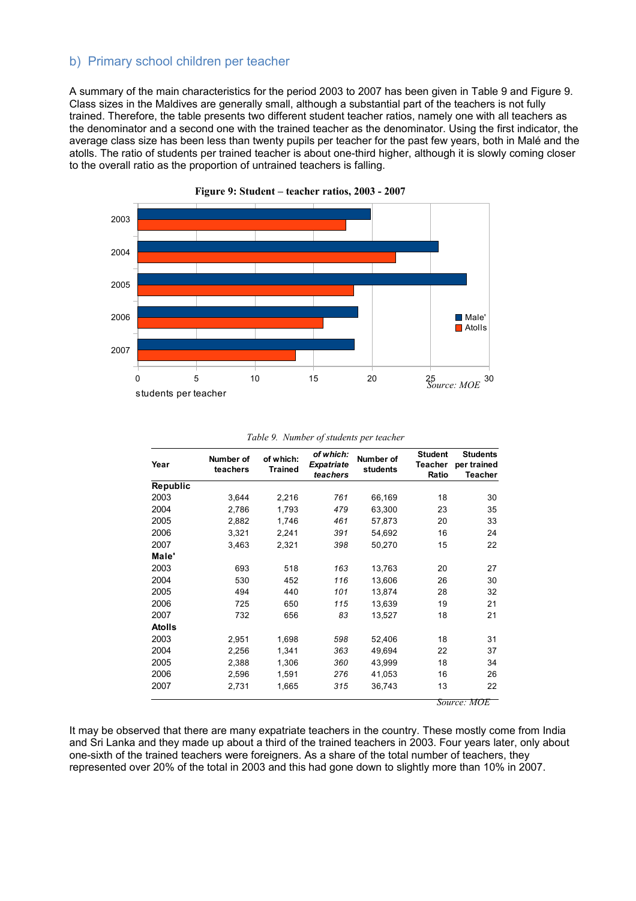## b) Primary school children per teacher

A summary of the main characteristics for the period 2003 to 2007 has been given in Table 9 and Figure 9. Class sizes in the Maldives are generally small, although a substantial part of the teachers is not fully trained. Therefore, the table presents two different student teacher ratios, namely one with all teachers as the denominator and a second one with the trained teacher as the denominator. Using the first indicator, the average class size has been less than twenty pupils per teacher for the past few years, both in Malé and the atolls. The ratio of students per trained teacher is about one-third higher, although it is slowly coming closer to the overall ratio as the proportion of untrained teachers is falling.

**Figure 9: Student – teacher ratios, 2003 - 2007**

2003
2004
2005
2006
2007

0 5 10 15 20 25 30

students per teacher

Male'
Atolls

*Source: MOE*

*Table 9. Number of students per teacher*

| Year | Number of teachers | of which: Trained | *of which: Expatriate teachers* | Number of students | Student Teacher Ratio | Students per trained Teacher |
|---|---|---|---|---|---|---|
| **Republic** | | | | | | |
| 2003 | 3,644 | 2,216 | *761* | 66,169 | 18 | 30 |
| 2004 | 2,786 | 1,793 | *479* | 63,300 | 23 | 35 |
| 2005 | 2,882 | 1,746 | *461* | 57,873 | 20 | 33 |
| 2006 | 3,321 | 2,241 | *391* | 54,692 | 16 | 24 |
| 2007 | 3,463 | 2,321 | *398* | 50,270 | 15 | 22 |
| **Male'** | | | | | | |
| 2003 | 693 | 518 | *163* | 13,763 | 20 | 27 |
| 2004 | 530 | 452 | *116* | 13,606 | 26 | 30 |
| 2005 | 494 | 440 | *101* | 13,874 | 28 | 32 |
| 2006 | 725 | 650 | *115* | 13,639 | 19 | 21 |
| 2007 | 732 | 656 | *83* | 13,527 | 18 | 21 |
| **Atolls** | | | | | | |
| 2003 | 2,951 | 1,698 | *598* | 52,406 | 18 | 31 |
| 2004 | 2,256 | 1,341 | *363* | 49,694 | 22 | 37 |
| 2005 | 2,388 | 1,306 | *360* | 43,999 | 18 | 34 |
| 2006 | 2,596 | 1,591 | *276* | 41,053 | 16 | 26 |
| 2007 | 2,731 | 1,665 | *315* | 36,743 | 13 | 22 |

*Source: MOE*

It may be observed that there are many expatriate teachers in the country. These mostly come from India and Sri Lanka and they made up about a third of the trained teachers in 2003. Four years later, only about one-sixth of the trained teachers were foreigners. As a share of the total number of teachers, they represented over 20% of the total in 2003 and this had gone down to slightly more than 10% in 2007.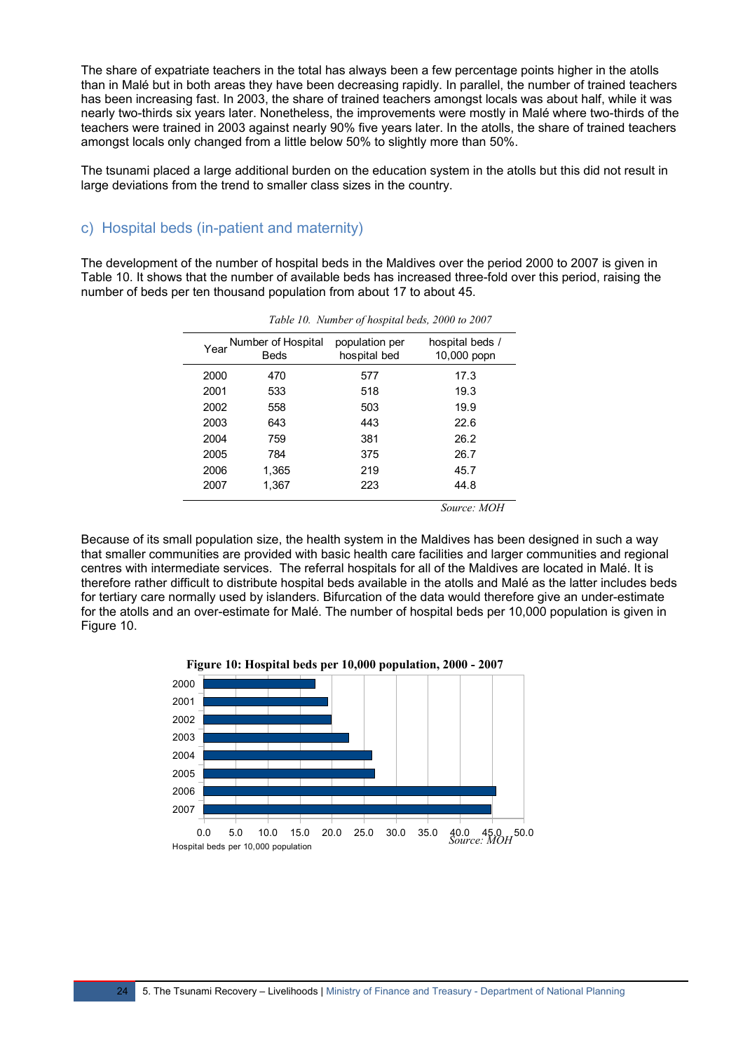The share of expatriate teachers in the total has always been a few percentage points higher in the atolls than in Malé but in both areas they have been decreasing rapidly. In parallel, the number of trained teachers has been increasing fast. In 2003, the share of trained teachers amongst locals was about half, while it was nearly two-thirds six years later. Nonetheless, the improvements were mostly in Malé where two-thirds of the teachers were trained in 2003 against nearly 90% five years later. In the atolls, the share of trained teachers amongst locals only changed from a little below 50% to slightly more than 50%.

The tsunami placed a large additional burden on the education system in the atolls but this did not result in large deviations from the trend to smaller class sizes in the country.

## c) Hospital beds (in-patient and maternity)

The development of the number of hospital beds in the Maldives over the period 2000 to 2007 is given in Table 10. It shows that the number of available beds has increased three-fold over this period, raising the number of beds per ten thousand population from about 17 to about 45.

*Table 10. Number of hospital beds, 2000 to 2007*

| Year | Number of Hospital Beds | population per hospital bed | hospital beds / 10,000 popn |
|---|---|---|---|
| 2000 | 470 | 577 | 17.3 |
| 2001 | 533 | 518 | 19.3 |
| 2002 | 558 | 503 | 19.9 |
| 2003 | 643 | 443 | 22.6 |
| 2004 | 759 | 381 | 26.2 |
| 2005 | 784 | 375 | 26.7 |
| 2006 | 1,365 | 219 | 45.7 |
| 2007 | 1,367 | 223 | 44.8 |

*Source: MOH*

Because of its small population size, the health system in the Maldives has been designed in such a way that smaller communities are provided with basic health care facilities and larger communities and regional centres with intermediate services. The referral hospitals for all of the Maldives are located in Malé. It is therefore rather difficult to distribute hospital beds available in the atolls and Malé as the latter includes beds for tertiary care normally used by islanders. Bifurcation of the data would therefore give an under-estimate for the atolls and an over-estimate for Malé. The number of hospital beds per 10,000 population is given in Figure 10.

**Figure 10: Hospital beds per 10,000 population, 2000 - 2007**

2000
2001
2002
2003
2004
2005
2006
2007

0.0 5.0 10.0 15.0 20.0 25.0 30.0 35.0 40.0 45.0 50.0

Hospital beds per 10,000 population

*Source: MOH*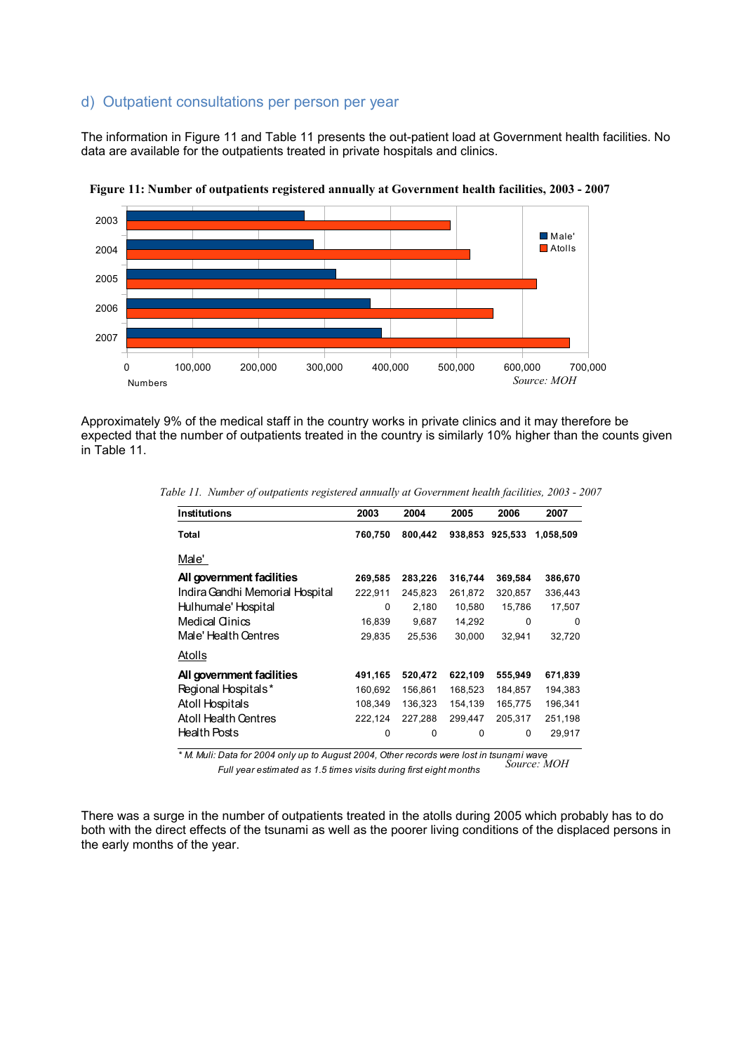## d) Outpatient consultations per person per year

The information in Figure 11 and Table 11 presents the out-patient load at Government health facilities. No data are available for the outpatients treated in private hospitals and clinics.

**Figure 11: Number of outpatients registered annually at Government health facilities, 2003 - 2007**

2003
2004
2005
2006
2007

Male'
Atolls

0 100,000 200,000 300,000 400,000 500,000 600,000 700,000

Numbers

*Source: MOH*

Approximately 9% of the medical staff in the country works in private clinics and it may therefore be expected that the number of outpatients treated in the country is similarly 10% higher than the counts given in Table 11.

*Table 11. Number of outpatients registered annually at Government health facilities, 2003 - 2007*

| Institutions | 2003 | 2004 | 2005 | 2006 | 2007 |
|---|---|---|---|---|---|
| **Total** | **760,750** | **800,442** | **938,853** | **925,533** | **1,058,509** |
| Male' | | | | | |
| **All government facilities** | **269,585** | **283,226** | **316,744** | **369,584** | **386,670** |
| Indira Gandhi Memorial Hospital | 222,911 | 245,823 | 261,872 | 320,857 | 336,443 |
| Hulhumale' Hospital | 0 | 2,180 | 10,580 | 15,786 | 17,507 |
| Medical Clinics | 16,839 | 9,687 | 14,292 | 0 | 0 |
| Male' Health Centres | 29,835 | 25,536 | 30,000 | 32,941 | 32,720 |
| Atolls | | | | | |
| **All government facilities** | **491,165** | **520,472** | **622,109** | **555,949** | **671,839** |
| Regional Hospitals* | 160,692 | 156,861 | 168,523 | 184,857 | 194,383 |
| Atoll Hospitals | 108,349 | 136,323 | 154,139 | 165,775 | 196,341 |
| Atoll Health Centres | 222,124 | 227,288 | 299,447 | 205,317 | 251,198 |
| Health Posts | 0 | 0 | 0 | 0 | 29,917 |

*\* M. Muli: Data for 2004 only up to August 2004, Other records were lost in tsunami wave*
*Full year estimated as 1.5 times visits during first eight months*

*Source: MOH*

There was a surge in the number of outpatients treated in the atolls during 2005 which probably has to do both with the direct effects of the tsunami as well as the poorer living conditions of the displaced persons in the early months of the year.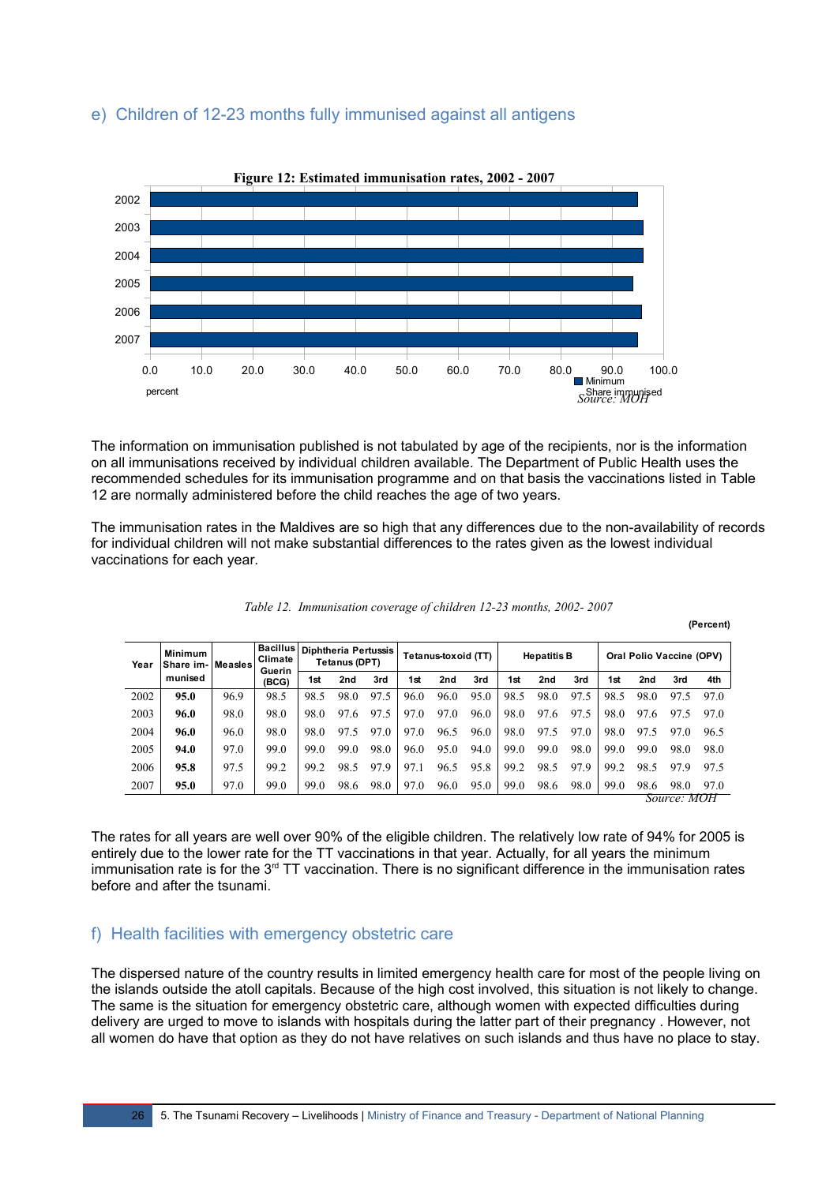## e) Children of 12-23 months fully immunised against all antigens

**Figure 12: Estimated immunisation rates, 2002 - 2007**

2002
2003
2004
2005
2006
2007

0.0 10.0 20.0 30.0 40.0 50.0 60.0 70.0 80.0 90.0 100.0

percent

Minimum Share immunised

*Source: MOH*

The information on immunisation published is not tabulated by age of the recipients, nor is the information on all immunisations received by individual children available. The Department of Public Health uses the recommended schedules for its immunisation programme and on that basis the vaccinations listed in Table 12 are normally administered before the child reaches the age of two years.

The immunisation rates in the Maldives are so high that any differences due to the non-availability of records for individual children will not make substantial differences to the rates given as the lowest individual vaccinations for each year.

*Table 12. Immunisation coverage of children 12-23 months, 2002- 2007*

**(Percent)**

| Year | Minimum Share immunised | Measles | Bacillus Climate Guerin (BCG) | Diphtheria Pertussis Tetanus (DPT) | | | Tetanus-toxoid (TT) | | | Hepatitis B | | | Oral Polio Vaccine (OPV) | | | |
|---|---|---|---|---|---|---|---|---|---|---|---|---|---|---|---|---|
| | | | | 1st | 2nd | 3rd | 1st | 2nd | 3rd | 1st | 2nd | 3rd | 1st | 2nd | 3rd | 4th |
| 2002 | **95.0** | 96.9 | 98.5 | 98.5 | 98.0 | 97.5 | 96.0 | 96.0 | 95.0 | 98.5 | 98.0 | 97.5 | 98.5 | 98.0 | 97.5 | 97.0 |
| 2003 | **96.0** | 98.0 | 98.0 | 98.0 | 97.6 | 97.5 | 97.0 | 97.0 | 96.0 | 98.0 | 97.6 | 97.5 | 98.0 | 97.6 | 97.5 | 97.0 |
| 2004 | **96.0** | 96.0 | 98.0 | 98.0 | 97.5 | 97.0 | 97.0 | 96.5 | 96.0 | 98.0 | 97.5 | 97.0 | 98.0 | 97.5 | 97.0 | 96.5 |
| 2005 | **94.0** | 97.0 | 99.0 | 99.0 | 99.0 | 98.0 | 96.0 | 95.0 | 94.0 | 99.0 | 99.0 | 98.0 | 99.0 | 99.0 | 98.0 | 98.0 |
| 2006 | **95.8** | 97.5 | 99.2 | 99.2 | 98.5 | 97.9 | 97.1 | 96.5 | 95.8 | 99.2 | 98.5 | 97.9 | 99.2 | 98.5 | 97.9 | 97.5 |
| 2007 | **95.0** | 97.0 | 99.0 | 99.0 | 98.6 | 98.0 | 97.0 | 96.0 | 95.0 | 99.0 | 98.6 | 98.0 | 99.0 | 98.6 | 98.0 | 97.0 |

*Source: MOH*

The rates for all years are well over 90% of the eligible children. The relatively low rate of 94% for 2005 is entirely due to the lower rate for the TT vaccinations in that year. Actually, for all years the minimum immunisation rate is for the 3rd TT vaccination. There is no significant difference in the immunisation rates before and after the tsunami.

## f) Health facilities with emergency obstetric care

The dispersed nature of the country results in limited emergency health care for most of the people living on the islands outside the atoll capitals. Because of the high cost involved, this situation is not likely to change. The same is the situation for emergency obstetric care, although women with expected difficulties during delivery are urged to move to islands with hospitals during the latter part of their pregnancy . However, not all women do have that option as they do not have relatives on such islands and thus have no place to stay.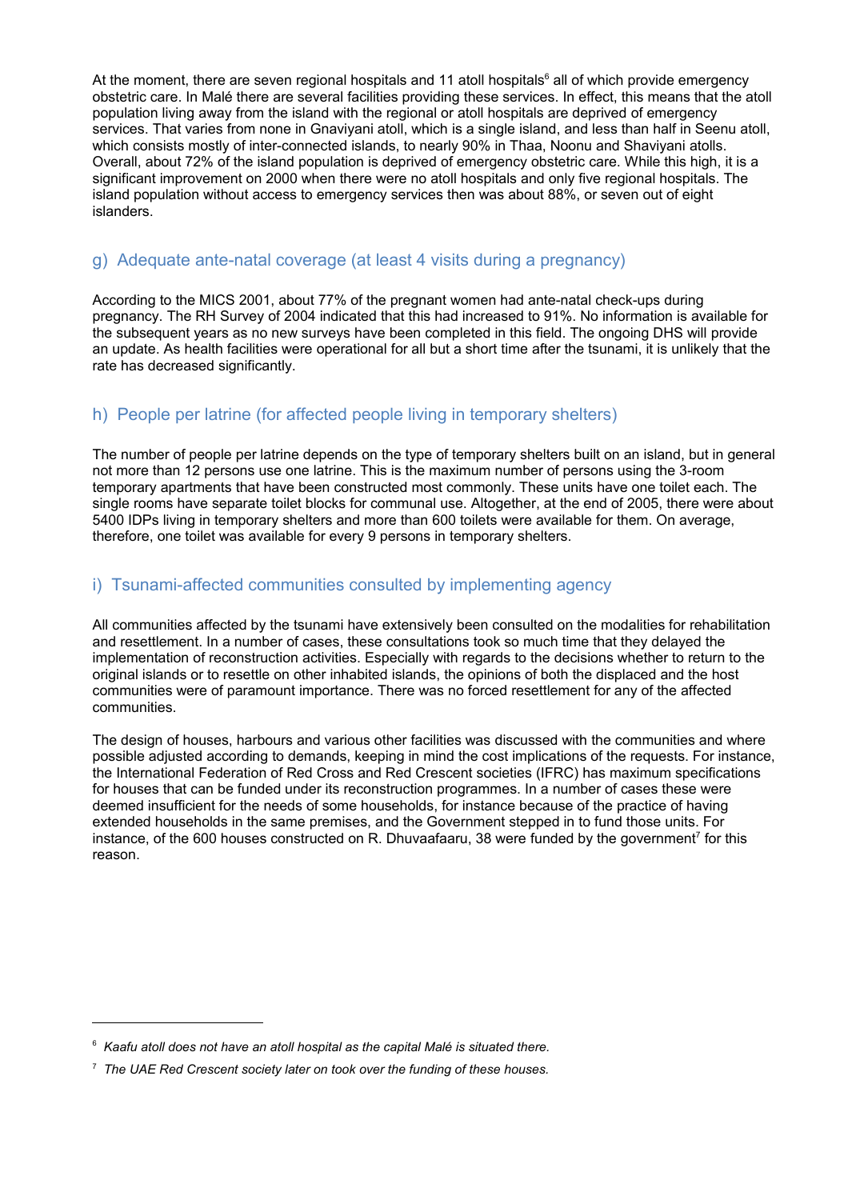At the moment, there are seven regional hospitals and 11 atoll hospitals[6] all of which provide emergency obstetric care. In Malé there are several facilities providing these services. In effect, this means that the atoll population living away from the island with the regional or atoll hospitals are deprived of emergency services. That varies from none in Gnaviyani atoll, which is a single island, and less than half in Seenu atoll, which consists mostly of inter-connected islands, to nearly 90% in Thaa, Noonu and Shaviyani atolls. Overall, about 72% of the island population is deprived of emergency obstetric care. While this high, it is a significant improvement on 2000 when there were no atoll hospitals and only five regional hospitals. The island population without access to emergency services then was about 88%, or seven out of eight islanders.

### g) Adequate ante-natal coverage (at least 4 visits during a pregnancy)

According to the MICS 2001, about 77% of the pregnant women had ante-natal check-ups during pregnancy. The RH Survey of 2004 indicated that this had increased to 91%. No information is available for the subsequent years as no new surveys have been completed in this field. The ongoing DHS will provide an update. As health facilities were operational for all but a short time after the tsunami, it is unlikely that the rate has decreased significantly.

### h) People per latrine (for affected people living in temporary shelters)

The number of people per latrine depends on the type of temporary shelters built on an island, but in general not more than 12 persons use one latrine. This is the maximum number of persons using the 3-room temporary apartments that have been constructed most commonly. These units have one toilet each. The single rooms have separate toilet blocks for communal use. Altogether, at the end of 2005, there were about 5400 IDPs living in temporary shelters and more than 600 toilets were available for them. On average, therefore, one toilet was available for every 9 persons in temporary shelters.

### i) Tsunami-affected communities consulted by implementing agency

All communities affected by the tsunami have extensively been consulted on the modalities for rehabilitation and resettlement. In a number of cases, these consultations took so much time that they delayed the implementation of reconstruction activities. Especially with regards to the decisions whether to return to the original islands or to resettle on other inhabited islands, the opinions of both the displaced and the host communities were of paramount importance. There was no forced resettlement for any of the affected communities.

The design of houses, harbours and various other facilities was discussed with the communities and where possible adjusted according to demands, keeping in mind the cost implications of the requests. For instance, the International Federation of Red Cross and Red Crescent societies (IFRC) has maximum specifications for houses that can be funded under its reconstruction programmes. In a number of cases these were deemed insufficient for the needs of some households, for instance because of the practice of having extended households in the same premises, and the Government stepped in to fund those units. For instance, of the 600 houses constructed on R. Dhuvaafaaru, 38 were funded by the government[7] for this reason.

---

[6] *Kaafu atoll does not have an atoll hospital as the capital Malé is situated there.*

[7] *The UAE Red Crescent society later on took over the funding of these houses.*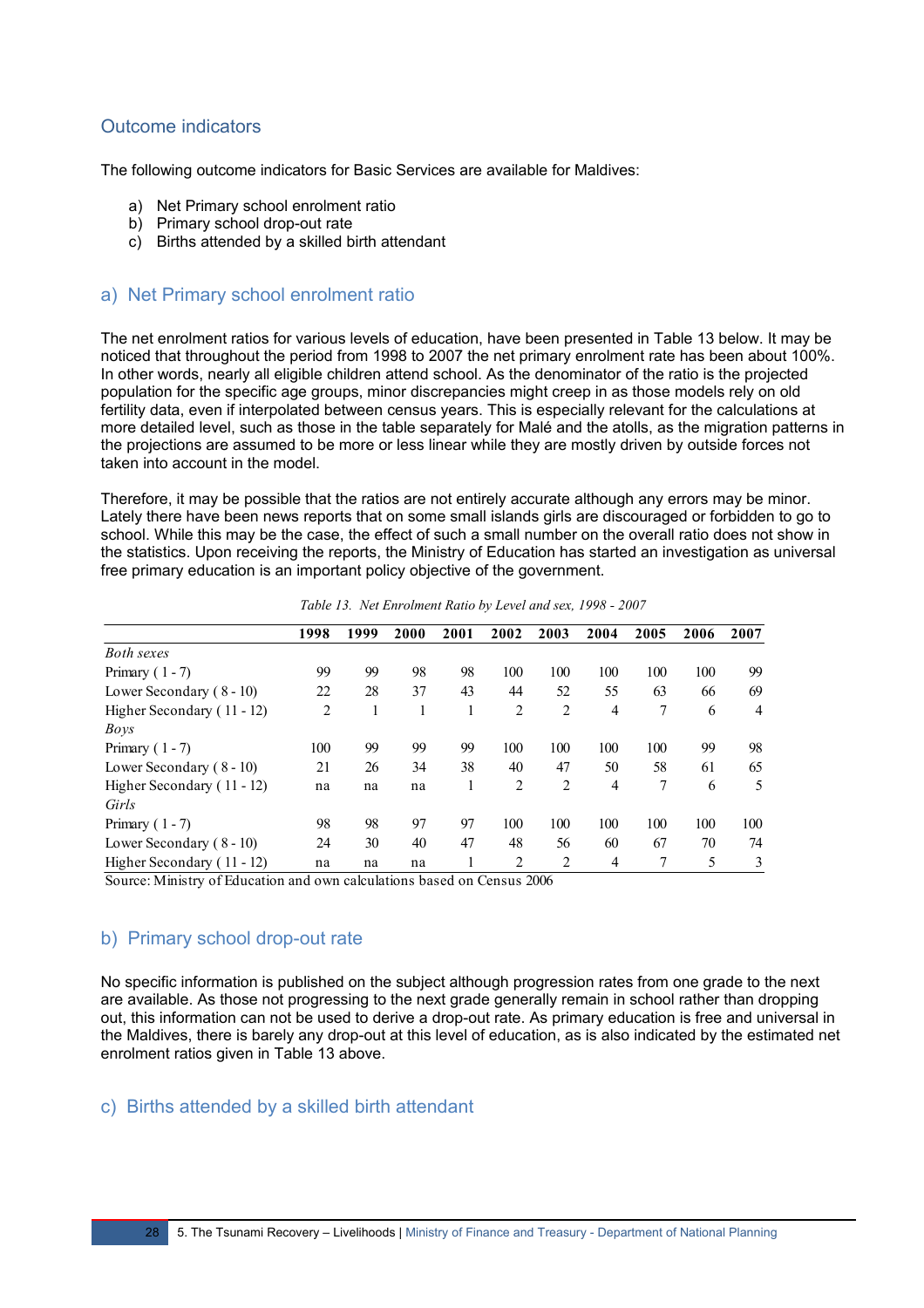## Outcome indicators

The following outcome indicators for Basic Services are available for Maldives:

a) Net Primary school enrolment ratio
b) Primary school drop-out rate
c) Births attended by a skilled birth attendant

### a) Net Primary school enrolment ratio

The net enrolment ratios for various levels of education, have been presented in Table 13 below. It may be noticed that throughout the period from 1998 to 2007 the net primary enrolment rate has been about 100%. In other words, nearly all eligible children attend school. As the denominator of the ratio is the projected population for the specific age groups, minor discrepancies might creep in as those models rely on old fertility data, even if interpolated between census years. This is especially relevant for the calculations at more detailed level, such as those in the table separately for Malé and the atolls, as the migration patterns in the projections are assumed to be more or less linear while they are mostly driven by outside forces not taken into account in the model.

Therefore, it may be possible that the ratios are not entirely accurate although any errors may be minor. Lately there have been news reports that on some small islands girls are discouraged or forbidden to go to school. While this may be the case, the effect of such a small number on the overall ratio does not show in the statistics. Upon receiving the reports, the Ministry of Education has started an investigation as universal free primary education is an important policy objective of the government.

*Table 13. Net Enrolment Ratio by Level and sex, 1998 - 2007*

| | 1998 | 1999 | 2000 | 2001 | 2002 | 2003 | 2004 | 2005 | 2006 | 2007 |
|---|---|---|---|---|---|---|---|---|---|---|
| *Both sexes* | | | | | | | | | | |
| Primary ( 1 - 7) | 99 | 99 | 98 | 98 | 100 | 100 | 100 | 100 | 100 | 99 |
| Lower Secondary ( 8 - 10) | 22 | 28 | 37 | 43 | 44 | 52 | 55 | 63 | 66 | 69 |
| Higher Secondary ( 11 - 12) | 2 | 1 | 1 | 1 | 2 | 2 | 4 | 7 | 6 | 4 |
| *Boys* | | | | | | | | | | |
| Primary ( 1 - 7) | 100 | 99 | 99 | 99 | 100 | 100 | 100 | 100 | 99 | 98 |
| Lower Secondary ( 8 - 10) | 21 | 26 | 34 | 38 | 40 | 47 | 50 | 58 | 61 | 65 |
| Higher Secondary ( 11 - 12) | na | na | na | 1 | 2 | 2 | 4 | 7 | 6 | 5 |
| *Girls* | | | | | | | | | | |
| Primary ( 1 - 7) | 98 | 98 | 97 | 97 | 100 | 100 | 100 | 100 | 100 | 100 |
| Lower Secondary ( 8 - 10) | 24 | 30 | 40 | 47 | 48 | 56 | 60 | 67 | 70 | 74 |
| Higher Secondary ( 11 - 12) | na | na | na | 1 | 2 | 2 | 4 | 7 | 5 | 3 |

Source: Ministry of Education and own calculations based on Census 2006

### b) Primary school drop-out rate

No specific information is published on the subject although progression rates from one grade to the next are available. As those not progressing to the next grade generally remain in school rather than dropping out, this information can not be used to derive a drop-out rate. As primary education is free and universal in the Maldives, there is barely any drop-out at this level of education, as is also indicated by the estimated net enrolment ratios given in Table 13 above.

### c) Births attended by a skilled birth attendant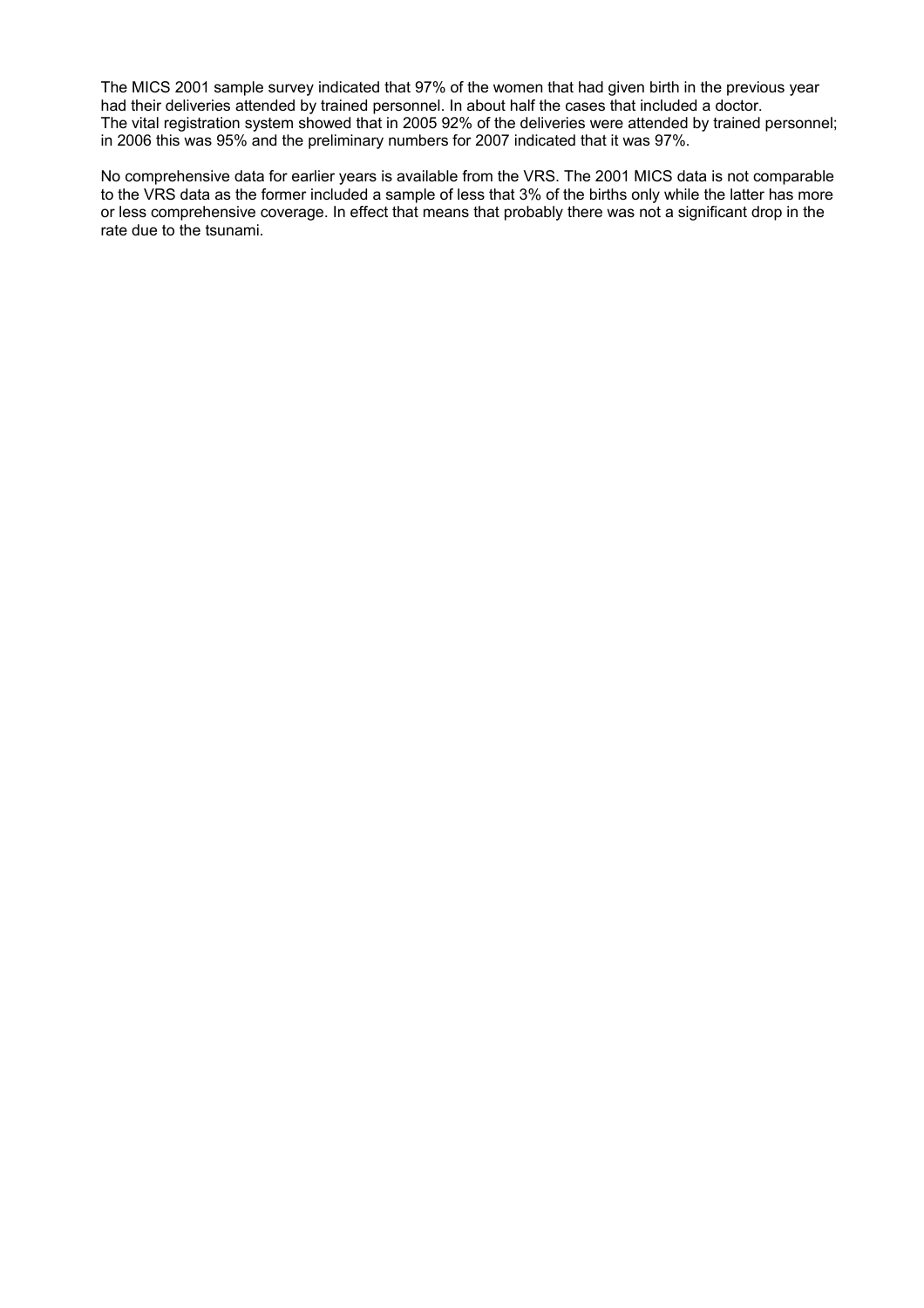The MICS 2001 sample survey indicated that 97% of the women that had given birth in the previous year had their deliveries attended by trained personnel. In about half the cases that included a doctor.
The vital registration system showed that in 2005 92% of the deliveries were attended by trained personnel; in 2006 this was 95% and the preliminary numbers for 2007 indicated that it was 97%.

No comprehensive data for earlier years is available from the VRS. The 2001 MICS data is not comparable to the VRS data as the former included a sample of less that 3% of the births only while the latter has more or less comprehensive coverage. In effect that means that probably there was not a significant drop in the rate due to the tsunami.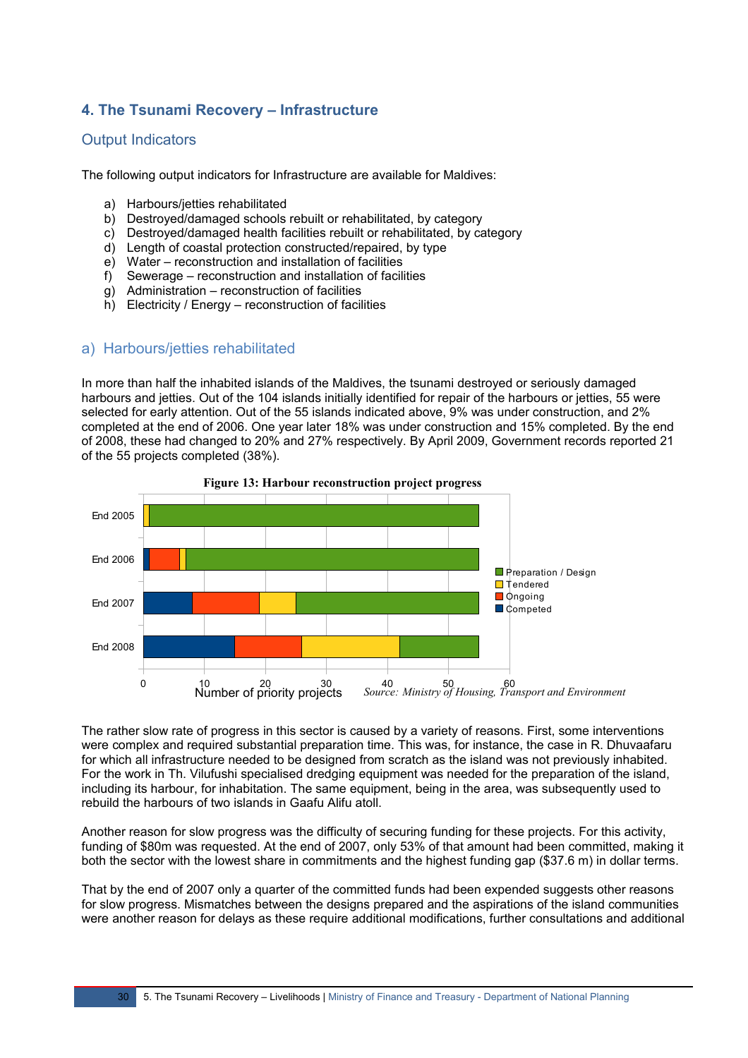## 4. The Tsunami Recovery – Infrastructure

### Output Indicators

The following output indicators for Infrastructure are available for Maldives:

a) Harbours/jetties rehabilitated
b) Destroyed/damaged schools rebuilt or rehabilitated, by category
c) Destroyed/damaged health facilities rebuilt or rehabilitated, by category
d) Length of coastal protection constructed/repaired, by type
e) Water – reconstruction and installation of facilities
f) Sewerage – reconstruction and installation of facilities
g) Administration – reconstruction of facilities
h) Electricity / Energy – reconstruction of facilities

### a) Harbours/jetties rehabilitated

In more than half the inhabited islands of the Maldives, the tsunami destroyed or seriously damaged harbours and jetties. Out of the 104 islands initially identified for repair of the harbours or jetties, 55 were selected for early attention. Out of the 55 islands indicated above, 9% was under construction, and 2% completed at the end of 2006. One year later 18% was under construction and 15% completed. By the end of 2008, these had changed to 20% and 27% respectively. By April 2009, Government records reported 21 of the 55 projects completed (38%).

**Figure 13: Harbour reconstruction project progress**

End 2005
End 2006
End 2007
End 2008

0 10 20 30 40 50 60
Number of priority projects

Preparation / Design
Tendered
Ongoing
Competed

*Source: Ministry of Housing, Transport and Environment*

The rather slow rate of progress in this sector is caused by a variety of reasons. First, some interventions were complex and required substantial preparation time. This was, for instance, the case in R. Dhuvaafaru for which all infrastructure needed to be designed from scratch as the island was not previously inhabited. For the work in Th. Vilufushi specialised dredging equipment was needed for the preparation of the island, including its harbour, for inhabitation. The same equipment, being in the area, was subsequently used to rebuild the harbours of two islands in Gaafu Alifu atoll.

Another reason for slow progress was the difficulty of securing funding for these projects. For this activity, funding of $80m was requested. At the end of 2007, only 53% of that amount had been committed, making it both the sector with the lowest share in commitments and the highest funding gap ($37.6 m) in dollar terms.

That by the end of 2007 only a quarter of the committed funds had been expended suggests other reasons for slow progress. Mismatches between the designs prepared and the aspirations of the island communities were another reason for delays as these require additional modifications, further consultations and additional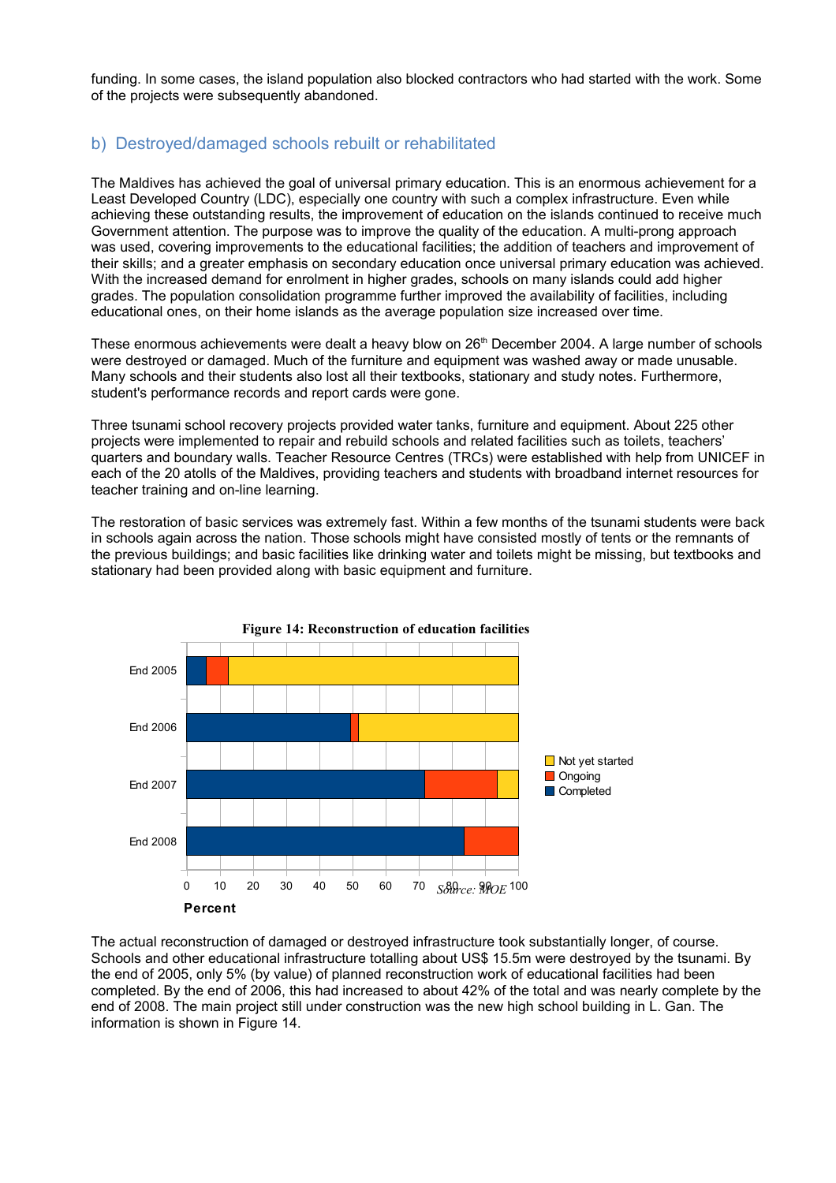funding. In some cases, the island population also blocked contractors who had started with the work. Some of the projects were subsequently abandoned.

## b) Destroyed/damaged schools rebuilt or rehabilitated

The Maldives has achieved the goal of universal primary education. This is an enormous achievement for a Least Developed Country (LDC), especially one country with such a complex infrastructure. Even while achieving these outstanding results, the improvement of education on the islands continued to receive much Government attention. The purpose was to improve the quality of the education. A multi-prong approach was used, covering improvements to the educational facilities; the addition of teachers and improvement of their skills; and a greater emphasis on secondary education once universal primary education was achieved. With the increased demand for enrolment in higher grades, schools on many islands could add higher grades. The population consolidation programme further improved the availability of facilities, including educational ones, on their home islands as the average population size increased over time.

These enormous achievements were dealt a heavy blow on 26th December 2004. A large number of schools were destroyed or damaged. Much of the furniture and equipment was washed away or made unusable. Many schools and their students also lost all their textbooks, stationary and study notes. Furthermore, student's performance records and report cards were gone.

Three tsunami school recovery projects provided water tanks, furniture and equipment. About 225 other projects were implemented to repair and rebuild schools and related facilities such as toilets, teachers' quarters and boundary walls. Teacher Resource Centres (TRCs) were established with help from UNICEF in each of the 20 atolls of the Maldives, providing teachers and students with broadband internet resources for teacher training and on-line learning.

The restoration of basic services was extremely fast. Within a few months of the tsunami students were back in schools again across the nation. Those schools might have consisted mostly of tents or the remnants of the previous buildings; and basic facilities like drinking water and toilets might be missing, but textbooks and stationary had been provided along with basic equipment and furniture.

**Figure 14: Reconstruction of education facilities**

End 2005
End 2006
End 2007
End 2008

0 10 20 30 40 50 60 70 80 90 100

Percent

Not yet started
Ongoing
Completed

*Source: MOE*

The actual reconstruction of damaged or destroyed infrastructure took substantially longer, of course. Schools and other educational infrastructure totalling about US$ 15.5m were destroyed by the tsunami. By the end of 2005, only 5% (by value) of planned reconstruction work of educational facilities had been completed. By the end of 2006, this had increased to about 42% of the total and was nearly complete by the end of 2008. The main project still under construction was the new high school building in L. Gan. The information is shown in Figure 14.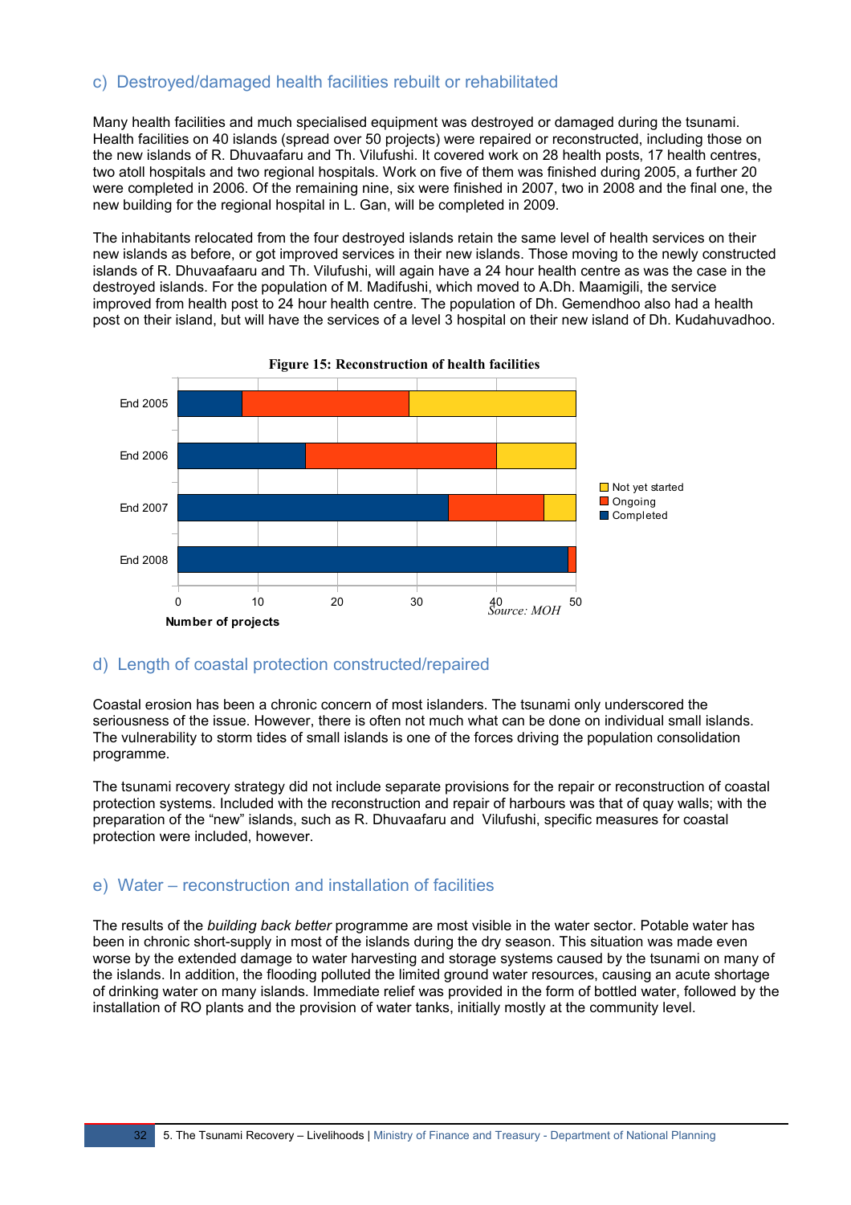## c) Destroyed/damaged health facilities rebuilt or rehabilitated

Many health facilities and much specialised equipment was destroyed or damaged during the tsunami. Health facilities on 40 islands (spread over 50 projects) were repaired or reconstructed, including those on the new islands of R. Dhuvaafaru and Th. Vilufushi. It covered work on 28 health posts, 17 health centres, two atoll hospitals and two regional hospitals. Work on five of them was finished during 2005, a further 20 were completed in 2006. Of the remaining nine, six were finished in 2007, two in 2008 and the final one, the new building for the regional hospital in L. Gan, will be completed in 2009.

The inhabitants relocated from the four destroyed islands retain the same level of health services on their new islands as before, or got improved services in their new islands. Those moving to the newly constructed islands of R. Dhuvaafaru and Th. Vilufushi, will again have a 24 hour health centre as was the case in the destroyed islands. For the population of M. Madifushi, which moved to A.Dh. Maamigili, the service improved from health post to 24 hour health centre. The population of Dh. Gemendhoo also had a health post on their island, but will have the services of a level 3 hospital on their new island of Dh. Kudahuvadhoo.

**Figure 15: Reconstruction of health facilities**

End 2005
End 2006
End 2007
End 2008

0 10 20 30 40 50

Number of projects

Not yet started
Ongoing
Completed

*Source: MOH*

## d) Length of coastal protection constructed/repaired

Coastal erosion has been a chronic concern of most islanders. The tsunami only underscored the seriousness of the issue. However, there is often not much what can be done on individual small islands. The vulnerability to storm tides of small islands is one of the forces driving the population consolidation programme.

The tsunami recovery strategy did not include separate provisions for the repair or reconstruction of coastal protection systems. Included with the reconstruction and repair of harbours was that of quay walls; with the preparation of the "new" islands, such as R. Dhuvaafaru and Vilufushi, specific measures for coastal protection were included, however.

## e) Water – reconstruction and installation of facilities

The results of the *building back better* programme are most visible in the water sector. Potable water has been in chronic short-supply in most of the islands during the dry season. This situation was made even worse by the extended damage to water harvesting and storage systems caused by the tsunami on many of the islands. In addition, the flooding polluted the limited ground water resources, causing an acute shortage of drinking water on many islands. Immediate relief was provided in the form of bottled water, followed by the installation of RO plants and the provision of water tanks, initially mostly at the community level.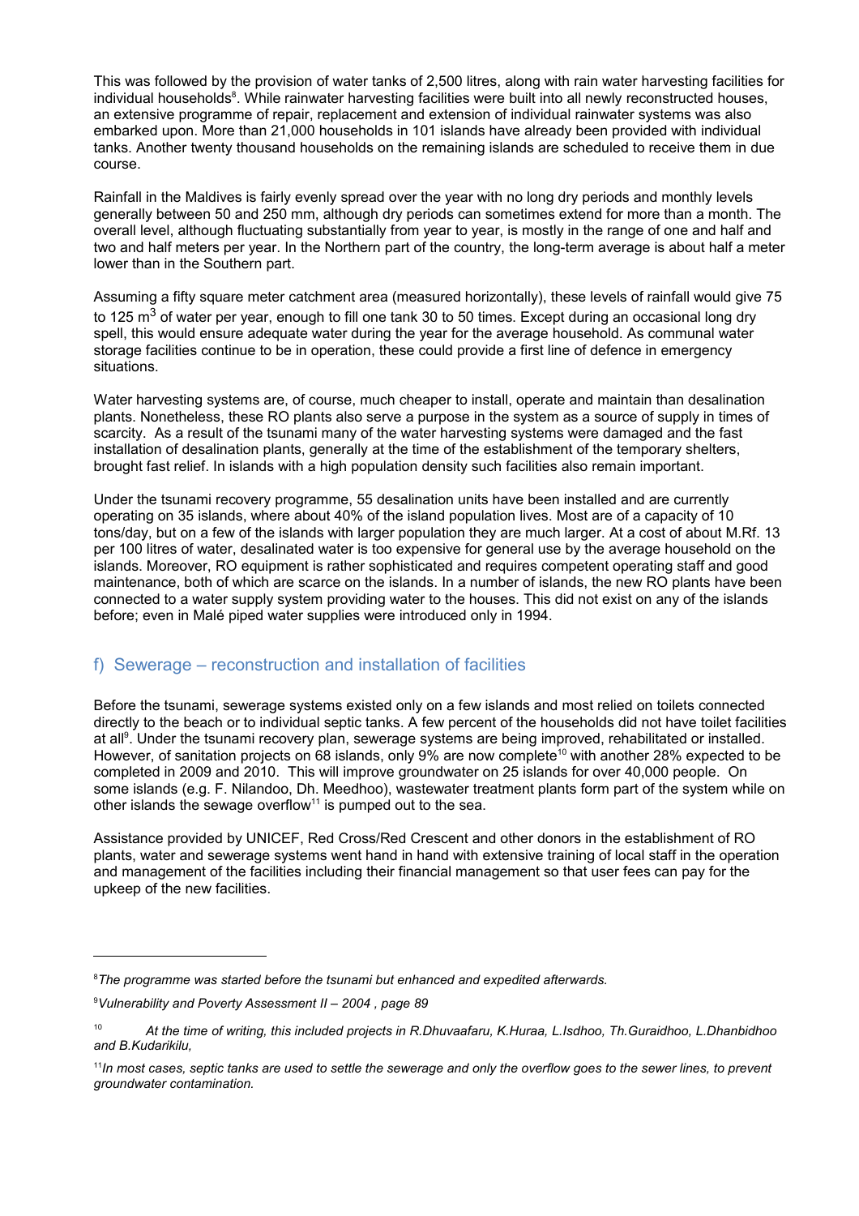This was followed by the provision of water tanks of 2,500 litres, along with rain water harvesting facilities for individual households[8]. While rainwater harvesting facilities were built into all newly reconstructed houses, an extensive programme of repair, replacement and extension of individual rainwater systems was also embarked upon. More than 21,000 households in 101 islands have already been provided with individual tanks. Another twenty thousand households on the remaining islands are scheduled to receive them in due course.

Rainfall in the Maldives is fairly evenly spread over the year with no long dry periods and monthly levels generally between 50 and 250 mm, although dry periods can sometimes extend for more than a month. The overall level, although fluctuating substantially from year to year, is mostly in the range of one and half and two and half meters per year. In the Northern part of the country, the long-term average is about half a meter lower than in the Southern part.

Assuming a fifty square meter catchment area (measured horizontally), these levels of rainfall would give 75 to 125 $m^3$ of water per year, enough to fill one tank 30 to 50 times. Except during an occasional long dry spell, this would ensure adequate water during the year for the average household. As communal water storage facilities continue to be in operation, these could provide a first line of defence in emergency situations.

Water harvesting systems are, of course, much cheaper to install, operate and maintain than desalination plants. Nonetheless, these RO plants also serve a purpose in the system as a source of supply in times of scarcity. As a result of the tsunami many of the water harvesting systems were damaged and the fast installation of desalination plants, generally at the time of the establishment of the temporary shelters, brought fast relief. In islands with a high population density such facilities also remain important.

Under the tsunami recovery programme, 55 desalination units have been installed and are currently operating on 35 islands, where about 40% of the island population lives. Most are of a capacity of 10 tons/day, but on a few of the islands with larger population they are much larger. At a cost of about M.Rf. 13 per 100 litres of water, desalinated water is too expensive for general use by the average household on the islands. Moreover, RO equipment is rather sophisticated and requires competent operating staff and good maintenance, both of which are scarce on the islands. In a number of islands, the new RO plants have been connected to a water supply system providing water to the houses. This did not exist on any of the islands before; even in Malé piped water supplies were introduced only in 1994.

## f) Sewerage – reconstruction and installation of facilities

Before the tsunami, sewerage systems existed only on a few islands and most relied on toilets connected directly to the beach or to individual septic tanks. A few percent of the households did not have toilet facilities at all[9]. Under the tsunami recovery plan, sewerage systems are being improved, rehabilitated or installed. However, of sanitation projects on 68 islands, only 9% are now complete[10] with another 28% expected to be completed in 2009 and 2010. This will improve groundwater on 25 islands for over 40,000 people. On some islands (e.g. F. Nilandoo, Dh. Meedhoo), wastewater treatment plants form part of the system while on other islands the sewage overflow[11] is pumped out to the sea.

Assistance provided by UNICEF, Red Cross/Red Crescent and other donors in the establishment of RO plants, water and sewerage systems went hand in hand with extensive training of local staff in the operation and management of the facilities including their financial management so that user fees can pay for the upkeep of the new facilities.

---

[8] *The programme was started before the tsunami but enhanced and expedited afterwards.*

[9] *Vulnerability and Poverty Assessment II – 2004 , page 89*

[10] *At the time of writing, this included projects in R.Dhuvaafaru, K.Huraa, L.Isdhoo, Th.Guraidhoo, L.Dhanbidhoo and B.Kudarikilu,*

[11] *In most cases, septic tanks are used to settle the sewerage and only the overflow goes to the sewer lines, to prevent groundwater contamination.*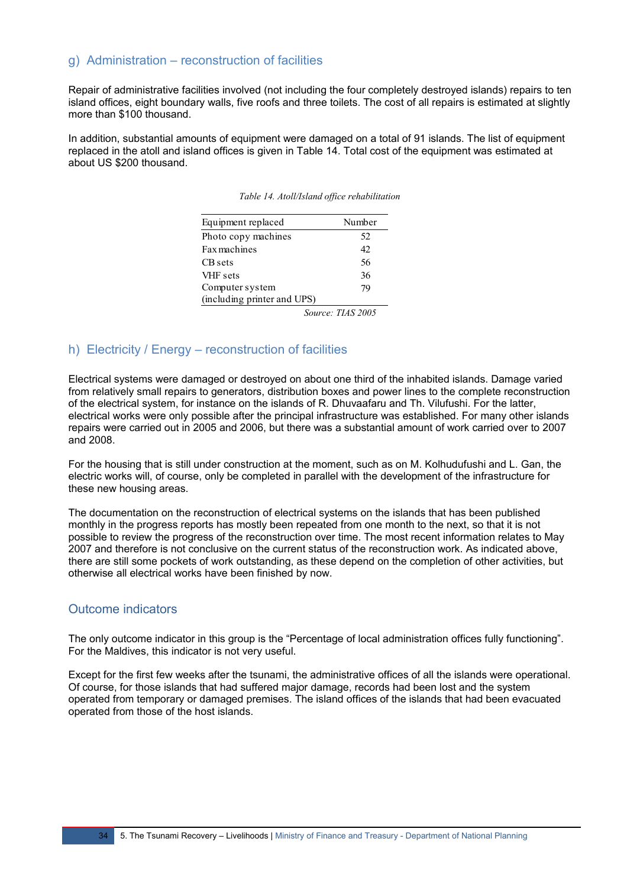## g) Administration – reconstruction of facilities

Repair of administrative facilities involved (not including the four completely destroyed islands) repairs to ten island offices, eight boundary walls, five roofs and three toilets. The cost of all repairs is estimated at slightly more than $100 thousand.

In addition, substantial amounts of equipment were damaged on a total of 91 islands. The list of equipment replaced in the atoll and island offices is given in Table 14. Total cost of the equipment was estimated at about US $200 thousand.

*Table 14. Atoll/Island office rehabilitation*

| Equipment replaced | Number |
|---|---|
| Photo copy machines | 52 |
| Fax machines | 42 |
| CB sets | 56 |
| VHF sets | 36 |
| Computer system (including printer and UPS) | 79 |

*Source: TIAS 2005*

## h) Electricity / Energy – reconstruction of facilities

Electrical systems were damaged or destroyed on about one third of the inhabited islands. Damage varied from relatively small repairs to generators, distribution boxes and power lines to the complete reconstruction of the electrical system, for instance on the islands of R. Dhuvaafaru and Th. Vilufushi. For the latter, electrical works were only possible after the principal infrastructure was established. For many other islands repairs were carried out in 2005 and 2006, but there was a substantial amount of work carried over to 2007 and 2008.

For the housing that is still under construction at the moment, such as on M. Kolhudufushi and L. Gan, the electric works will, of course, only be completed in parallel with the development of the infrastructure for these new housing areas.

The documentation on the reconstruction of electrical systems on the islands that has been published monthly in the progress reports has mostly been repeated from one month to the next, so that it is not possible to review the progress of the reconstruction over time. The most recent information relates to May 2007 and therefore is not conclusive on the current status of the reconstruction work. As indicated above, there are still some pockets of work outstanding, as these depend on the completion of other activities, but otherwise all electrical works have been finished by now.

## Outcome indicators

The only outcome indicator in this group is the "Percentage of local administration offices fully functioning". For the Maldives, this indicator is not very useful.

Except for the first few weeks after the tsunami, the administrative offices of all the islands were operational. Of course, for those islands that had suffered major damage, records had been lost and the system operated from temporary or damaged premises. The island offices of the islands that had been evacuated operated from those of the host islands.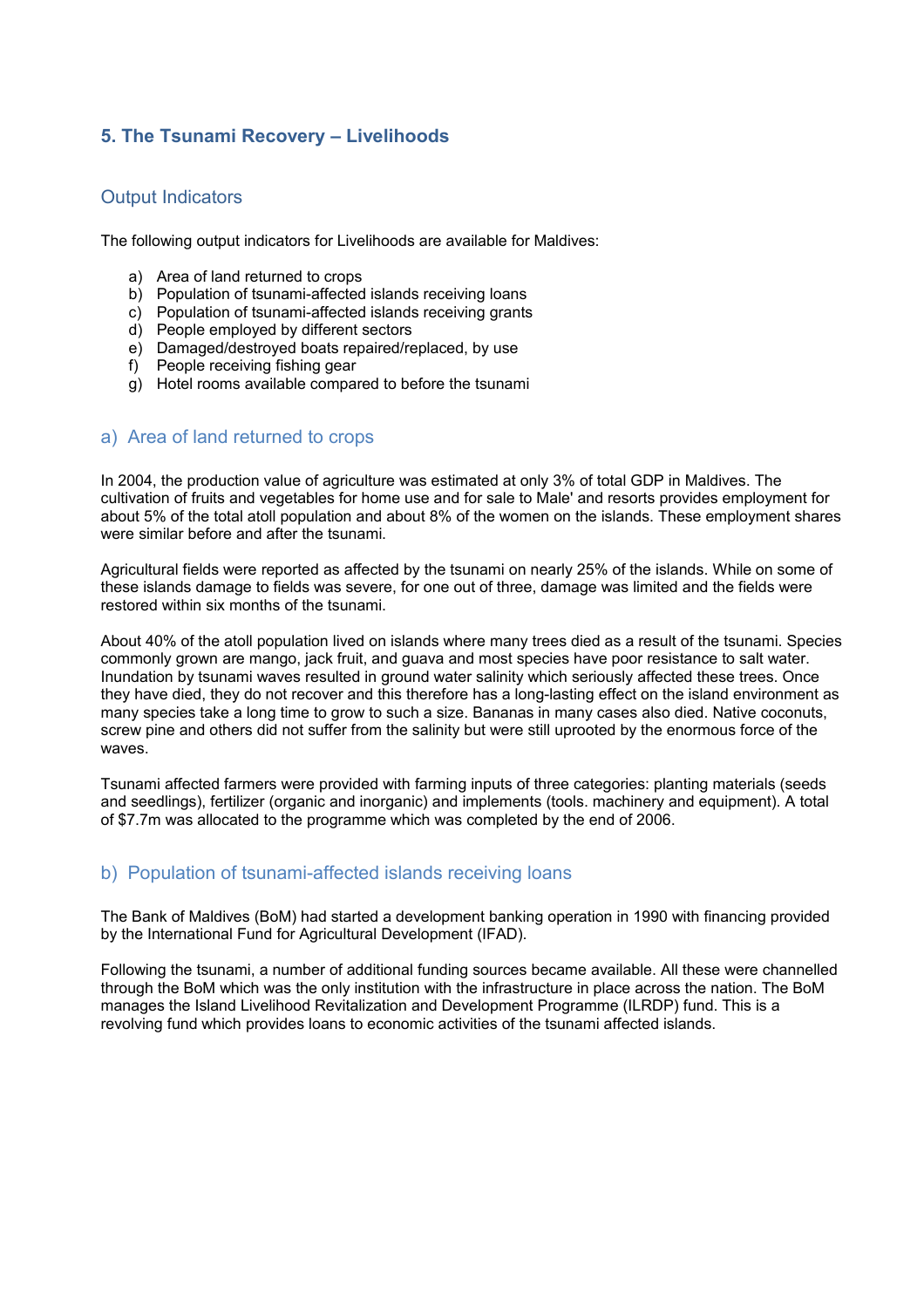## 5. The Tsunami Recovery – Livelihoods

### Output Indicators

The following output indicators for Livelihoods are available for Maldives:

a) Area of land returned to crops
b) Population of tsunami-affected islands receiving loans
c) Population of tsunami-affected islands receiving grants
d) People employed by different sectors
e) Damaged/destroyed boats repaired/replaced, by use
f) People receiving fishing gear
g) Hotel rooms available compared to before the tsunami

### a) Area of land returned to crops

In 2004, the production value of agriculture was estimated at only 3% of total GDP in Maldives. The cultivation of fruits and vegetables for home use and for sale to Male' and resorts provides employment for about 5% of the total atoll population and about 8% of the women on the islands. These employment shares were similar before and after the tsunami.

Agricultural fields were reported as affected by the tsunami on nearly 25% of the islands. While on some of these islands damage to fields was severe, for one out of three, damage was limited and the fields were restored within six months of the tsunami.

About 40% of the atoll population lived on islands where many trees died as a result of the tsunami. Species commonly grown are mango, jack fruit, and guava and most species have poor resistance to salt water. Inundation by tsunami waves resulted in ground water salinity which seriously affected these trees. Once they have died, they do not recover and this therefore has a long-lasting effect on the island environment as many species take a long time to grow to such a size. Bananas in many cases also died. Native coconuts, screw pine and others did not suffer from the salinity but were still uprooted by the enormous force of the waves.

Tsunami affected farmers were provided with farming inputs of three categories: planting materials (seeds and seedlings), fertilizer (organic and inorganic) and implements (tools. machinery and equipment). A total of $7.7m was allocated to the programme which was completed by the end of 2006.

### b) Population of tsunami-affected islands receiving loans

The Bank of Maldives (BoM) had started a development banking operation in 1990 with financing provided by the International Fund for Agricultural Development (IFAD).

Following the tsunami, a number of additional funding sources became available. All these were channelled through the BoM which was the only institution with the infrastructure in place across the nation. The BoM manages the Island Livelihood Revitalization and Development Programme (ILRDP) fund. This is a revolving fund which provides loans to economic activities of the tsunami affected islands.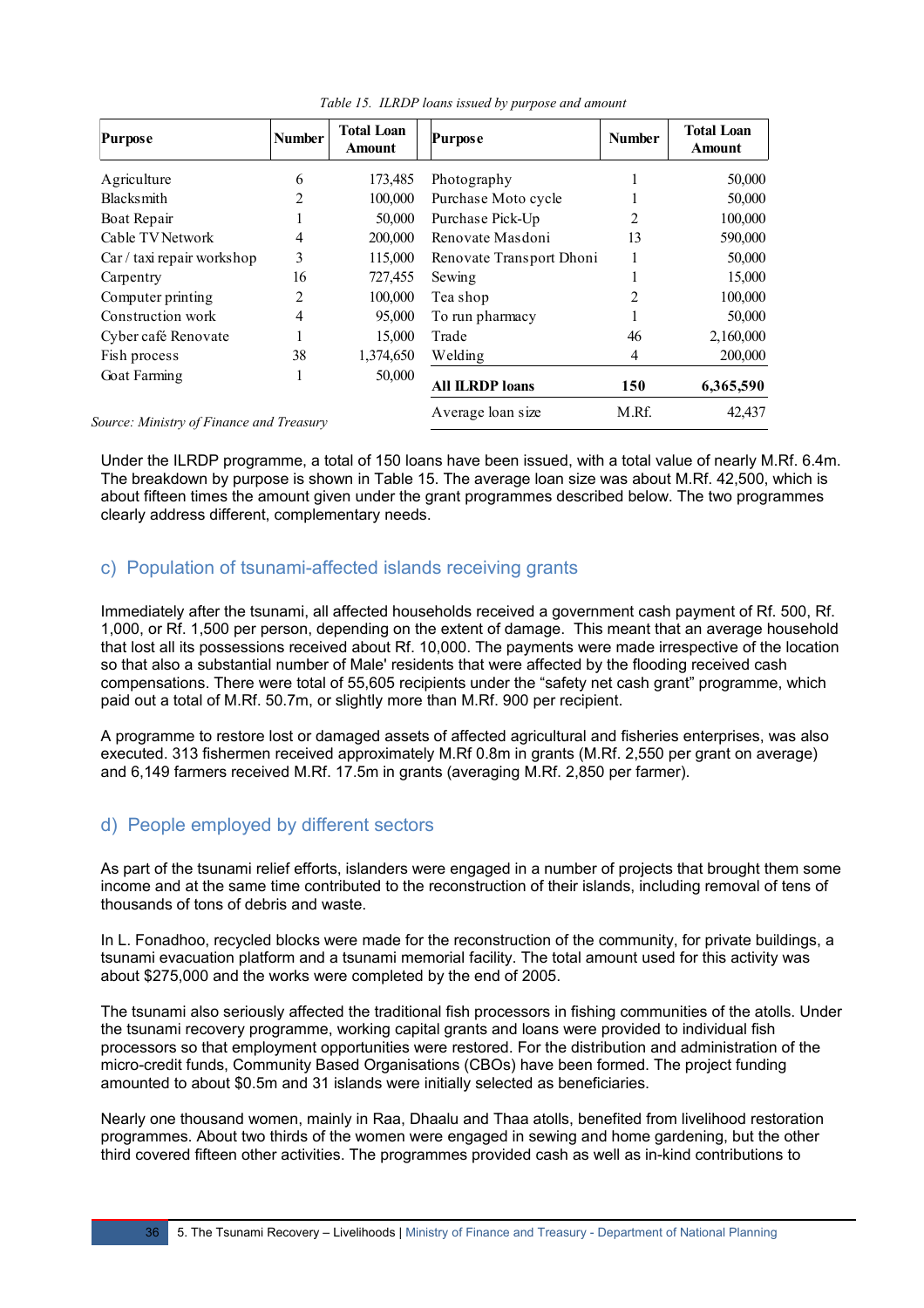*Table 15. ILRDP loans issued by purpose and amount*

| Purpose | Number | Total Loan Amount | Purpose | Number | Total Loan Amount |
|---|---|---|---|---|---|
| Agriculture | 6 | 173,485 | Photography | 1 | 50,000 |
| Blacksmith | 2 | 100,000 | Purchase Moto cycle | 1 | 50,000 |
| Boat Repair | 1 | 50,000 | Purchase Pick-Up | 2 | 100,000 |
| Cable TV Network | 4 | 200,000 | Renovate Masdoni | 13 | 590,000 |
| Car / taxi repair workshop | 3 | 115,000 | Renovate Transport Dhoni | 1 | 50,000 |
| Carpentry | 16 | 727,455 | Sewing | 1 | 15,000 |
| Computer printing | 2 | 100,000 | Tea shop | 2 | 100,000 |
| Construction work | 4 | 95,000 | To run pharmacy | 1 | 50,000 |
| Cyber café Renovate | 1 | 15,000 | Trade | 46 | 2,160,000 |
| Fish process | 38 | 1,374,650 | Welding | 4 | 200,000 |
| Goat Farming | 1 | 50,000 | **All ILRDP loans** | **150** | **6,365,590** |
| | | | Average loan size | M.Rf. | 42,437 |

*Source: Ministry of Finance and Treasury*

Under the ILRDP programme, a total of 150 loans have been issued, with a total value of nearly M.Rf. 6.4m. The breakdown by purpose is shown in Table 15. The average loan size was about M.Rf. 42,500, which is about fifteen times the amount given under the grant programmes described below. The two programmes clearly address different, complementary needs.

## c) Population of tsunami-affected islands receiving grants

Immediately after the tsunami, all affected households received a government cash payment of Rf. 500, Rf. 1,000, or Rf. 1,500 per person, depending on the extent of damage. This meant that an average household that lost all its possessions received about Rf. 10,000. The payments were made irrespective of the location so that also a substantial number of Male' residents that were affected by the flooding received cash compensations. There were total of 55,605 recipients under the "safety net cash grant" programme, which paid out a total of M.Rf. 50.7m, or slightly more than M.Rf. 900 per recipient.

A programme to restore lost or damaged assets of affected agricultural and fisheries enterprises, was also executed. 313 fishermen received approximately M.Rf 0.8m in grants (M.Rf. 2,550 per grant on average) and 6,149 farmers received M.Rf. 17.5m in grants (averaging M.Rf. 2,850 per farmer).

## d) People employed by different sectors

As part of the tsunami relief efforts, islanders were engaged in a number of projects that brought them some income and at the same time contributed to the reconstruction of their islands, including removal of tens of thousands of tons of debris and waste.

In L. Fonadhoo, recycled blocks were made for the reconstruction of the community, for private buildings, a tsunami evacuation platform and a tsunami memorial facility. The total amount used for this activity was about $275,000 and the works were completed by the end of 2005.

The tsunami also seriously affected the traditional fish processors in fishing communities of the atolls. Under the tsunami recovery programme, working capital grants and loans were provided to individual fish processors so that employment opportunities were restored. For the distribution and administration of the micro-credit funds, Community Based Organisations (CBOs) have been formed. The project funding amounted to about $0.5m and 31 islands were initially selected as beneficiaries.

Nearly one thousand women, mainly in Raa, Dhaalu and Thaa atolls, benefited from livelihood restoration programmes. About two thirds of the women were engaged in sewing and home gardening, but the other third covered fifteen other activities. The programmes provided cash as well as in-kind contributions to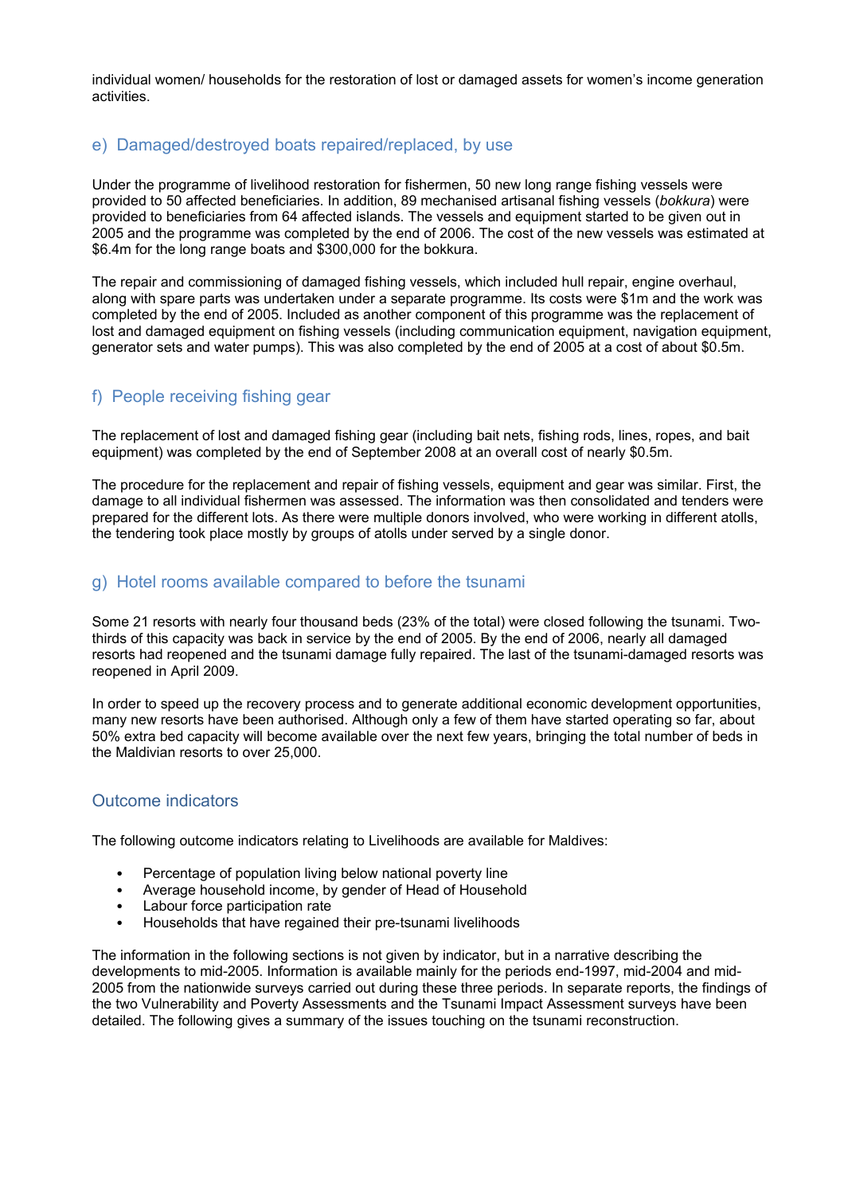individual women/ households for the restoration of lost or damaged assets for women's income generation activities.

### e) Damaged/destroyed boats repaired/replaced, by use

Under the programme of livelihood restoration for fishermen, 50 new long range fishing vessels were provided to 50 affected beneficiaries. In addition, 89 mechanised artisanal fishing vessels (*bokkura*) were provided to beneficiaries from 64 affected islands. The vessels and equipment started to be given out in 2005 and the programme was completed by the end of 2006. The cost of the new vessels was estimated at $6.4m for the long range boats and $300,000 for the bokkura.

The repair and commissioning of damaged fishing vessels, which included hull repair, engine overhaul, along with spare parts was undertaken under a separate programme. Its costs were $1m and the work was completed by the end of 2005. Included as another component of this programme was the replacement of lost and damaged equipment on fishing vessels (including communication equipment, navigation equipment, generator sets and water pumps). This was also completed by the end of 2005 at a cost of about $0.5m.

### f) People receiving fishing gear

The replacement of lost and damaged fishing gear (including bait nets, fishing rods, lines, ropes, and bait equipment) was completed by the end of September 2008 at an overall cost of nearly $0.5m.

The procedure for the replacement and repair of fishing vessels, equipment and gear was similar. First, the damage to all individual fishermen was assessed. The information was then consolidated and tenders were prepared for the different lots. As there were multiple donors involved, who were working in different atolls, the tendering took place mostly by groups of atolls under served by a single donor.

### g) Hotel rooms available compared to before the tsunami

Some 21 resorts with nearly four thousand beds (23% of the total) were closed following the tsunami. Two-thirds of this capacity was back in service by the end of 2005. By the end of 2006, nearly all damaged resorts had reopened and the tsunami damage fully repaired. The last of the tsunami-damaged resorts was reopened in April 2009.

In order to speed up the recovery process and to generate additional economic development opportunities, many new resorts have been authorised. Although only a few of them have started operating so far, about 50% extra bed capacity will become available over the next few years, bringing the total number of beds in the Maldivian resorts to over 25,000.

## Outcome indicators

The following outcome indicators relating to Livelihoods are available for Maldives:

- Percentage of population living below national poverty line
- Average household income, by gender of Head of Household
- Labour force participation rate
- Households that have regained their pre-tsunami livelihoods

The information in the following sections is not given by indicator, but in a narrative describing the developments to mid-2005. Information is available mainly for the periods end-1997, mid-2004 and mid-2005 from the nationwide surveys carried out during these three periods. In separate reports, the findings of the two Vulnerability and Poverty Assessments and the Tsunami Impact Assessment surveys have been detailed. The following gives a summary of the issues touching on the tsunami reconstruction.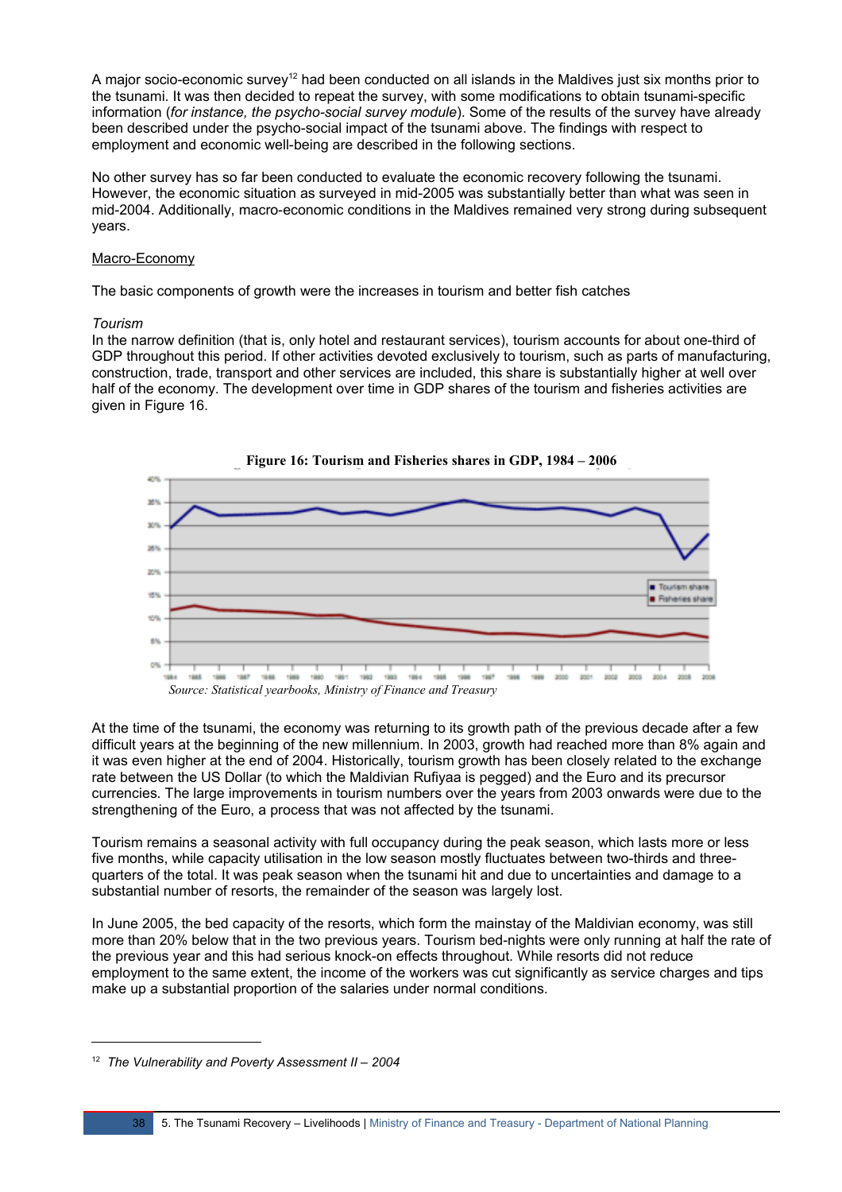A major socio-economic survey[12] had been conducted on all islands in the Maldives just six months prior to the tsunami. It was then decided to repeat the survey, with some modifications to obtain tsunami-specific information (*for instance, the psycho-social survey module*). Some of the results of the survey have already been described under the psycho-social impact of the tsunami above. The findings with respect to employment and economic well-being are described in the following sections.

No other survey has so far been conducted to evaluate the economic recovery following the tsunami. However, the economic situation as surveyed in mid-2005 was substantially better than what was seen in mid-2004. Additionally, macro-economic conditions in the Maldives remained very strong during subsequent years.

<u>Macro-Economy</u>

The basic components of growth were the increases in tourism and better fish catches

*Tourism*

In the narrow definition (that is, only hotel and restaurant services), tourism accounts for about one-third of GDP throughout this period. If other activities devoted exclusively to tourism, such as parts of manufacturing, construction, trade, transport and other services are included, this share is substantially higher at well over half of the economy. The development over time in GDP shares of the tourism and fisheries activities are given in Figure 16.

**Figure 16: Tourism and Fisheries shares in GDP, 1984 – 2006**

40%
35%
30%
25%
20%
15%
10%
5%
0%

1984 1985 1986 1987 1988 1989 1990 1991 1992 1993 1994 1995 1996 1997 1998 1999 2000 2001 2002 2003 2004 2005 2006

Tourism share
Fisheries share

*Source: Statistical yearbooks, Ministry of Finance and Treasury*

At the time of the tsunami, the economy was returning to its growth path of the previous decade after a few difficult years at the beginning of the new millennium. In 2003, growth had reached more than 8% again and it was even higher at the end of 2004. Historically, tourism growth has been closely related to the exchange rate between the US Dollar (to which the Maldivian Rufiyaa is pegged) and the Euro and its precursor currencies. The large improvements in tourism numbers over the years from 2003 onwards were due to the strengthening of the Euro, a process that was not affected by the tsunami.

Tourism remains a seasonal activity with full occupancy during the peak season, which lasts more or less five months, while capacity utilisation in the low season mostly fluctuates between two-thirds and three-quarters of the total. It was peak season when the tsunami hit and due to uncertainties and damage to a substantial number of resorts, the remainder of the season was largely lost.

In June 2005, the bed capacity of the resorts, which form the mainstay of the Maldivian economy, was still more than 20% below that in the two previous years. Tourism bed-nights were only running at half the rate of the previous year and this had serious knock-on effects throughout. While resorts did not reduce employment to the same extent, the income of the workers was cut significantly as service charges and tips make up a substantial proportion of the salaries under normal conditions.

---

[12] *The Vulnerability and Poverty Assessment II – 2004*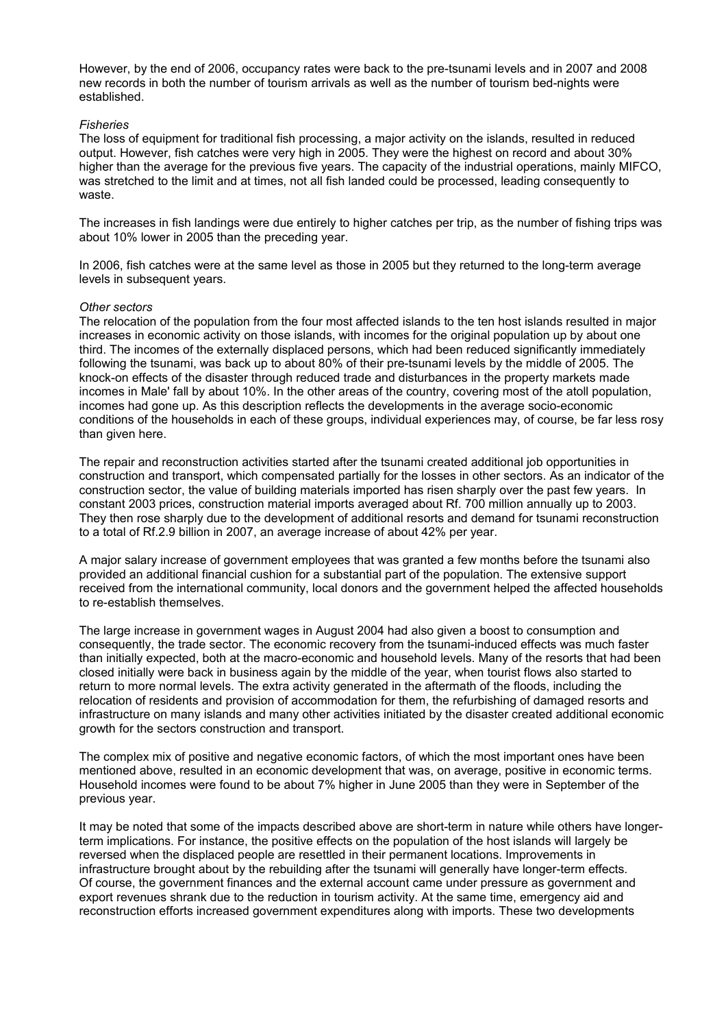However, by the end of 2006, occupancy rates were back to the pre-tsunami levels and in 2007 and 2008 new records in both the number of tourism arrivals as well as the number of tourism bed-nights were established.

*Fisheries*

The loss of equipment for traditional fish processing, a major activity on the islands, resulted in reduced output. However, fish catches were very high in 2005. They were the highest on record and about 30% higher than the average for the previous five years. The capacity of the industrial operations, mainly MIFCO, was stretched to the limit and at times, not all fish landed could be processed, leading consequently to waste.

The increases in fish landings were due entirely to higher catches per trip, as the number of fishing trips was about 10% lower in 2005 than the preceding year.

In 2006, fish catches were at the same level as those in 2005 but they returned to the long-term average levels in subsequent years.

*Other sectors*

The relocation of the population from the four most affected islands to the ten host islands resulted in major increases in economic activity on those islands, with incomes for the original population up by about one third. The incomes of the externally displaced persons, which had been reduced significantly immediately following the tsunami, was back up to about 80% of their pre-tsunami levels by the middle of 2005. The knock-on effects of the disaster through reduced trade and disturbances in the property markets made incomes in Male' fall by about 10%. In the other areas of the country, covering most of the atoll population, incomes had gone up. As this description reflects the developments in the average socio-economic conditions of the households in each of these groups, individual experiences may, of course, be far less rosy than given here.

The repair and reconstruction activities started after the tsunami created additional job opportunities in construction and transport, which compensated partially for the losses in other sectors. As an indicator of the construction sector, the value of building materials imported has risen sharply over the past few years. In constant 2003 prices, construction material imports averaged about Rf. 700 million annually up to 2003. They then rose sharply due to the development of additional resorts and demand for tsunami reconstruction to a total of Rf.2.9 billion in 2007, an average increase of about 42% per year.

A major salary increase of government employees that was granted a few months before the tsunami also provided an additional financial cushion for a substantial part of the population. The extensive support received from the international community, local donors and the government helped the affected households to re-establish themselves.

The large increase in government wages in August 2004 had also given a boost to consumption and consequently, the trade sector. The economic recovery from the tsunami-induced effects was much faster than initially expected, both at the macro-economic and household levels. Many of the resorts that had been closed initially were back in business again by the middle of the year, when tourist flows also started to return to more normal levels. The extra activity generated in the aftermath of the floods, including the relocation of residents and provision of accommodation for them, the refurbishing of damaged resorts and infrastructure on many islands and many other activities initiated by the disaster created additional economic growth for the sectors construction and transport.

The complex mix of positive and negative economic factors, of which the most important ones have been mentioned above, resulted in an economic development that was, on average, positive in economic terms. Household incomes were found to be about 7% higher in June 2005 than they were in September of the previous year.

It may be noted that some of the impacts described above are short-term in nature while others have longer-term implications. For instance, the positive effects on the population of the host islands will largely be reversed when the displaced people are resettled in their permanent locations. Improvements in infrastructure brought about by the rebuilding after the tsunami will generally have longer-term effects. Of course, the government finances and the external account came under pressure as government and export revenues shrank due to the reduction in tourism activity. At the same time, emergency aid and reconstruction efforts increased government expenditures along with imports. These two developments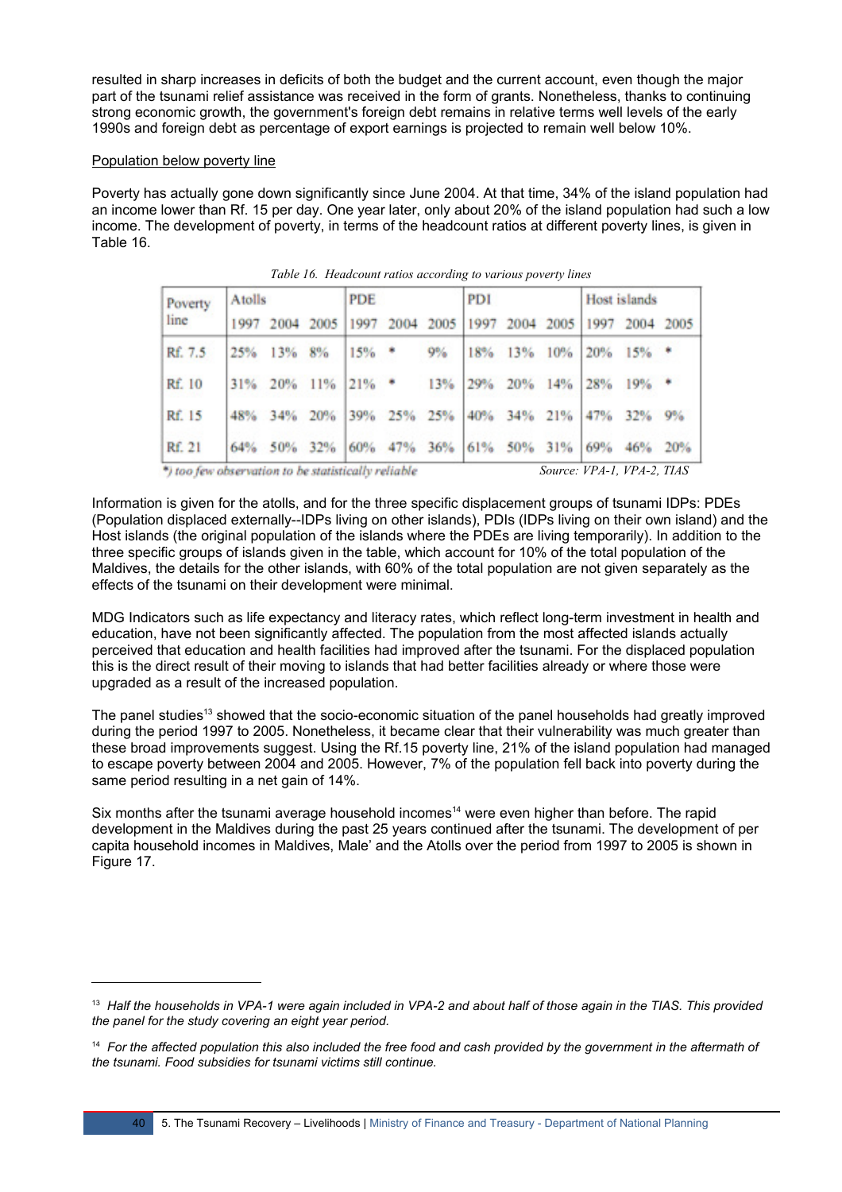resulted in sharp increases in deficits of both the budget and the current account, even though the major part of the tsunami relief assistance was received in the form of grants. Nonetheless, thanks to continuing strong economic growth, the government's foreign debt remains in relative terms well levels of the early 1990s and foreign debt as percentage of export earnings is projected to remain well below 10%.

Population below poverty line

Poverty has actually gone down significantly since June 2004. At that time, 34% of the island population had an income lower than Rf. 15 per day. One year later, only about 20% of the island population had such a low income. The development of poverty, in terms of the headcount ratios at different poverty lines, is given in Table 16.

*Table 16. Headcount ratios according to various poverty lines*

| Poverty line | Atolls | | | PDE | | | PDI | | | Host islands | | |
|---|---|---|---|---|---|---|---|---|---|---|---|---|
| | 1997 | 2004 | 2005 | 1997 | 2004 | 2005 | 1997 | 2004 | 2005 | 1997 | 2004 | 2005 |
| Rf. 7.5 | 25% | 13% | 8% | 15% | * | 9% | 18% | 13% | 10% | 20% | 15% | * |
| Rf. 10 | 31% | 20% | 11% | 21% | * | 13% | 29% | 20% | 14% | 28% | 19% | * |
| Rf. 15 | 48% | 34% | 20% | 39% | 25% | 25% | 40% | 34% | 21% | 47% | 32% | 9% |
| Rf. 21 | 64% | 50% | 32% | 60% | 47% | 36% | 61% | 50% | 31% | 69% | 46% | 20% |

*) too few observation to be statistically reliable

Source: VPA-1, VPA-2, TIAS

Information is given for the atolls, and for the three specific displacement groups of tsunami IDPs: PDEs (Population displaced externally--IDPs living on other islands), PDIs (IDPs living on their own island) and the Host islands (the original population of the islands where the PDEs are living temporarily). In addition to the three specific groups of islands given in the table, which account for 10% of the total population of the Maldives, the details for the other islands, with 60% of the total population are not given separately as the effects of the tsunami on their development were minimal.

MDG Indicators such as life expectancy and literacy rates, which reflect long-term investment in health and education, have not been significantly affected. The population from the most affected islands actually perceived that education and health facilities had improved after the tsunami. For the displaced population this is the direct result of their moving to islands that had better facilities already or where those were upgraded as a result of the increased population.

The panel studies[13] showed that the socio-economic situation of the panel households had greatly improved during the period 1997 to 2005. Nonetheless, it became clear that their vulnerability was much greater than these broad improvements suggest. Using the Rf.15 poverty line, 21% of the island population had managed to escape poverty between 2004 and 2005. However, 7% of the population fell back into poverty during the same period resulting in a net gain of 14%.

Six months after the tsunami average household incomes[14] were even higher than before. The rapid development in the Maldives during the past 25 years continued after the tsunami. The development of per capita household incomes in Maldives, Male' and the Atolls over the period from 1997 to 2005 is shown in Figure 17.

---

[13] *Half the households in VPA-1 were again included in VPA-2 and about half of those again in the TIAS. This provided the panel for the study covering an eight year period.*

[14] *For the affected population this also included the free food and cash provided by the government in the aftermath of the tsunami. Food subsidies for tsunami victims still continue.*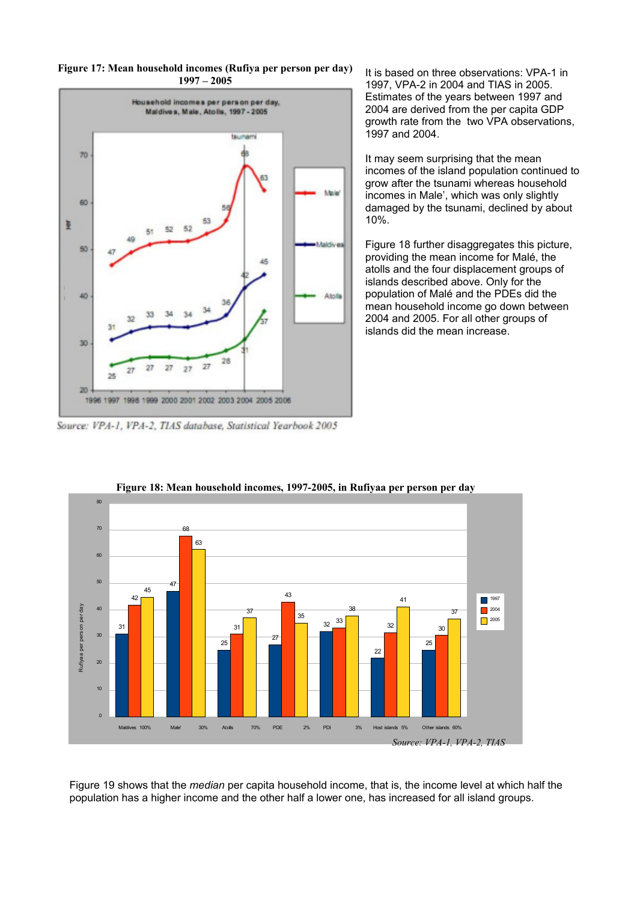**Figure 17: Mean household incomes (Rufiya per person per day) 1997 – 2005**

Household incomes per person per day, Maldives, Male, Atolls, 1997 - 2005

tsunami

Male'
47 49 51 52 52 53 56 68 63

Maldives
31 32 33 34 34 34 36 42 45

Atolls
25 27 27 27 27 27 28 31 37

1996 1997 1998 1999 2000 2001 2002 2003 2004 2005 2006

*Source: VPA-1, VPA-2, TIAS database, Statistical Yearbook 2005*

It is based on three observations: VPA-1 in 1997, VPA-2 in 2004 and TIAS in 2005. Estimates of the years between 1997 and 2004 are derived from the per capita GDP growth rate from the two VPA observations, 1997 and 2004.

It may seem surprising that the mean incomes of the island population continued to grow after the tsunami whereas household incomes in Male', which was only slightly damaged by the tsunami, declined by about 10%.

Figure 18 further disaggregates this picture, providing the mean income for Malé, the atolls and the four displacement groups of islands described above. Only for the population of Malé and the PDEs did the mean household income go down between 2004 and 2005. For all other groups of islands did the mean increase.

**Figure 18: Mean household incomes, 1997-2005, in Rufiyaa per person per day**

Rufiyaa per person per day

1997 2004 2005

Maldives 100%: 31 42 45
Male' 30%: 47 68 63
Atolls 70%: 25 31 37
PDE 2%: 27 43 35
PDI 3%: 32 33 38
Host islands 5%: 22 32 41
Other islands 60%: 25 30 37

*Source: VPA-1, VPA-2, TIAS*

Figure 19 shows that the *median* per capita household income, that is, the income level at which half the population has a higher income and the other half a lower one, has increased for all island groups.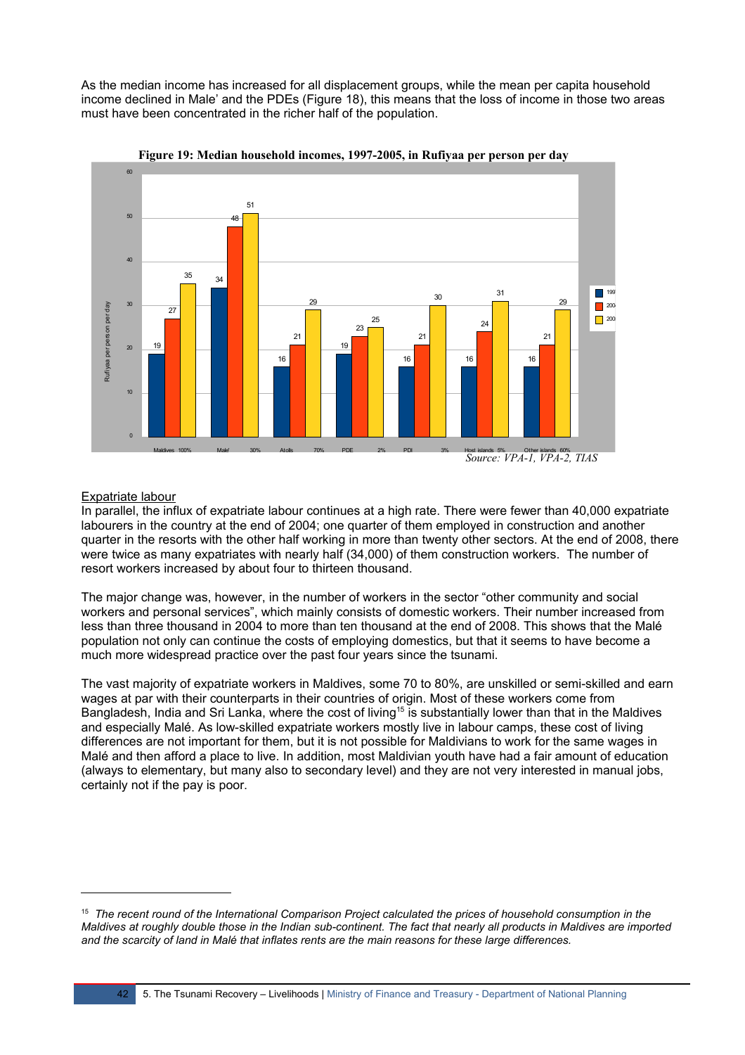As the median income has increased for all displacement groups, while the mean per capita household income declined in Male' and the PDEs (Figure 18), this means that the loss of income in those two areas must have been concentrated in the richer half of the population.

**Figure 19: Median household incomes, 1997-2005, in Rufiyaa per person per day**

Rufiyaa per person per day

0
10
20
30
40
50
60

19 27 35
34 48 51
16 21 29
19 23 25
16 21 30
16 24 31
16 21 29

Maldives 100%
Male' 30%
Atolls 70%
PDE 2%
PDI 3%
Host islands 5%
Other islands 60%

199
200
200

*Source: VPA-1, VPA-2, TIAS*

<u>Expatriate labour</u>

In parallel, the influx of expatriate labour continues at a high rate. There were fewer than 40,000 expatriate labourers in the country at the end of 2004; one quarter of them employed in construction and another quarter in the resorts with the other half working in more than twenty other sectors. At the end of 2008, there were twice as many expatriates with nearly half (34,000) of them construction workers. The number of resort workers increased by about four to thirteen thousand.

The major change was, however, in the number of workers in the sector "other community and social workers and personal services", which mainly consists of domestic workers. Their number increased from less than three thousand in 2004 to more than ten thousand at the end of 2008. This shows that the Malé population not only can continue the costs of employing domestics, but that it seems to have become a much more widespread practice over the past four years since the tsunami.

The vast majority of expatriate workers in Maldives, some 70 to 80%, are unskilled or semi-skilled and earn wages at par with their counterparts in their countries of origin. Most of these workers come from Bangladesh, India and Sri Lanka, where the cost of living[15] is substantially lower than that in the Maldives and especially Malé. As low-skilled expatriate workers mostly live in labour camps, these cost of living differences are not important for them, but it is not possible for Maldivians to work for the same wages in Malé and then afford a place to live. In addition, most Maldivian youth have had a fair amount of education (always to elementary, but many also to secondary level) and they are not very interested in manual jobs, certainly not if the pay is poor.

---

[15] *The recent round of the International Comparison Project calculated the prices of household consumption in the Maldives at roughly double those in the Indian sub-continent. The fact that nearly all products in Maldives are imported and the scarcity of land in Malé that inflates rents are the main reasons for these large differences.*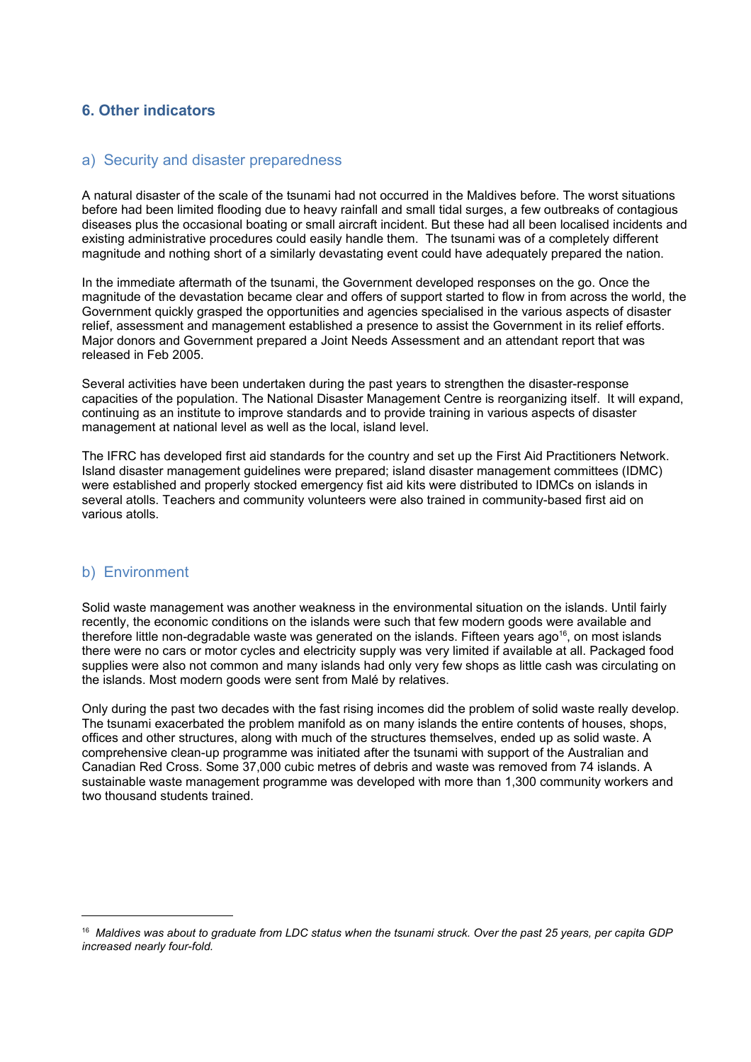## 6. Other indicators

### a) Security and disaster preparedness

A natural disaster of the scale of the tsunami had not occurred in the Maldives before. The worst situations before had been limited flooding due to heavy rainfall and small tidal surges, a few outbreaks of contagious diseases plus the occasional boating or small aircraft incident. But these had all been localised incidents and existing administrative procedures could easily handle them. The tsunami was of a completely different magnitude and nothing short of a similarly devastating event could have adequately prepared the nation.

In the immediate aftermath of the tsunami, the Government developed responses on the go. Once the magnitude of the devastation became clear and offers of support started to flow in from across the world, the Government quickly grasped the opportunities and agencies specialised in the various aspects of disaster relief, assessment and management established a presence to assist the Government in its relief efforts. Major donors and Government prepared a Joint Needs Assessment and an attendant report that was released in Feb 2005.

Several activities have been undertaken during the past years to strengthen the disaster-response capacities of the population. The National Disaster Management Centre is reorganizing itself. It will expand, continuing as an institute to improve standards and to provide training in various aspects of disaster management at national level as well as the local, island level.

The IFRC has developed first aid standards for the country and set up the First Aid Practitioners Network. Island disaster management guidelines were prepared; island disaster management committees (IDMC) were established and properly stocked emergency fist aid kits were distributed to IDMCs on islands in several atolls. Teachers and community volunteers were also trained in community-based first aid on various atolls.

### b) Environment

Solid waste management was another weakness in the environmental situation on the islands. Until fairly recently, the economic conditions on the islands were such that few modern goods were available and therefore little non-degradable waste was generated on the islands. Fifteen years ago[16], on most islands there were no cars or motor cycles and electricity supply was very limited if available at all. Packaged food supplies were also not common and many islands had only very few shops as little cash was circulating on the islands. Most modern goods were sent from Malé by relatives.

Only during the past two decades with the fast rising incomes did the problem of solid waste really develop. The tsunami exacerbated the problem manifold as on many islands the entire contents of houses, shops, offices and other structures, along with much of the structures themselves, ended up as solid waste. A comprehensive clean-up programme was initiated after the tsunami with support of the Australian and Canadian Red Cross. Some 37,000 cubic metres of debris and waste was removed from 74 islands. A sustainable waste management programme was developed with more than 1,300 community workers and two thousand students trained.

---

[16] *Maldives was about to graduate from LDC status when the tsunami struck. Over the past 25 years, per capita GDP increased nearly four-fold.*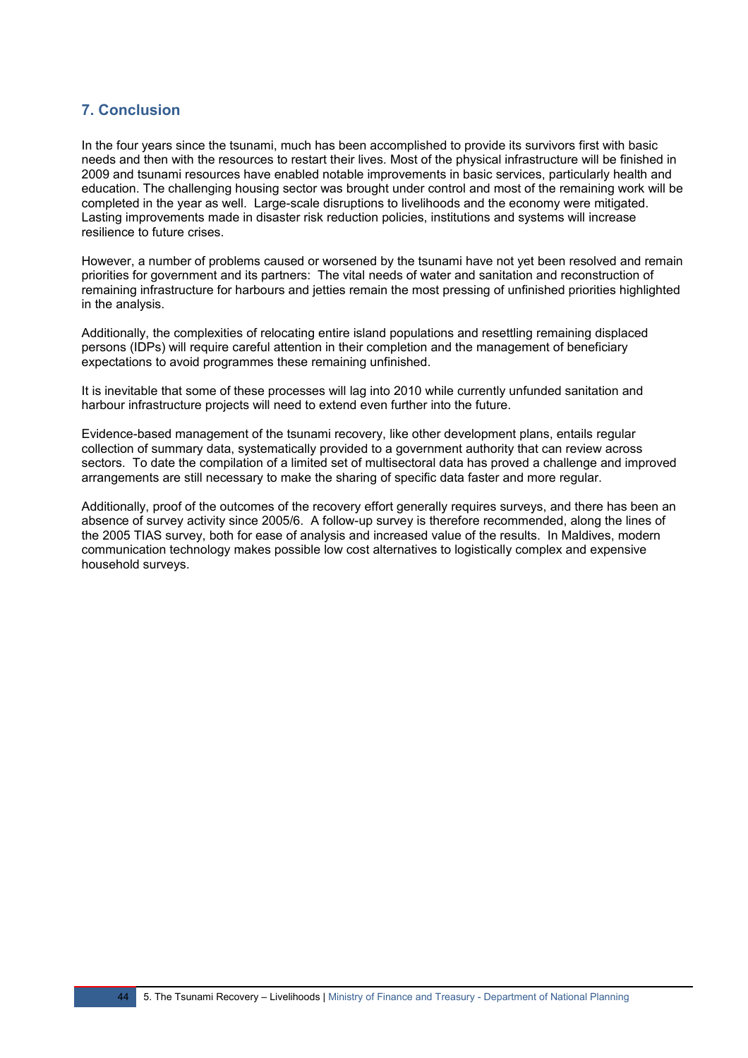## 7. Conclusion

In the four years since the tsunami, much has been accomplished to provide its survivors first with basic needs and then with the resources to restart their lives. Most of the physical infrastructure will be finished in 2009 and tsunami resources have enabled notable improvements in basic services, particularly health and education. The challenging housing sector was brought under control and most of the remaining work will be completed in the year as well. Large-scale disruptions to livelihoods and the economy were mitigated. Lasting improvements made in disaster risk reduction policies, institutions and systems will increase resilience to future crises.

However, a number of problems caused or worsened by the tsunami have not yet been resolved and remain priorities for government and its partners: The vital needs of water and sanitation and reconstruction of remaining infrastructure for harbours and jetties remain the most pressing of unfinished priorities highlighted in the analysis.

Additionally, the complexities of relocating entire island populations and resettling remaining displaced persons (IDPs) will require careful attention in their completion and the management of beneficiary expectations to avoid programmes these remaining unfinished.

It is inevitable that some of these processes will lag into 2010 while currently unfunded sanitation and harbour infrastructure projects will need to extend even further into the future.

Evidence-based management of the tsunami recovery, like other development plans, entails regular collection of summary data, systematically provided to a government authority that can review across sectors. To date the compilation of a limited set of multisectoral data has proved a challenge and improved arrangements are still necessary to make the sharing of specific data faster and more regular.

Additionally, proof of the outcomes of the recovery effort generally requires surveys, and there has been an absence of survey activity since 2005/6. A follow-up survey is therefore recommended, along the lines of the 2005 TIAS survey, both for ease of analysis and increased value of the results. In Maldives, modern communication technology makes possible low cost alternatives to logistically complex and expensive household surveys.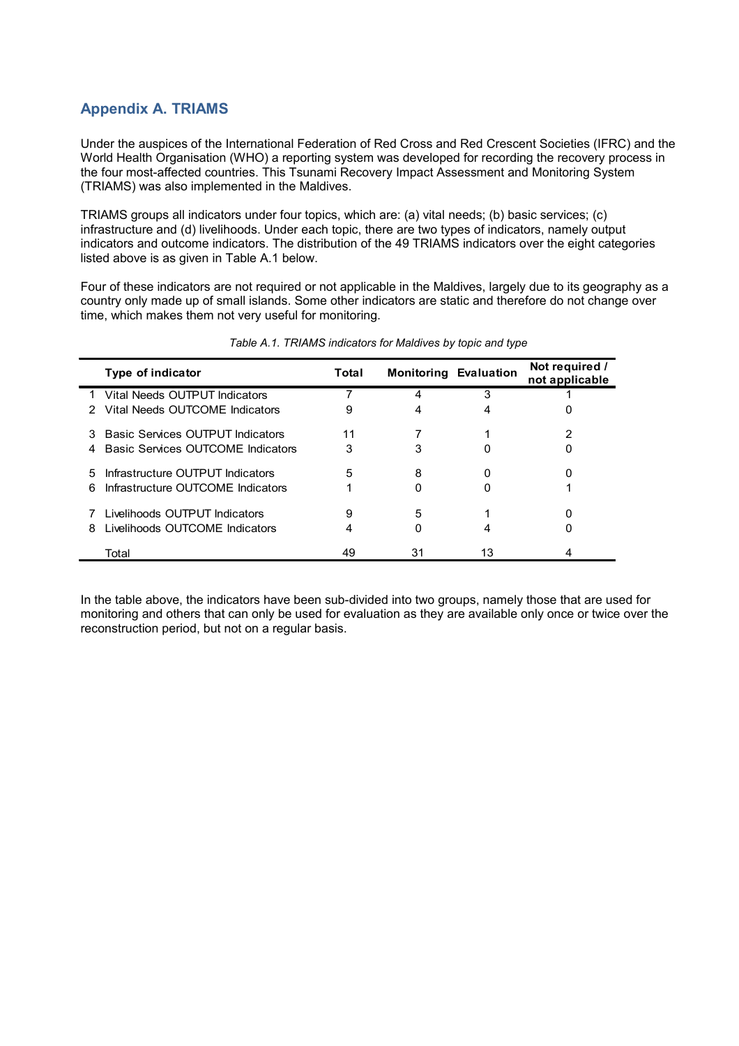## Appendix A. TRIAMS

Under the auspices of the International Federation of Red Cross and Red Crescent Societies (IFRC) and the World Health Organisation (WHO) a reporting system was developed for recording the recovery process in the four most-affected countries. This Tsunami Recovery Impact Assessment and Monitoring System (TRIAMS) was also implemented in the Maldives.

TRIAMS groups all indicators under four topics, which are: (a) vital needs; (b) basic services; (c) infrastructure and (d) livelihoods. Under each topic, there are two types of indicators, namely output indicators and outcome indicators. The distribution of the 49 TRIAMS indicators over the eight categories listed above is as given in Table A.1 below.

Four of these indicators are not required or not applicable in the Maldives, largely due to its geography as a country only made up of small islands. Some other indicators are static and therefore do not change over time, which makes them not very useful for monitoring.

*Table A.1. TRIAMS indicators for Maldives by topic and type*

| | Type of indicator | Total | Monitoring | Evaluation | Not required / not applicable |
|---|---|---|---|---|---|
| 1 | Vital Needs OUTPUT Indicators | 7 | 4 | 3 | 1 |
| 2 | Vital Needs OUTCOME Indicators | 9 | 4 | 4 | 0 |
| 3 | Basic Services OUTPUT Indicators | 11 | 7 | 1 | 2 |
| 4 | Basic Services OUTCOME Indicators | 3 | 3 | 0 | 0 |
| 5 | Infrastructure OUTPUT Indicators | 5 | 8 | 0 | 0 |
| 6 | Infrastructure OUTCOME Indicators | 1 | 0 | 0 | 1 |
| 7 | Livelihoods OUTPUT Indicators | 9 | 5 | 1 | 0 |
| 8 | Livelihoods OUTCOME Indicators | 4 | 0 | 4 | 0 |
| | Total | 49 | 31 | 13 | 4 |

In the table above, the indicators have been sub-divided into two groups, namely those that are used for monitoring and others that can only be used for evaluation as they are available only once or twice over the reconstruction period, but not on a regular basis.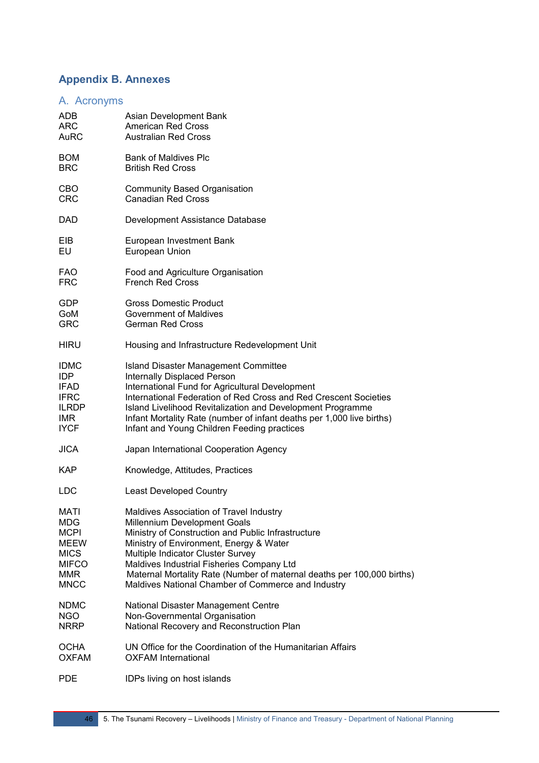# Appendix B. Annexes

## A. Acronyms

| | |
|---|---|
| ADB | Asian Development Bank |
| ARC | American Red Cross |
| AuRC | Australian Red Cross |
| BOM | Bank of Maldives Plc |
| BRC | British Red Cross |
| CBO | Community Based Organisation |
| CRC | Canadian Red Cross |
| DAD | Development Assistance Database |
| EIB | European Investment Bank |
| EU | European Union |
| FAO | Food and Agriculture Organisation |
| FRC | French Red Cross |
| GDP | Gross Domestic Product |
| GoM | Government of Maldives |
| GRC | German Red Cross |
| HIRU | Housing and Infrastructure Redevelopment Unit |
| IDMC | Island Disaster Management Committee |
| IDP | Internally Displaced Person |
| IFAD | International Fund for Agricultural Development |
| IFRC | International Federation of Red Cross and Red Crescent Societies |
| ILRDP | Island Livelihood Revitalization and Development Programme |
| IMR | Infant Mortality Rate (number of infant deaths per 1,000 live births) |
| IYCF | Infant and Young Children Feeding practices |
| JICA | Japan International Cooperation Agency |
| KAP | Knowledge, Attitudes, Practices |
| LDC | Least Developed Country |
| MATI | Maldives Association of Travel Industry |
| MDG | Millennium Development Goals |
| MCPI | Ministry of Construction and Public Infrastructure |
| MEEW | Ministry of Environment, Energy & Water |
| MICS | Multiple Indicator Cluster Survey |
| MIFCO | Maldives Industrial Fisheries Company Ltd |
| MMR | Maternal Mortality Rate (Number of maternal deaths per 100,000 births) |
| MNCC | Maldives National Chamber of Commerce and Industry |
| NDMC | National Disaster Management Centre |
| NGO | Non-Governmental Organisation |
| NRRP | National Recovery and Reconstruction Plan |
| OCHA | UN Office for the Coordination of the Humanitarian Affairs |
| OXFAM | OXFAM International |
| PDE | IDPs living on host islands |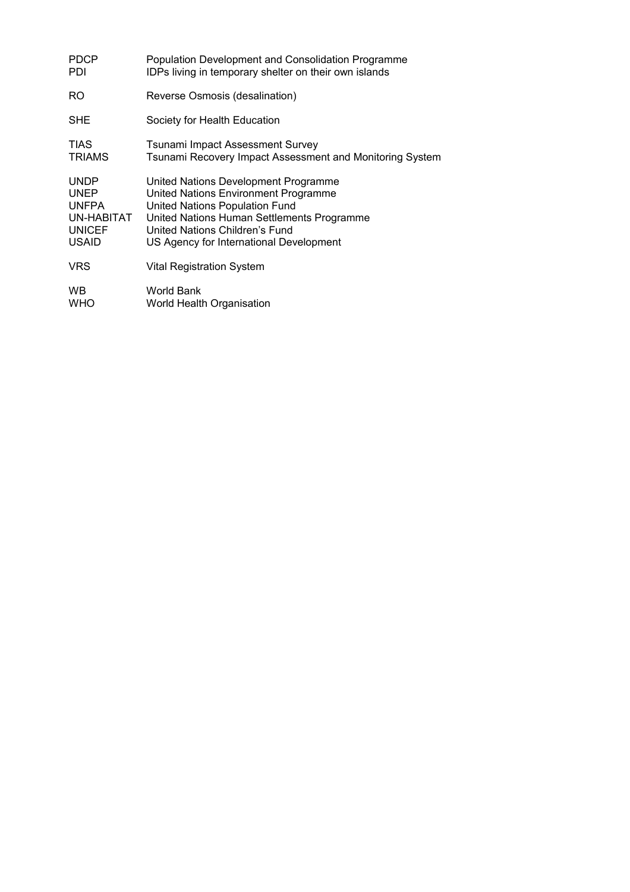| | |
|---|---|
| PDCP | Population Development and Consolidation Programme |
| PDI | IDPs living in temporary shelter on their own islands |
| RO | Reverse Osmosis (desalination) |
| SHE | Society for Health Education |
| TIAS | Tsunami Impact Assessment Survey |
| TRIAMS | Tsunami Recovery Impact Assessment and Monitoring System |
| UNDP | United Nations Development Programme |
| UNEP | United Nations Environment Programme |
| UNFPA | United Nations Population Fund |
| UN-HABITAT | United Nations Human Settlements Programme |
| UNICEF | United Nations Children's Fund |
| USAID | US Agency for International Development |
| VRS | Vital Registration System |
| WB | World Bank |
| WHO | World Health Organisation |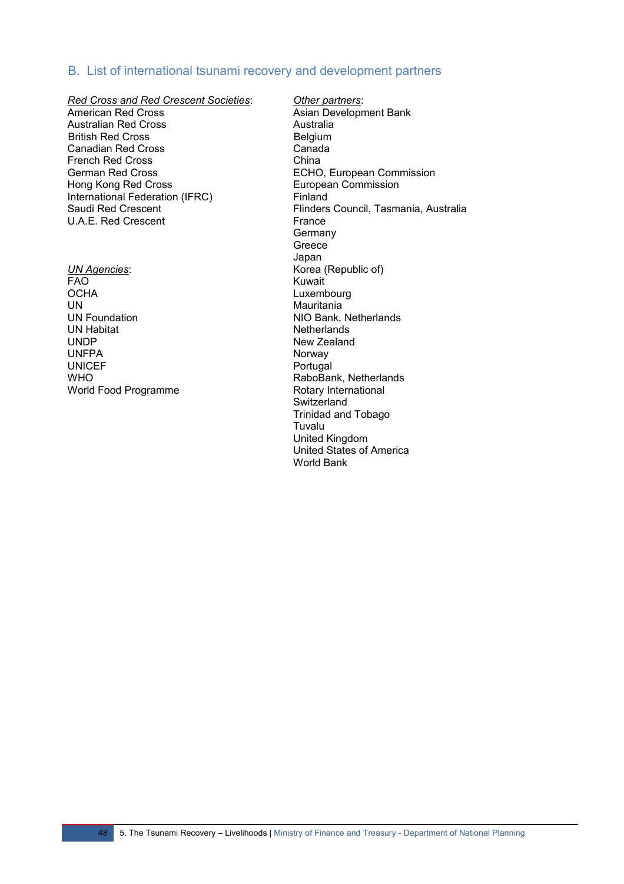## B. List of international tsunami recovery and development partners

*Red Cross and Red Crescent Societies*:
American Red Cross
Australian Red Cross
British Red Cross
Canadian Red Cross
French Red Cross
German Red Cross
Hong Kong Red Cross
International Federation (IFRC)
Saudi Red Crescent
U.A.E. Red Crescent

*UN Agencies*:
FAO
OCHA
UN
UN Foundation
UN Habitat
UNDP
UNFPA
UNICEF
WHO
World Food Programme

*Other partners*:
Asian Development Bank
Australia
Belgium
Canada
China
ECHO, European Commission
European Commission
Finland
Flinders Council, Tasmania, Australia
France
Germany
Greece
Japan
Korea (Republic of)
Kuwait
Luxembourg
Mauritania
NIO Bank, Netherlands
Netherlands
New Zealand
Norway
Portugal
RaboBank, Netherlands
Rotary International
Switzerland
Trinidad and Tobago
Tuvalu
United Kingdom
United States of America
World Bank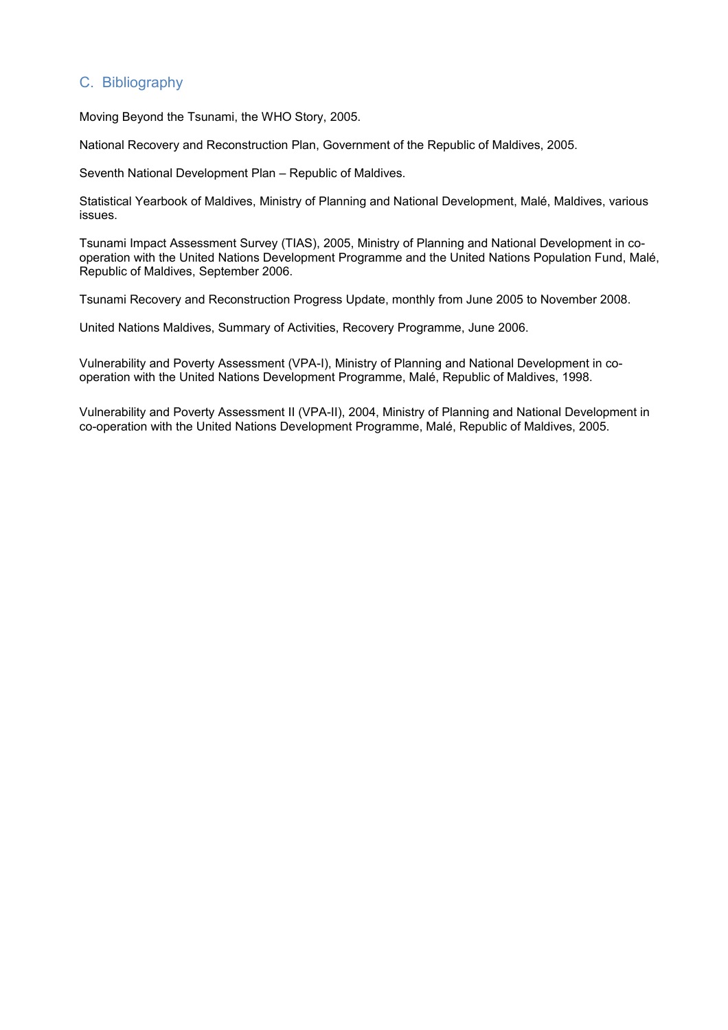## C. Bibliography

Moving Beyond the Tsunami, the WHO Story, 2005.

National Recovery and Reconstruction Plan, Government of the Republic of Maldives, 2005.

Seventh National Development Plan – Republic of Maldives.

Statistical Yearbook of Maldives, Ministry of Planning and National Development, Malé, Maldives, various issues.

Tsunami Impact Assessment Survey (TIAS), 2005, Ministry of Planning and National Development in co-operation with the United Nations Development Programme and the United Nations Population Fund, Malé, Republic of Maldives, September 2006.

Tsunami Recovery and Reconstruction Progress Update, monthly from June 2005 to November 2008.

United Nations Maldives, Summary of Activities, Recovery Programme, June 2006.

Vulnerability and Poverty Assessment (VPA-I), Ministry of Planning and National Development in co-operation with the United Nations Development Programme, Malé, Republic of Maldives, 1998.

Vulnerability and Poverty Assessment II (VPA-II), 2004, Ministry of Planning and National Development in co-operation with the United Nations Development Programme, Malé, Republic of Maldives, 2005.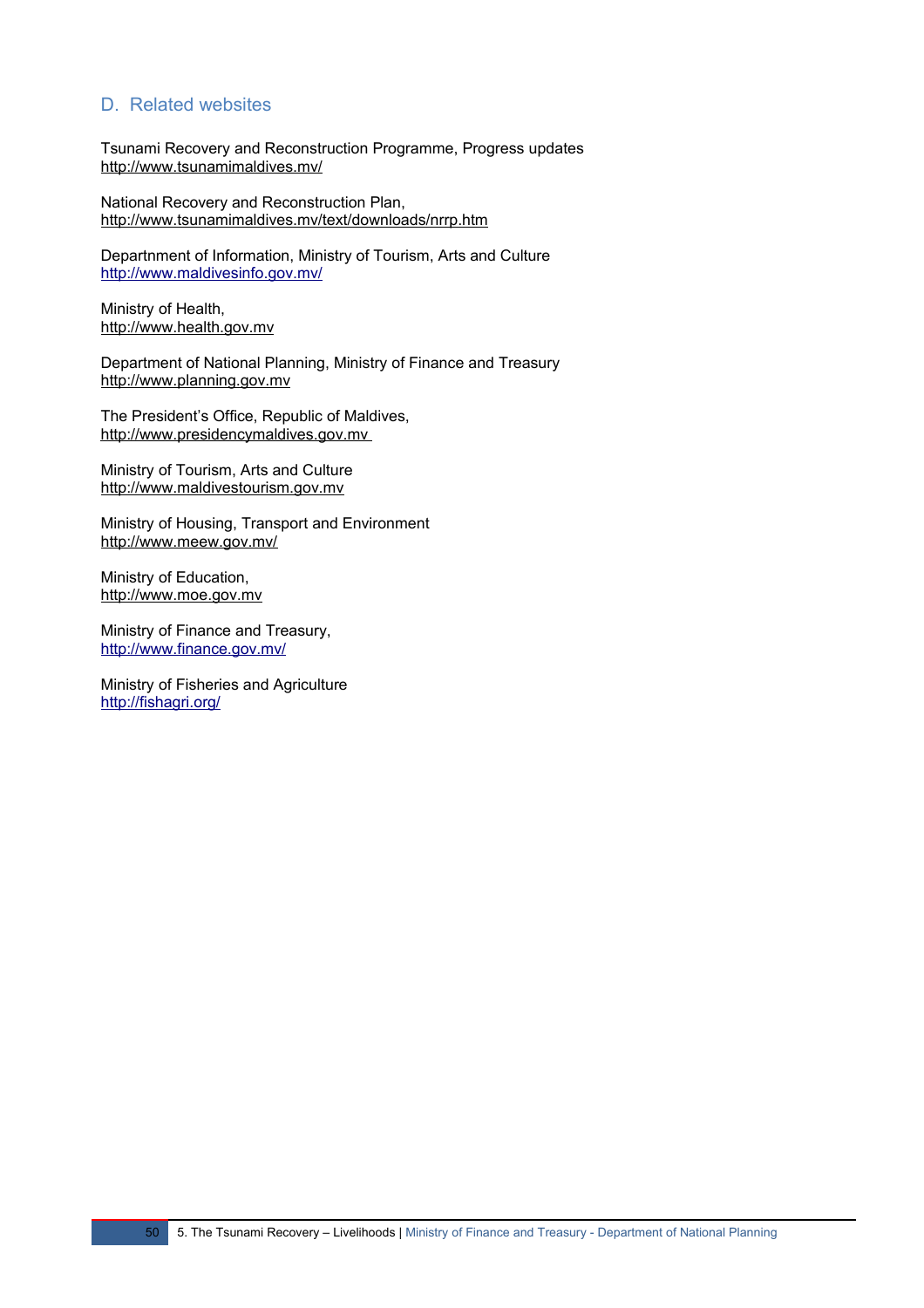## D. Related websites

Tsunami Recovery and Reconstruction Programme, Progress updates
http://www.tsunamimaldives.mv/

National Recovery and Reconstruction Plan,
http://www.tsunamimaldives.mv/text/downloads/nrrp.htm

Departnment of Information, Ministry of Tourism, Arts and Culture
http://www.maldivesinfo.gov.mv/

Ministry of Health,
http://www.health.gov.mv

Department of National Planning, Ministry of Finance and Treasury
http://www.planning.gov.mv

The President's Office, Republic of Maldives,
http://www.presidencymaldives.gov.mv

Ministry of Tourism, Arts and Culture
http://www.maldivestourism.gov.mv

Ministry of Housing, Transport and Environment
http://www.meew.gov.mv/

Ministry of Education,
http://www.moe.gov.mv

Ministry of Finance and Treasury,
http://www.finance.gov.mv/

Ministry of Fisheries and Agriculture
http://fishagri.org/